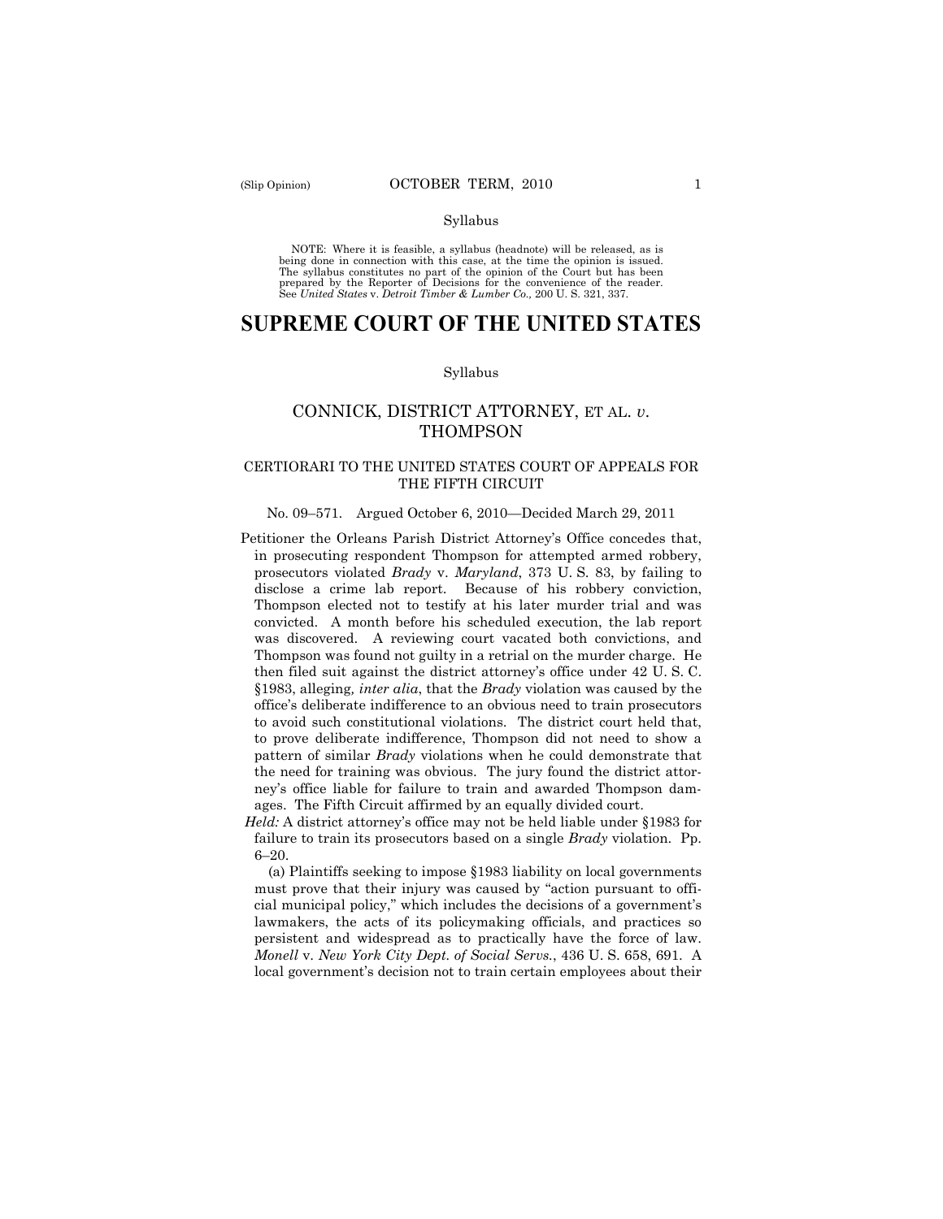Syllabus

NOTE: Where it is feasible, a syllabus (headnote) will be released, as is being done in connection with this case, at the time the opinion is issued. The syllabus constitutes no part of the opinion of the Court but has been prepared by the Reporter of Decisions for the convenience of the reader. See *United States* v. *Detroit Timber & Lumber Co.*, 200 U. S. 321, 337.

# SUPREME COURT OF THE UNITED STATES

Syllabus

## CONNICK, DISTRICT ATTORNEY, ET AL. *v.* THOMPSON

### CERTIORARI TO THE UNITED STATES COURT OF APPEALS FOR THE FIFTH CIRCUIT

No. 09–571. Argued October 6, 2010—Decided March 29, 2011

Petitioner the Orleans Parish District Attorney's Office concedes that, in prosecuting respondent Thompson for attempted armed robbery, prosecutors violated *Brady* v. *Maryland*, 373 U. S. 83, by failing to disclose a crime lab report. Because of his robbery conviction, Thompson elected not to testify at his later murder trial and was convicted. A month before his scheduled execution, the lab report was discovered. A reviewing court vacated both convictions, and Thompson was found not guilty in a retrial on the murder charge. He then filed suit against the district attorney's office under 42 U. S. C. §1983, alleging, *inter alia*, that the *Brady* violation was caused by the office's deliberate indifference to an obvious need to train prosecutors to avoid such constitutional violations. The district court held that, to prove deliberate indifference, Thompson did not need to show a pattern of similar *Brady* violations when he could demonstrate that the need for training was obvious. The jury found the district attorney's office liable for failure to train and awarded Thompson damages. The Fifth Circuit affirmed by an equally divided court.

*Held:* A district attorney's office may not be held liable under §1983 for failure to train its prosecutors based on a single *Brady* violation. Pp. 6–20.

(a) Plaintiffs seeking to impose §1983 liability on local governments must prove that their injury was caused by "action pursuant to official municipal policy," which includes the decisions of a government's lawmakers, the acts of its policymaking officials, and practices so persistent and widespread as to practically have the force of law. *Monell* v. *New York City Dept. of Social Servs.*, 436 U. S. 658, 691. A local government's decision not to train certain employees about their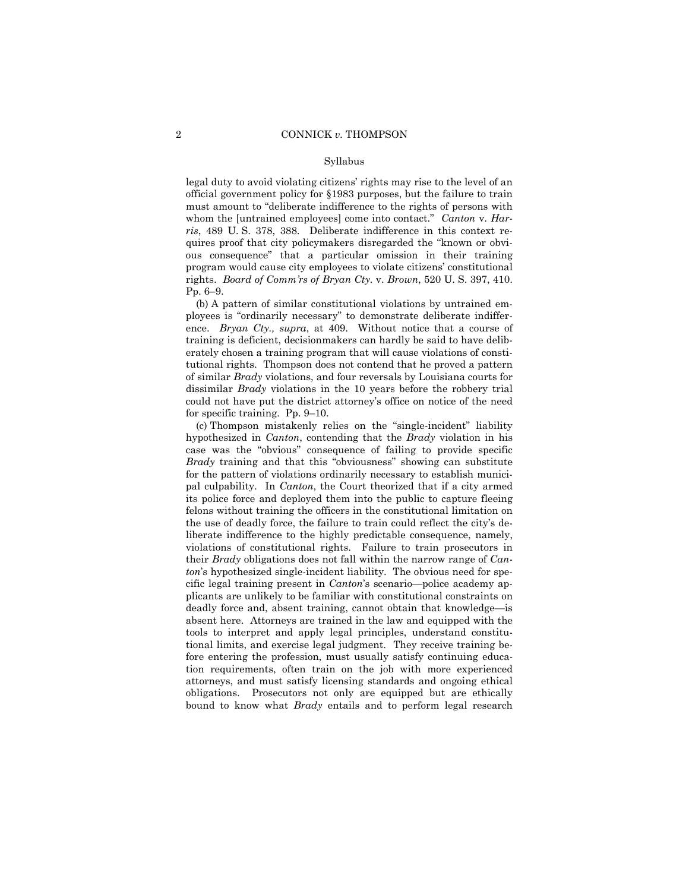legal duty to avoid violating citizens' rights may rise to the level of an official government policy for §1983 purposes, but the failure to train must amount to "deliberate indifference to the rights of persons with whom the [untrained employees] come into contact." *Canton* v. *Harris*, 489 U. S. 378, 388. Deliberate indifference in this context requires proof that city policymakers disregarded the "known or obvious consequence" that a particular omission in their training program would cause city employees to violate citizens' constitutional rights. *Board of Comm'rs of Bryan Cty.* v. *Brown*, 520 U. S. 397, 410. Pp. 6–9.

(b) A pattern of similar constitutional violations by untrained employees is "ordinarily necessary" to demonstrate deliberate indifference. *Bryan Cty., supra*, at 409. Without notice that a course of training is deficient, decisionmakers can hardly be said to have deliberately chosen a training program that will cause violations of constitutional rights. Thompson does not contend that he proved a pattern of similar *Brady* violations, and four reversals by Louisiana courts for dissimilar *Brady* violations in the 10 years before the robbery trial could not have put the district attorney's office on notice of the need for specific training. Pp. 9–10.

(c) Thompson mistakenly relies on the "single-incident" liability hypothesized in *Canton*, contending that the *Brady* violation in his case was the "obvious" consequence of failing to provide specific *Brady* training and that this "obviousness" showing can substitute for the pattern of violations ordinarily necessary to establish municipal culpability. In *Canton*, the Court theorized that if a city armed its police force and deployed them into the public to capture fleeing felons without training the officers in the constitutional limitation on the use of deadly force, the failure to train could reflect the city's deliberate indifference to the highly predictable consequence, namely, violations of constitutional rights. Failure to train prosecutors in their *Brady* obligations does not fall within the narrow range of *Canton*'s hypothesized single-incident liability. The obvious need for specific legal training present in *Canton*'s scenario—police academy applicants are unlikely to be familiar with constitutional constraints on deadly force and, absent training, cannot obtain that knowledge—is absent here. Attorneys are trained in the law and equipped with the tools to interpret and apply legal principles, understand constitutional limits, and exercise legal judgment. They receive training before entering the profession, must usually satisfy continuing education requirements, often train on the job with more experienced attorneys, and must satisfy licensing standards and ongoing ethical obligations. Prosecutors not only are equipped but are ethically bound to know what *Brady* entails and to perform legal research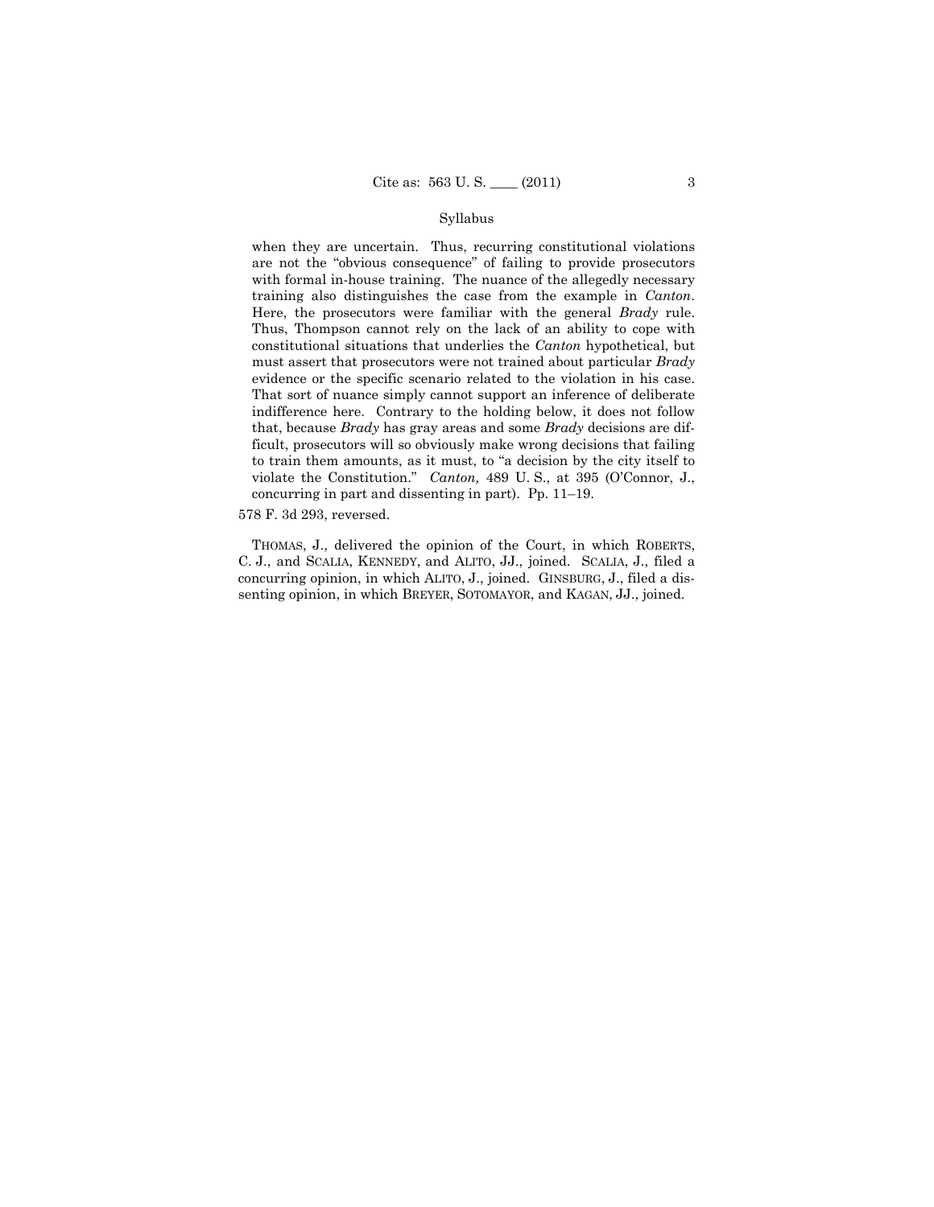Syllabus

when they are uncertain. Thus, recurring constitutional violations are not the "obvious consequence" of failing to provide prosecutors with formal in-house training. The nuance of the allegedly necessary training also distinguishes the case from the example in *Canton*. Here, the prosecutors were familiar with the general *Brady* rule. Thus, Thompson cannot rely on the lack of an ability to cope with constitutional situations that underlies the *Canton* hypothetical, but must assert that prosecutors were not trained about particular *Brady* evidence or the specific scenario related to the violation in his case. That sort of nuance simply cannot support an inference of deliberate indifference here. Contrary to the holding below, it does not follow that, because *Brady* has gray areas and some *Brady* decisions are difficult, prosecutors will so obviously make wrong decisions that failing to train them amounts, as it must, to "a decision by the city itself to violate the Constitution." *Canton,* 489 U. S., at 395 (O'Connor, J., concurring in part and dissenting in part). Pp. 11–19.

578 F. 3d 293, reversed.

THOMAS, J., delivered the opinion of the Court, in which ROBERTS, C. J., and SCALIA, KENNEDY, and ALITO, JJ., joined. SCALIA, J., filed a concurring opinion, in which ALITO, J., joined. GINSBURG, J., filed a dissenting opinion, in which BREYER, SOTOMAYOR, and KAGAN, JJ., joined.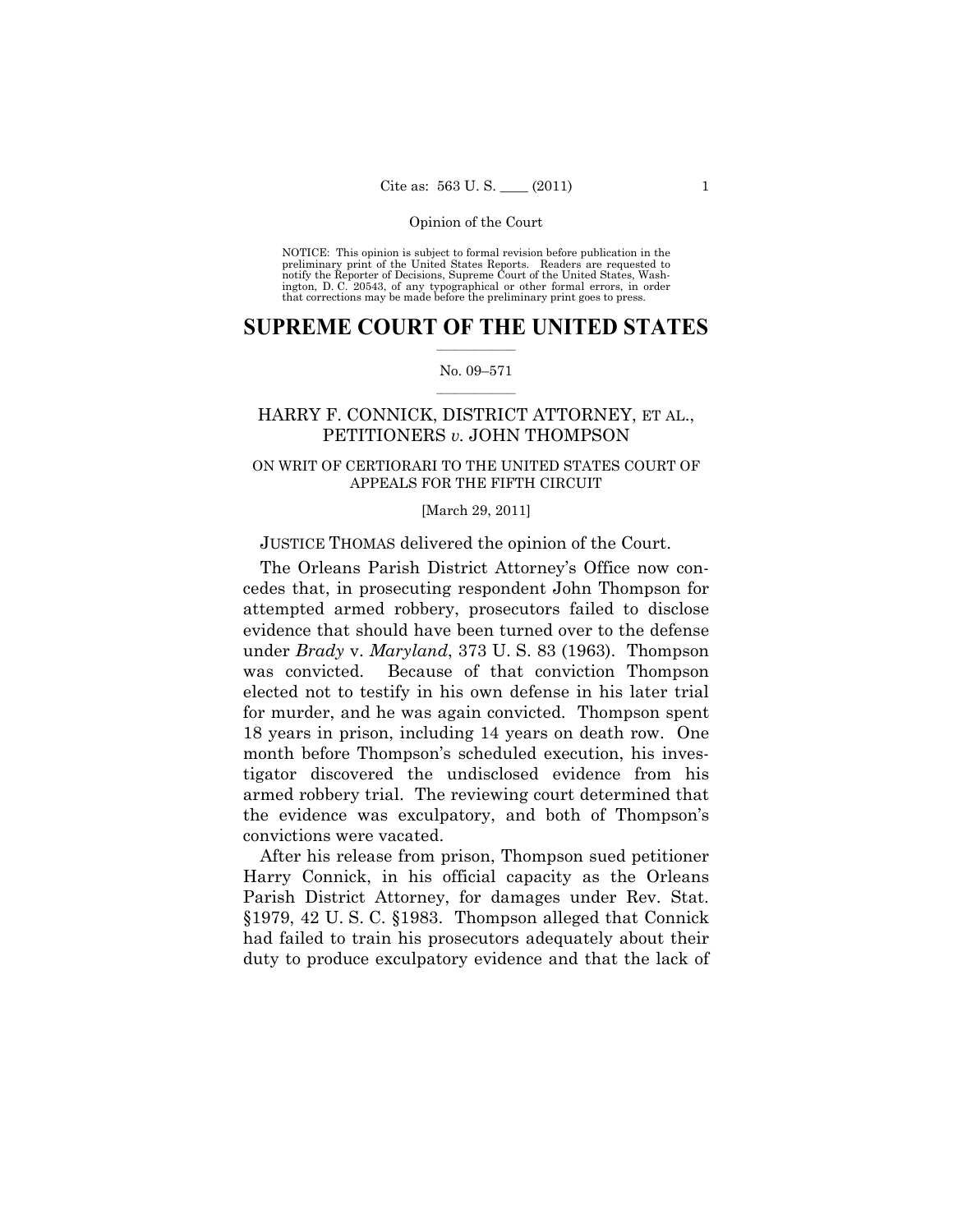NOTICE: This opinion is subject to formal revision before publication in the preliminary print of the United States Reports. Readers are requested to notify the Reporter of Decisions, Supreme Court of the United States, Washington, D. C. 20543, of any typographical or other formal errors, in order that corrections may be made before the preliminary print goes to press.

# SUPREME COURT OF THE UNITED STATES

No. 09–571

## HARRY F. CONNICK, DISTRICT ATTORNEY, ET AL., PETITIONERS *v.* JOHN THOMPSON

ON WRIT OF CERTIORARI TO THE UNITED STATES COURT OF APPEALS FOR THE FIFTH CIRCUIT

[March 29, 2011]

JUSTICE THOMAS delivered the opinion of the Court.

The Orleans Parish District Attorney's Office now concedes that, in prosecuting respondent John Thompson for attempted armed robbery, prosecutors failed to disclose evidence that should have been turned over to the defense under *Brady* v. *Maryland*, 373 U. S. 83 (1963). Thompson was convicted. Because of that conviction Thompson elected not to testify in his own defense in his later trial for murder, and he was again convicted. Thompson spent 18 years in prison, including 14 years on death row. One month before Thompson's scheduled execution, his investigator discovered the undisclosed evidence from his armed robbery trial. The reviewing court determined that the evidence was exculpatory, and both of Thompson's convictions were vacated.

After his release from prison, Thompson sued petitioner Harry Connick, in his official capacity as the Orleans Parish District Attorney, for damages under Rev. Stat. §1979, 42 U. S. C. §1983. Thompson alleged that Connick had failed to train his prosecutors adequately about their duty to produce exculpatory evidence and that the lack of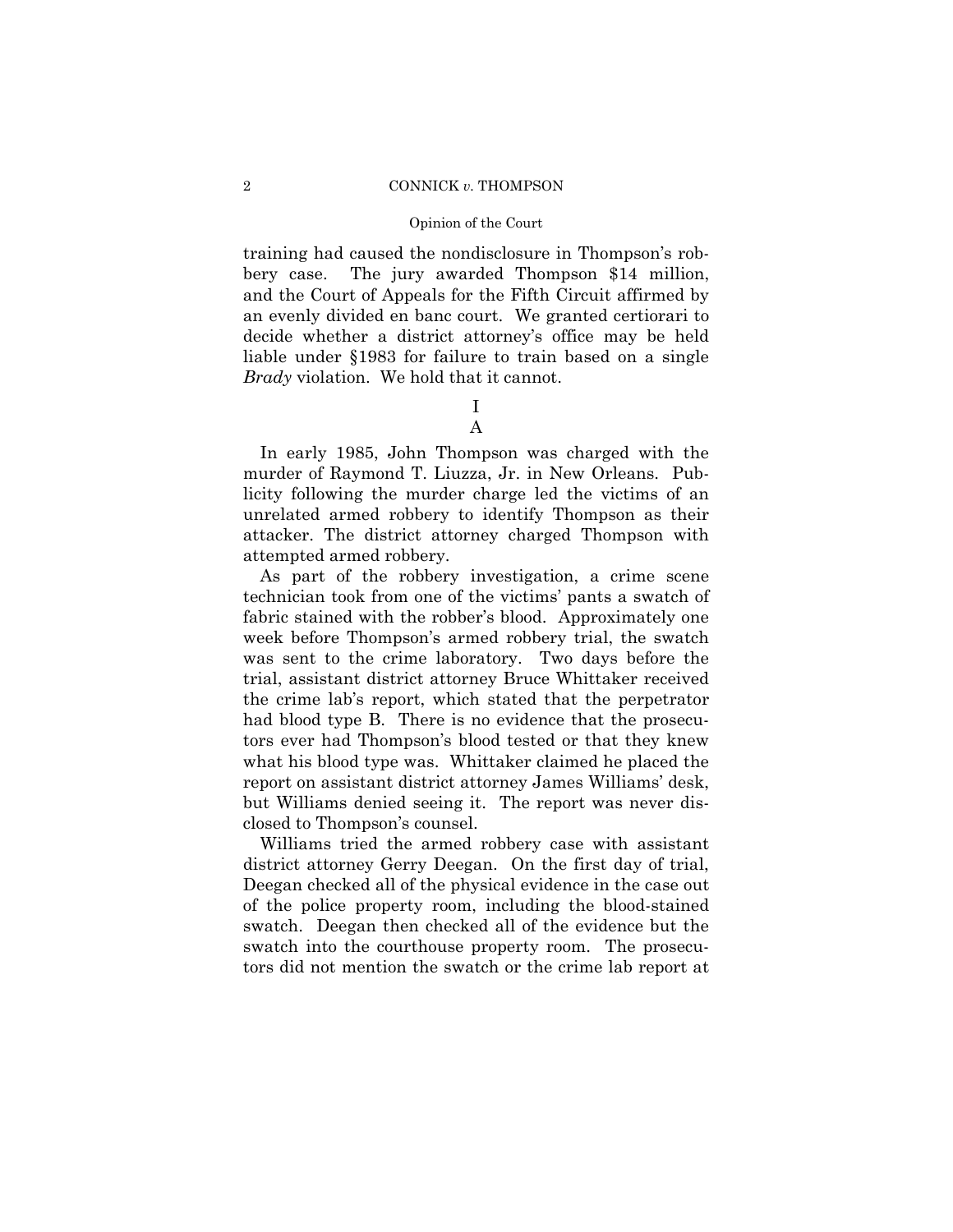training had caused the nondisclosure in Thompson's robbery case. The jury awarded Thompson $14 million, and the Court of Appeals for the Fifth Circuit affirmed by an evenly divided en banc court. We granted certiorari to decide whether a district attorney's office may be held liable under §1983 for failure to train based on a single *Brady* violation. We hold that it cannot.

## I

### A

In early 1985, John Thompson was charged with the murder of Raymond T. Liuzza, Jr. in New Orleans. Publicity following the murder charge led the victims of an unrelated armed robbery to identify Thompson as their attacker. The district attorney charged Thompson with attempted armed robbery.

As part of the robbery investigation, a crime scene technician took from one of the victims' pants a swatch of fabric stained with the robber's blood. Approximately one week before Thompson's armed robbery trial, the swatch was sent to the crime laboratory. Two days before the trial, assistant district attorney Bruce Whittaker received the crime lab's report, which stated that the perpetrator had blood type B. There is no evidence that the prosecutors ever had Thompson's blood tested or that they knew what his blood type was. Whittaker claimed he placed the report on assistant district attorney James Williams' desk, but Williams denied seeing it. The report was never disclosed to Thompson's counsel.

Williams tried the armed robbery case with assistant district attorney Gerry Deegan. On the first day of trial, Deegan checked all of the physical evidence in the case out of the police property room, including the blood-stained swatch. Deegan then checked all of the evidence but the swatch into the courthouse property room. The prosecutors did not mention the swatch or the crime lab report at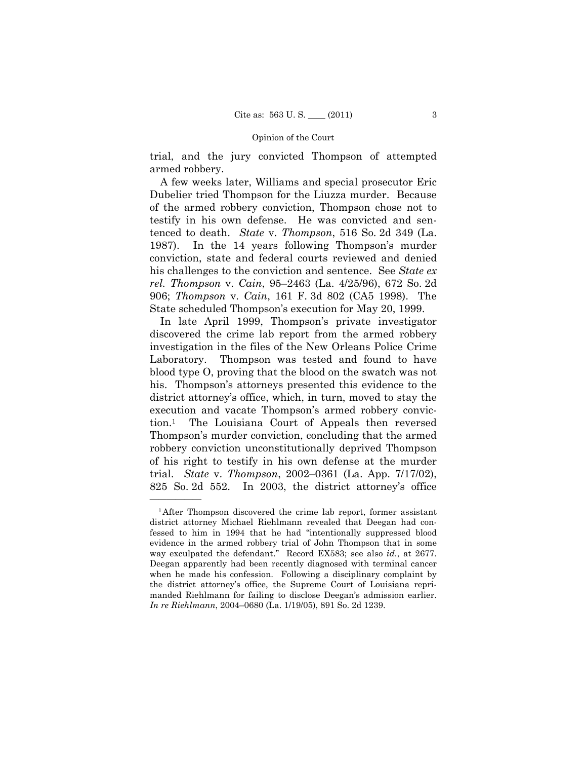trial, and the jury convicted Thompson of attempted armed robbery.

A few weeks later, Williams and special prosecutor Eric Dubelier tried Thompson for the Liuzza murder. Because of the armed robbery conviction, Thompson chose not to testify in his own defense. He was convicted and sentenced to death. *State* v. *Thompson*, 516 So. 2d 349 (La. 1987). In the 14 years following Thompson's murder conviction, state and federal courts reviewed and denied his challenges to the conviction and sentence. See *State ex rel. Thompson* v. *Cain*, 95–2463 (La. 4/25/96), 672 So. 2d 906; *Thompson* v. *Cain*, 161 F. 3d 802 (CA5 1998). The State scheduled Thompson's execution for May 20, 1999.

In late April 1999, Thompson's private investigator discovered the crime lab report from the armed robbery investigation in the files of the New Orleans Police Crime Laboratory. Thompson was tested and found to have blood type O, proving that the blood on the swatch was not his. Thompson's attorneys presented this evidence to the district attorney's office, which, in turn, moved to stay the execution and vacate Thompson's armed robbery conviction.[1] The Louisiana Court of Appeals then reversed Thompson's murder conviction, concluding that the armed robbery conviction unconstitutionally deprived Thompson of his right to testify in his own defense at the murder trial. *State* v. *Thompson*, 2002–0361 (La. App. 7/17/02), 825 So. 2d 552. In 2003, the district attorney's office

[1] After Thompson discovered the crime lab report, former assistant district attorney Michael Riehlmann revealed that Deegan had confessed to him in 1994 that he had "intentionally suppressed blood evidence in the armed robbery trial of John Thompson that in some way exculpated the defendant." Record EX583; see also *id.*, at 2677. Deegan apparently had been recently diagnosed with terminal cancer when he made his confession. Following a disciplinary complaint by the district attorney's office, the Supreme Court of Louisiana reprimanded Riehlmann for failing to disclose Deegan's admission earlier. *In re Riehlmann*, 2004–0680 (La. 1/19/05), 891 So. 2d 1239.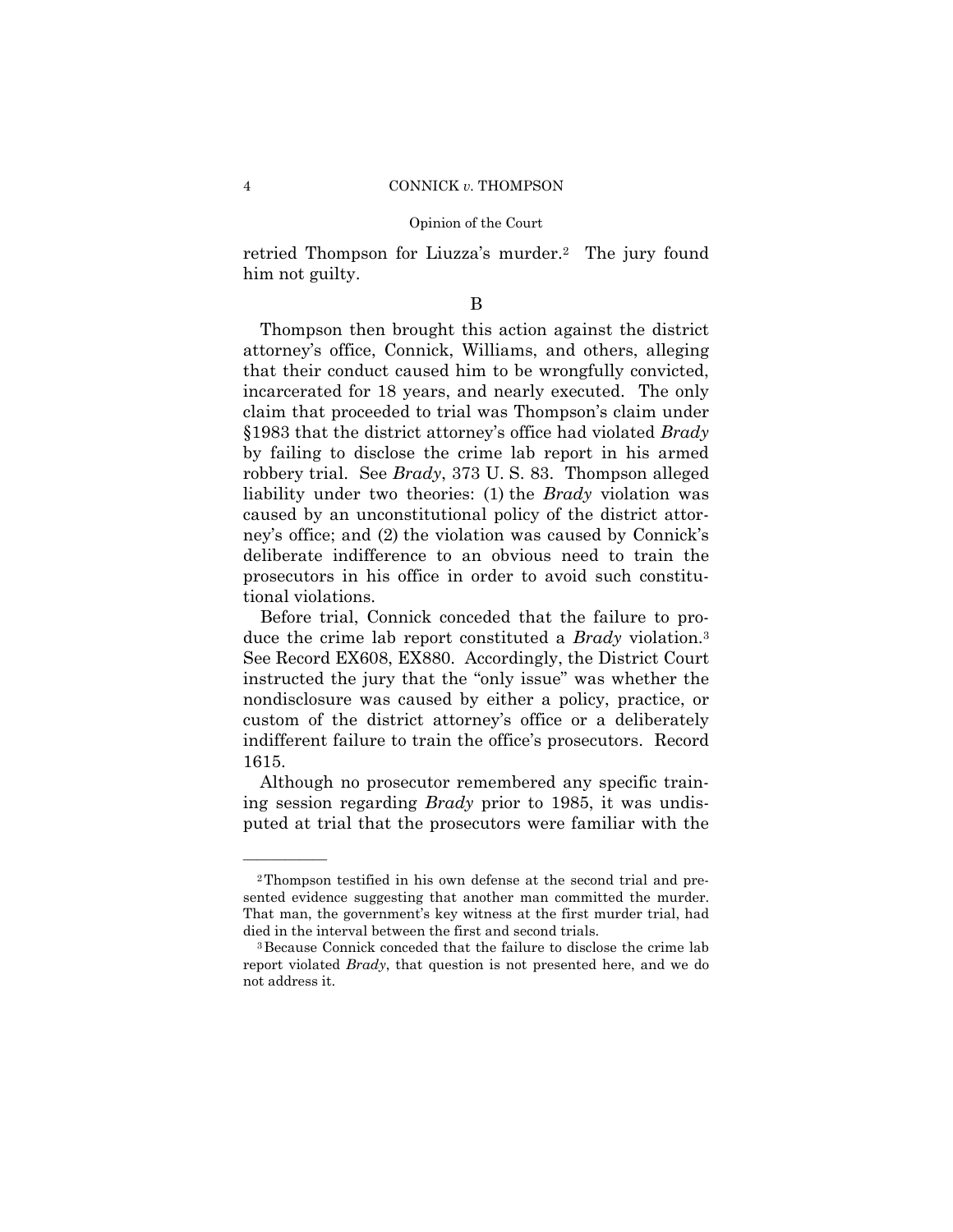retried Thompson for Liuzza's murder.[2] The jury found him not guilty.

B

Thompson then brought this action against the district attorney's office, Connick, Williams, and others, alleging that their conduct caused him to be wrongfully convicted, incarcerated for 18 years, and nearly executed. The only claim that proceeded to trial was Thompson's claim under §1983 that the district attorney's office had violated *Brady* by failing to disclose the crime lab report in his armed robbery trial. See *Brady*, 373 U. S. 83. Thompson alleged liability under two theories: (1) the *Brady* violation was caused by an unconstitutional policy of the district attorney's office; and (2) the violation was caused by Connick's deliberate indifference to an obvious need to train the prosecutors in his office in order to avoid such constitutional violations.

Before trial, Connick conceded that the failure to produce the crime lab report constituted a *Brady* violation.[3] See Record EX608, EX880. Accordingly, the District Court instructed the jury that the "only issue" was whether the nondisclosure was caused by either a policy, practice, or custom of the district attorney's office or a deliberately indifferent failure to train the office's prosecutors. Record 1615.

Although no prosecutor remembered any specific training session regarding *Brady* prior to 1985, it was undisputed at trial that the prosecutors were familiar with the

---

[2] Thompson testified in his own defense at the second trial and presented evidence suggesting that another man committed the murder. That man, the government's key witness at the first murder trial, had died in the interval between the first and second trials.

[3] Because Connick conceded that the failure to disclose the crime lab report violated *Brady*, that question is not presented here, and we do not address it.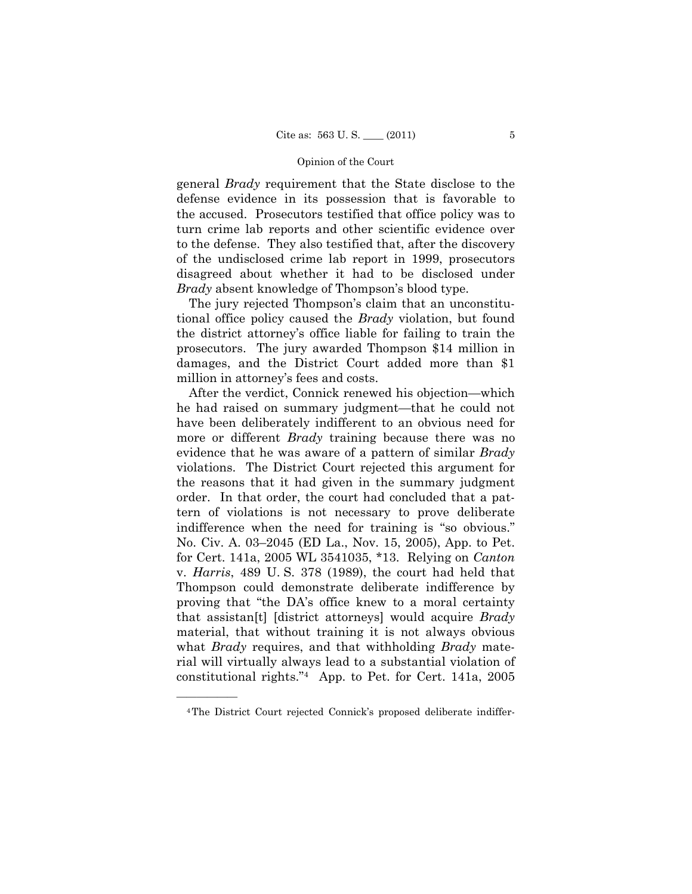general *Brady* requirement that the State disclose to the defense evidence in its possession that is favorable to the accused. Prosecutors testified that office policy was to turn crime lab reports and other scientific evidence over to the defense. They also testified that, after the discovery of the undisclosed crime lab report in 1999, prosecutors disagreed about whether it had to be disclosed under *Brady* absent knowledge of Thompson's blood type.

The jury rejected Thompson's claim that an unconstitutional office policy caused the *Brady* violation, but found the district attorney's office liable for failing to train the prosecutors. The jury awarded Thompson $14 million in damages, and the District Court added more than $1 million in attorney's fees and costs.

After the verdict, Connick renewed his objection—which he had raised on summary judgment—that he could not have been deliberately indifferent to an obvious need for more or different *Brady* training because there was no evidence that he was aware of a pattern of similar *Brady* violations. The District Court rejected this argument for the reasons that it had given in the summary judgment order. In that order, the court had concluded that a pattern of violations is not necessary to prove deliberate indifference when the need for training is "so obvious." No. Civ. A. 03–2045 (ED La., Nov. 15, 2005), App. to Pet. for Cert. 141a, 2005 WL 3541035, *13. Relying on *Canton* v. *Harris*, 489 U. S. 378 (1989), the court had held that Thompson could demonstrate deliberate indifference by proving that "the DA's office knew to a moral certainty that assistan[t] [district attorneys] would acquire *Brady* material, that without training it is not always obvious what *Brady* requires, and that withholding *Brady* material will virtually always lead to a substantial violation of constitutional rights."[4] App. to Pet. for Cert. 141a, 2005

[4] The District Court rejected Connick's proposed deliberate indiffer-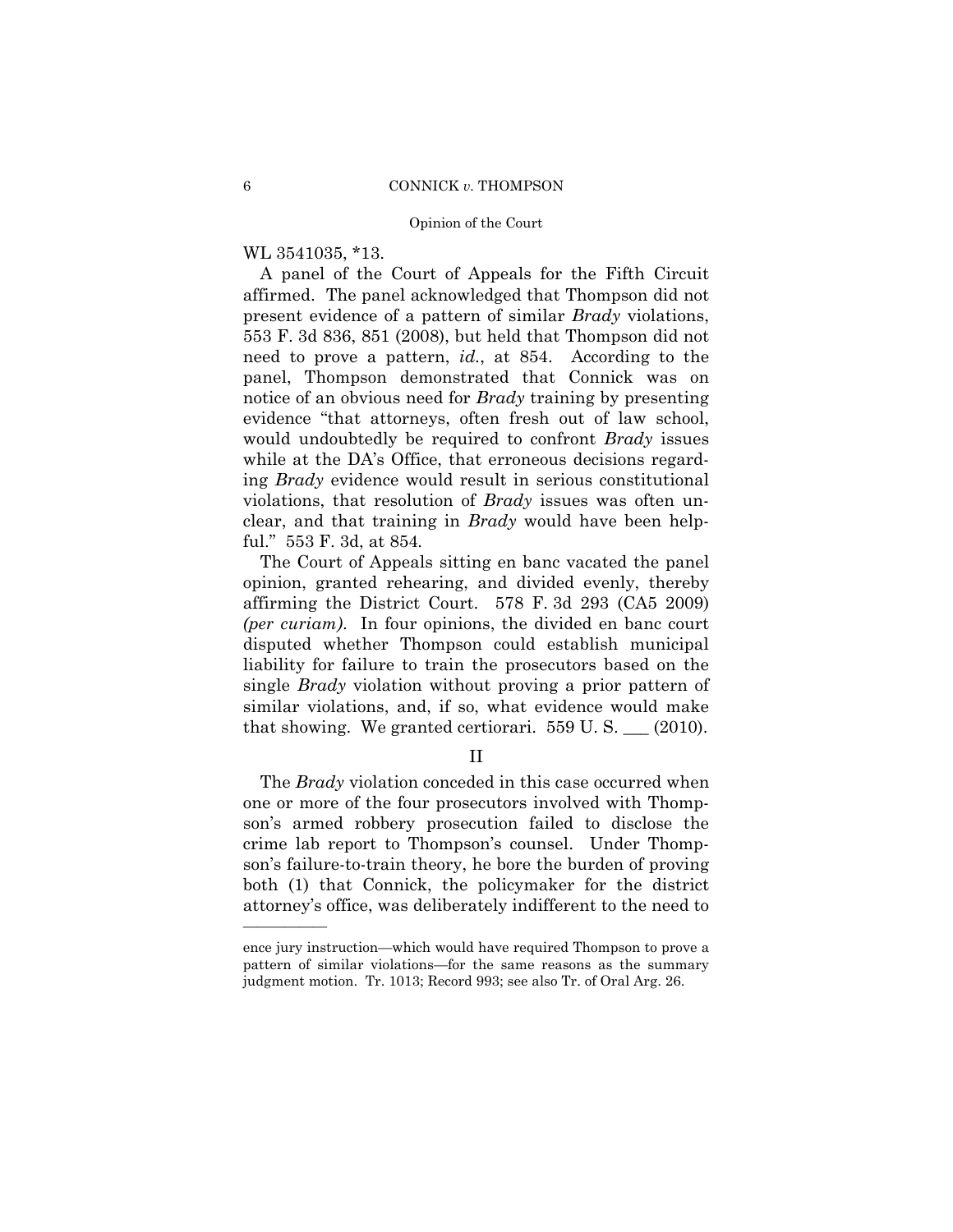WL 3541035, *13.

A panel of the Court of Appeals for the Fifth Circuit affirmed. The panel acknowledged that Thompson did not present evidence of a pattern of similar *Brady* violations, 553 F. 3d 836, 851 (2008), but held that Thompson did not need to prove a pattern, *id.*, at 854. According to the panel, Thompson demonstrated that Connick was on notice of an obvious need for *Brady* training by presenting evidence "that attorneys, often fresh out of law school, would undoubtedly be required to confront *Brady* issues while at the DA's Office, that erroneous decisions regarding *Brady* evidence would result in serious constitutional violations, that resolution of *Brady* issues was often unclear, and that training in *Brady* would have been helpful." 553 F. 3d, at 854.

The Court of Appeals sitting en banc vacated the panel opinion, granted rehearing, and divided evenly, thereby affirming the District Court. 578 F. 3d 293 (CA5 2009) *(per curiam)*. In four opinions, the divided en banc court disputed whether Thompson could establish municipal liability for failure to train the prosecutors based on the single *Brady* violation without proving a prior pattern of similar violations, and, if so, what evidence would make that showing. We granted certiorari. 559 U. S. \_\_\_ (2010).

## II

The *Brady* violation conceded in this case occurred when one or more of the four prosecutors involved with Thompson's armed robbery prosecution failed to disclose the crime lab report to Thompson's counsel. Under Thompson's failure-to-train theory, he bore the burden of proving both (1) that Connick, the policymaker for the district attorney's office, was deliberately indifferent to the need to

---

ence jury instruction—which would have required Thompson to prove a pattern of similar violations—for the same reasons as the summary judgment motion. Tr. 1013; Record 993; see also Tr. of Oral Arg. 26.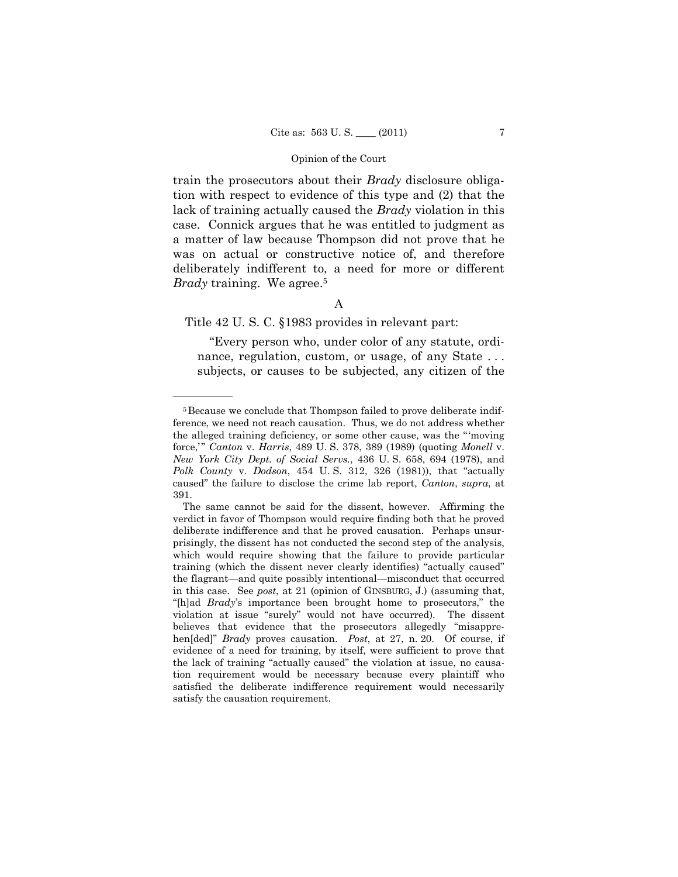train the prosecutors about their *Brady* disclosure obligation with respect to evidence of this type and (2) that the lack of training actually caused the *Brady* violation in this case. Connick argues that he was entitled to judgment as a matter of law because Thompson did not prove that he was on actual or constructive notice of, and therefore deliberately indifferent to, a need for more or different *Brady* training. We agree.[5]

### A

Title 42 U. S. C. §1983 provides in relevant part:

> "Every person who, under color of any statute, ordinance, regulation, custom, or usage, of any State . . . subjects, or causes to be subjected, any citizen of the

---

[5] Because we conclude that Thompson failed to prove deliberate indifference, we need not reach causation. Thus, we do not address whether the alleged training deficiency, or some other cause, was the "'moving force,'" *Canton* v. *Harris*, 489 U. S. 378, 389 (1989) (quoting *Monell* v. *New York City Dept. of Social Servs.*, 436 U. S. 658, 694 (1978), and *Polk County* v. *Dodson*, 454 U. S. 312, 326 (1981)), that "actually caused" the failure to disclose the crime lab report, *Canton*, *supra*, at 391.

The same cannot be said for the dissent, however. Affirming the verdict in favor of Thompson would require finding both that he proved deliberate indifference and that he proved causation. Perhaps unsurprisingly, the dissent has not conducted the second step of the analysis, which would require showing that the failure to provide particular training (which the dissent never clearly identifies) "actually caused" the flagrant—and quite possibly intentional—misconduct that occurred in this case. See *post*, at 21 (opinion of GINSBURG, J.) (assuming that, "[h]ad *Brady*'s importance been brought home to prosecutors," the violation at issue "surely" would not have occurred). The dissent believes that evidence that the prosecutors allegedly "misapprehen[ded]" *Brady* proves causation. *Post*, at 27, n. 20. Of course, if evidence of a need for training, by itself, were sufficient to prove that the lack of training "actually caused" the violation at issue, no causation requirement would be necessary because every plaintiff who satisfied the deliberate indifference requirement would necessarily satisfy the causation requirement.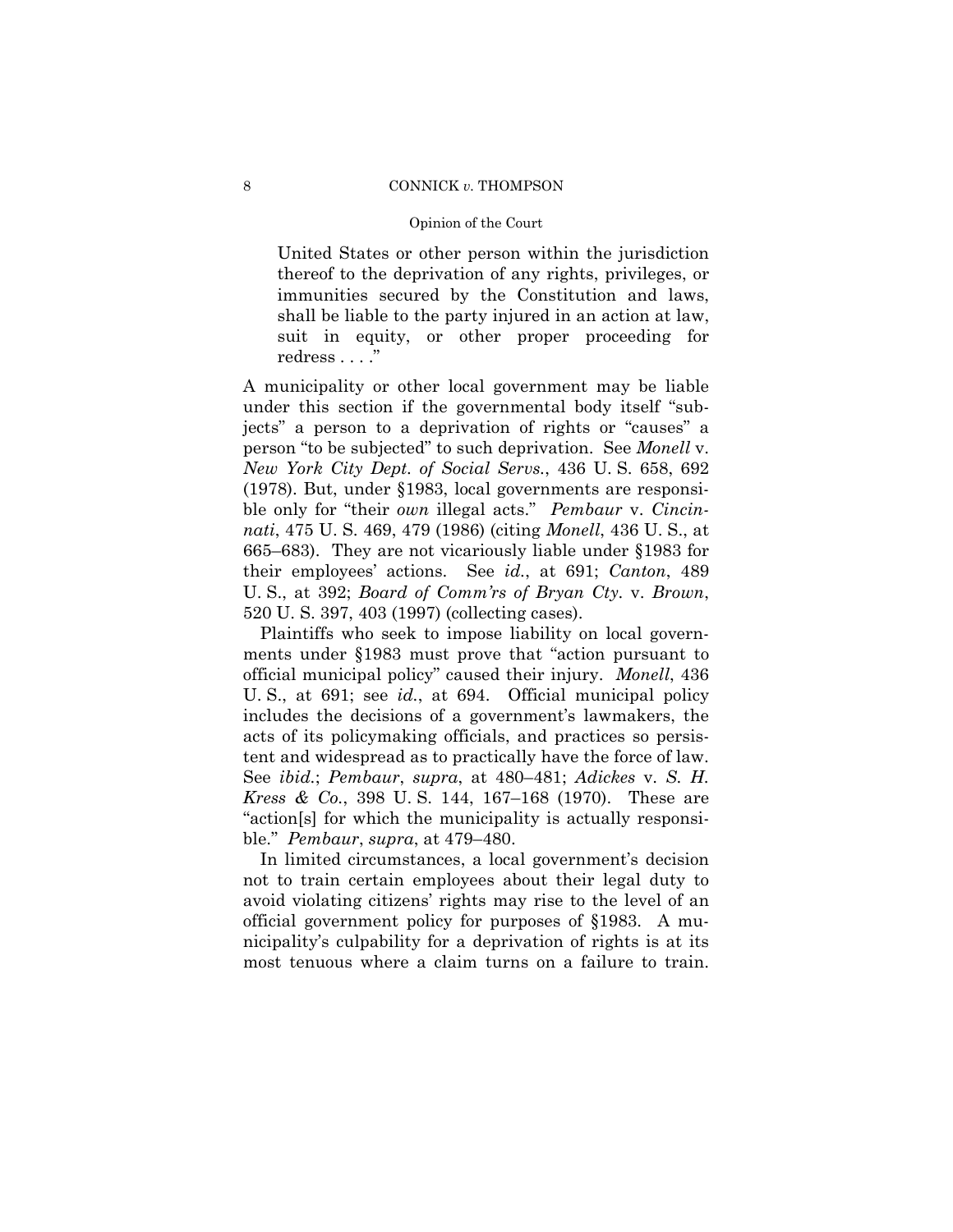> United States or other person within the jurisdiction thereof to the deprivation of any rights, privileges, or immunities secured by the Constitution and laws, shall be liable to the party injured in an action at law, suit in equity, or other proper proceeding for redress . . . ."

A municipality or other local government may be liable under this section if the governmental body itself "subjects" a person to a deprivation of rights or "causes" a person "to be subjected" to such deprivation. See *Monell* v. *New York City Dept. of Social Servs.*, 436 U. S. 658, 692 (1978). But, under §1983, local governments are responsible only for "their *own* illegal acts." *Pembaur* v. *Cincinnati*, 475 U. S. 469, 479 (1986) (citing *Monell*, 436 U. S., at 665–683). They are not vicariously liable under §1983 for their employees' actions. See *id.*, at 691; *Canton*, 489 U. S., at 392; *Board of Comm'rs of Bryan Cty.* v. *Brown*, 520 U. S. 397, 403 (1997) (collecting cases).

Plaintiffs who seek to impose liability on local governments under §1983 must prove that "action pursuant to official municipal policy" caused their injury. *Monell*, 436 U. S., at 691; see *id.*, at 694. Official municipal policy includes the decisions of a government's lawmakers, the acts of its policymaking officials, and practices so persistent and widespread as to practically have the force of law. See *ibid.*; *Pembaur*, *supra*, at 480–481; *Adickes* v. *S. H. Kress & Co.*, 398 U. S. 144, 167–168 (1970). These are "action[s] for which the municipality is actually responsible." *Pembaur*, *supra*, at 479–480.

In limited circumstances, a local government's decision not to train certain employees about their legal duty to avoid violating citizens' rights may rise to the level of an official government policy for purposes of §1983. A municipality's culpability for a deprivation of rights is at its most tenuous where a claim turns on a failure to train.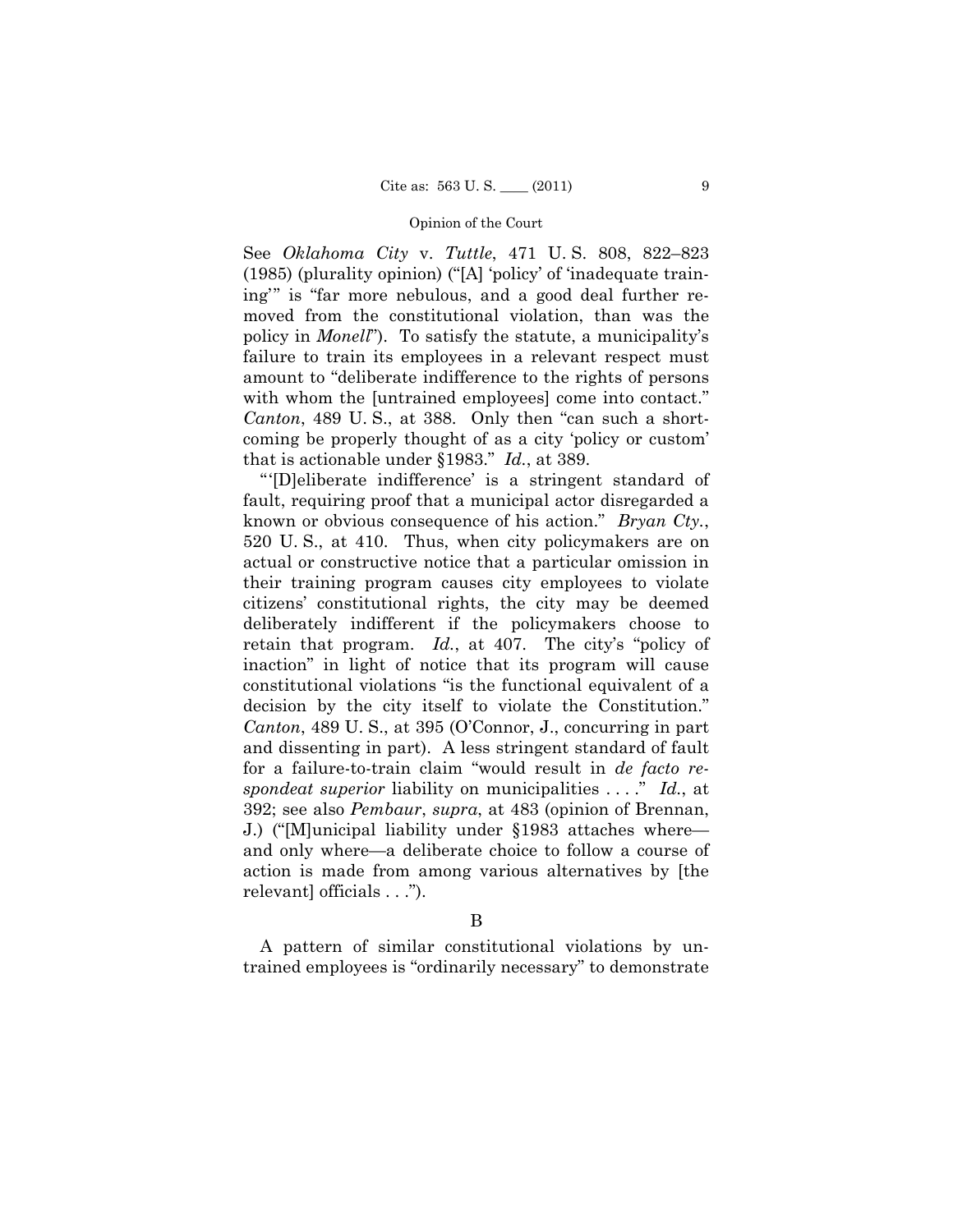See *Oklahoma City* v. *Tuttle*, 471 U. S. 808, 822–823 (1985) (plurality opinion) ("[A] 'policy' of 'inadequate training'" is "far more nebulous, and a good deal further removed from the constitutional violation, than was the policy in *Monell*"). To satisfy the statute, a municipality's failure to train its employees in a relevant respect must amount to "deliberate indifference to the rights of persons with whom the [untrained employees] come into contact." *Canton*, 489 U. S., at 388. Only then "can such a shortcoming be properly thought of as a city 'policy or custom' that is actionable under §1983." *Id.*, at 389.

"'[D]eliberate indifference' is a stringent standard of fault, requiring proof that a municipal actor disregarded a known or obvious consequence of his action." *Bryan Cty.*, 520 U. S., at 410. Thus, when city policymakers are on actual or constructive notice that a particular omission in their training program causes city employees to violate citizens' constitutional rights, the city may be deemed deliberately indifferent if the policymakers choose to retain that program. *Id.*, at 407. The city's "policy of inaction" in light of notice that its program will cause constitutional violations "is the functional equivalent of a decision by the city itself to violate the Constitution." *Canton*, 489 U. S., at 395 (O'Connor, J., concurring in part and dissenting in part). A less stringent standard of fault for a failure-to-train claim "would result in *de facto respondeat superior* liability on municipalities . . . ." *Id.*, at 392; see also *Pembaur*, *supra*, at 483 (opinion of Brennan, J.) ("[M]unicipal liability under §1983 attaches where—and only where—a deliberate choice to follow a course of action is made from among various alternatives by [the relevant] officials . . .").

B

A pattern of similar constitutional violations by untrained employees is "ordinarily necessary" to demonstrate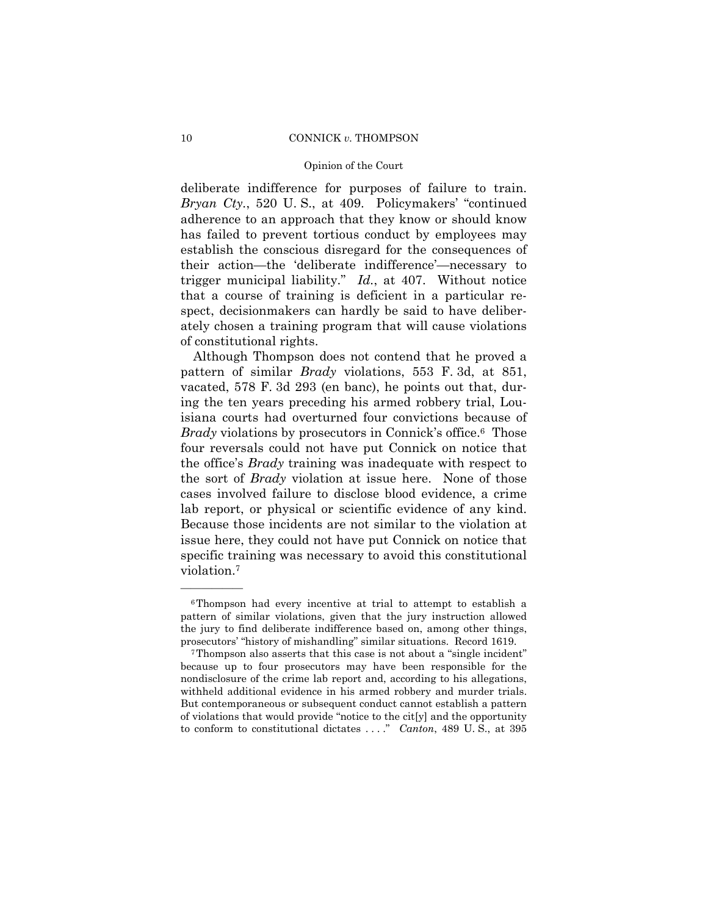deliberate indifference for purposes of failure to train. *Bryan Cty.*, 520 U. S., at 409. Policymakers' "continued adherence to an approach that they know or should know has failed to prevent tortious conduct by employees may establish the conscious disregard for the consequences of their action—the 'deliberate indifference'—necessary to trigger municipal liability." *Id.*, at 407. Without notice that a course of training is deficient in a particular respect, decisionmakers can hardly be said to have deliberately chosen a training program that will cause violations of constitutional rights.

Although Thompson does not contend that he proved a pattern of similar *Brady* violations, 553 F. 3d, at 851, vacated, 578 F. 3d 293 (en banc), he points out that, during the ten years preceding his armed robbery trial, Louisiana courts had overturned four convictions because of *Brady* violations by prosecutors in Connick's office.[6] Those four reversals could not have put Connick on notice that the office's *Brady* training was inadequate with respect to the sort of *Brady* violation at issue here. None of those cases involved failure to disclose blood evidence, a crime lab report, or physical or scientific evidence of any kind. Because those incidents are not similar to the violation at issue here, they could not have put Connick on notice that specific training was necessary to avoid this constitutional violation.[7]

---

[6] Thompson had every incentive at trial to attempt to establish a pattern of similar violations, given that the jury instruction allowed the jury to find deliberate indifference based on, among other things, prosecutors' "history of mishandling" similar situations. Record 1619.

[7] Thompson also asserts that this case is not about a "single incident" because up to four prosecutors may have been responsible for the nondisclosure of the crime lab report and, according to his allegations, withheld additional evidence in his armed robbery and murder trials. But contemporaneous or subsequent conduct cannot establish a pattern of violations that would provide "notice to the cit[y] and the opportunity to conform to constitutional dictates . . . ." *Canton*, 489 U. S., at 395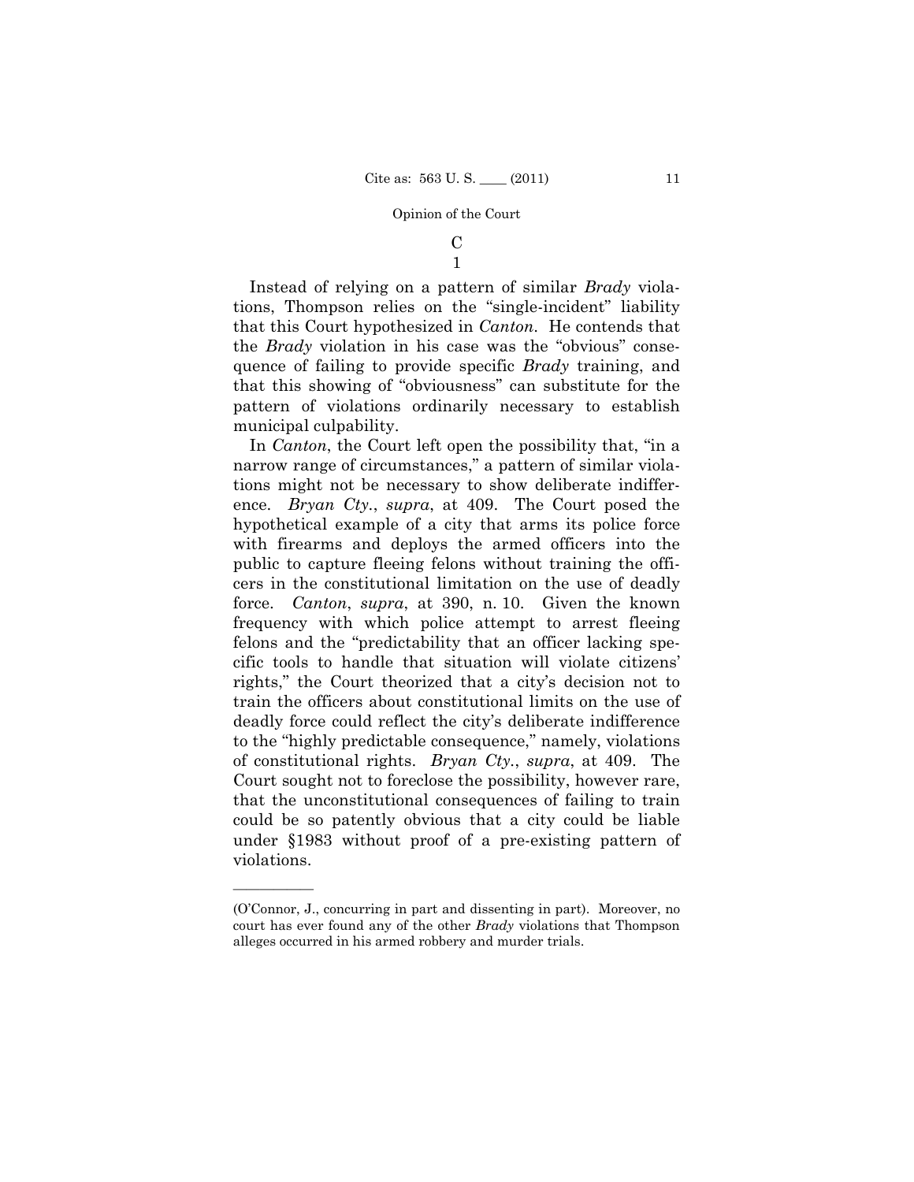### C

#### 1

Instead of relying on a pattern of similar *Brady* violations, Thompson relies on the "single-incident" liability that this Court hypothesized in *Canton*. He contends that the *Brady* violation in his case was the "obvious" consequence of failing to provide specific *Brady* training, and that this showing of "obviousness" can substitute for the pattern of violations ordinarily necessary to establish municipal culpability.

In *Canton*, the Court left open the possibility that, "in a narrow range of circumstances," a pattern of similar violations might not be necessary to show deliberate indifference. *Bryan Cty.*, *supra*, at 409. The Court posed the hypothetical example of a city that arms its police force with firearms and deploys the armed officers into the public to capture fleeing felons without training the officers in the constitutional limitation on the use of deadly force. *Canton*, *supra*, at 390, n. 10. Given the known frequency with which police attempt to arrest fleeing felons and the "predictability that an officer lacking specific tools to handle that situation will violate citizens' rights," the Court theorized that a city's decision not to train the officers about constitutional limits on the use of deadly force could reflect the city's deliberate indifference to the "highly predictable consequence," namely, violations of constitutional rights. *Bryan Cty.*, *supra*, at 409. The Court sought not to foreclose the possibility, however rare, that the unconstitutional consequences of failing to train could be so patently obvious that a city could be liable under §1983 without proof of a pre-existing pattern of violations.

---

(O'Connor, J., concurring in part and dissenting in part). Moreover, no court has ever found any of the other *Brady* violations that Thompson alleges occurred in his armed robbery and murder trials.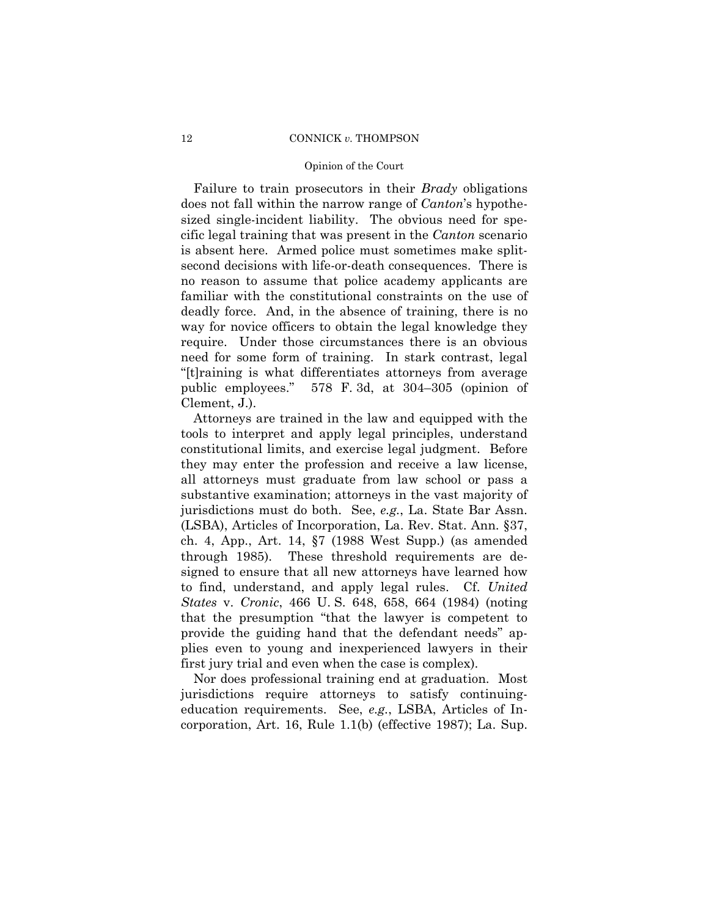Failure to train prosecutors in their *Brady* obligations does not fall within the narrow range of *Canton*'s hypothesized single-incident liability. The obvious need for specific legal training that was present in the *Canton* scenario is absent here. Armed police must sometimes make split-second decisions with life-or-death consequences. There is no reason to assume that police academy applicants are familiar with the constitutional constraints on the use of deadly force. And, in the absence of training, there is no way for novice officers to obtain the legal knowledge they require. Under those circumstances there is an obvious need for some form of training. In stark contrast, legal "[t]raining is what differentiates attorneys from average public employees." 578 F. 3d, at 304–305 (opinion of Clement, J.).

Attorneys are trained in the law and equipped with the tools to interpret and apply legal principles, understand constitutional limits, and exercise legal judgment. Before they may enter the profession and receive a law license, all attorneys must graduate from law school or pass a substantive examination; attorneys in the vast majority of jurisdictions must do both. See, *e.g.*, La. State Bar Assn. (LSBA), Articles of Incorporation, La. Rev. Stat. Ann. §37, ch. 4, App., Art. 14, §7 (1988 West Supp.) (as amended through 1985). These threshold requirements are designed to ensure that all new attorneys have learned how to find, understand, and apply legal rules. Cf. *United States* v. *Cronic*, 466 U. S. 648, 658, 664 (1984) (noting that the presumption "that the lawyer is competent to provide the guiding hand that the defendant needs" applies even to young and inexperienced lawyers in their first jury trial and even when the case is complex).

Nor does professional training end at graduation. Most jurisdictions require attorneys to satisfy continuing-education requirements. See, *e.g.*, LSBA, Articles of Incorporation, Art. 16, Rule 1.1(b) (effective 1987); La. Sup.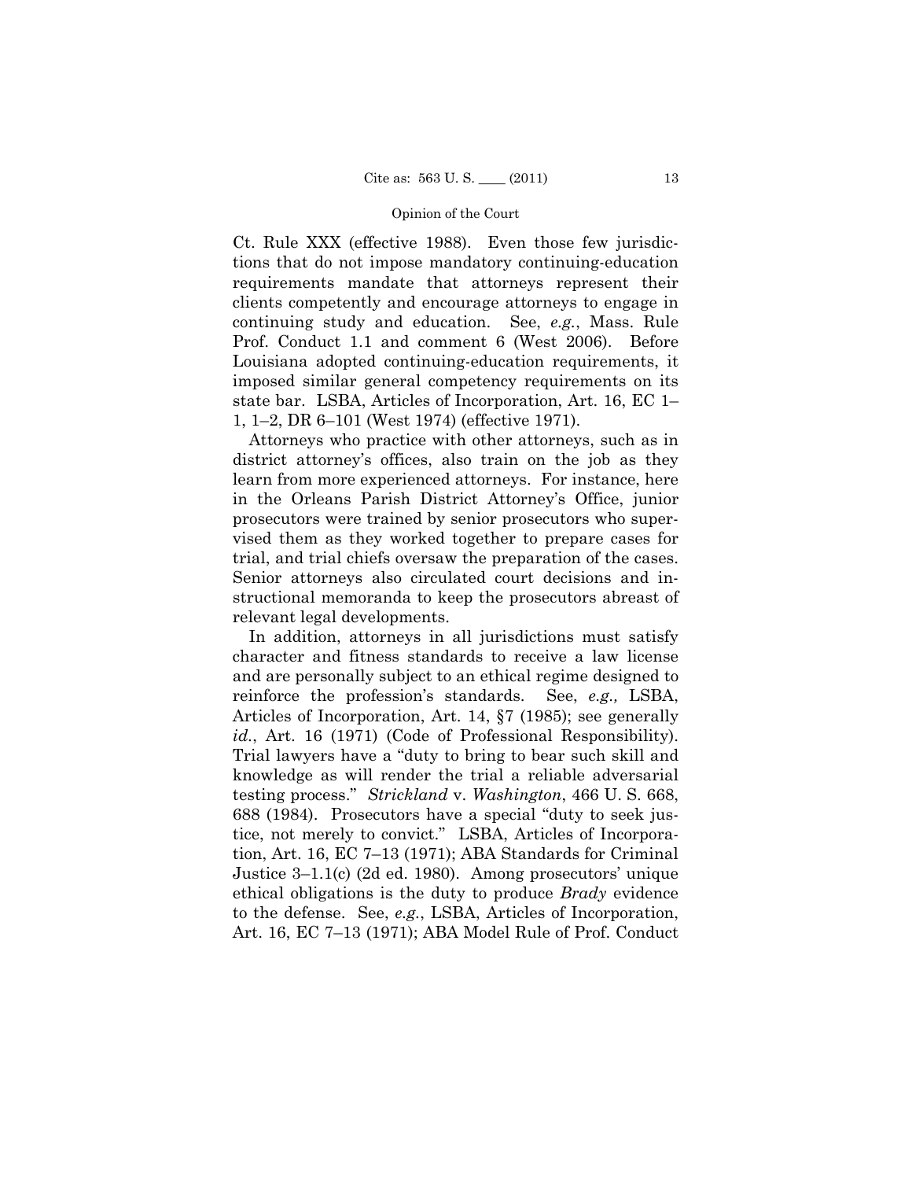Ct. Rule XXX (effective 1988). Even those few jurisdictions that do not impose mandatory continuing-education requirements mandate that attorneys represent their clients competently and encourage attorneys to engage in continuing study and education. See, *e.g.*, Mass. Rule Prof. Conduct 1.1 and comment 6 (West 2006). Before Louisiana adopted continuing-education requirements, it imposed similar general competency requirements on its state bar. LSBA, Articles of Incorporation, Art. 16, EC 1–1, 1–2, DR 6–101 (West 1974) (effective 1971).

Attorneys who practice with other attorneys, such as in district attorney's offices, also train on the job as they learn from more experienced attorneys. For instance, here in the Orleans Parish District Attorney's Office, junior prosecutors were trained by senior prosecutors who supervised them as they worked together to prepare cases for trial, and trial chiefs oversaw the preparation of the cases. Senior attorneys also circulated court decisions and instructional memoranda to keep the prosecutors abreast of relevant legal developments.

In addition, attorneys in all jurisdictions must satisfy character and fitness standards to receive a law license and are personally subject to an ethical regime designed to reinforce the profession's standards. See, *e.g.,* LSBA, Articles of Incorporation, Art. 14, §7 (1985); see generally *id.*, Art. 16 (1971) (Code of Professional Responsibility). Trial lawyers have a "duty to bring to bear such skill and knowledge as will render the trial a reliable adversarial testing process." *Strickland* v. *Washington*, 466 U. S. 668, 688 (1984). Prosecutors have a special "duty to seek justice, not merely to convict." LSBA, Articles of Incorporation, Art. 16, EC 7–13 (1971); ABA Standards for Criminal Justice 3–1.1(c) (2d ed. 1980). Among prosecutors' unique ethical obligations is the duty to produce *Brady* evidence to the defense. See, *e.g.*, LSBA, Articles of Incorporation, Art. 16, EC 7–13 (1971); ABA Model Rule of Prof. Conduct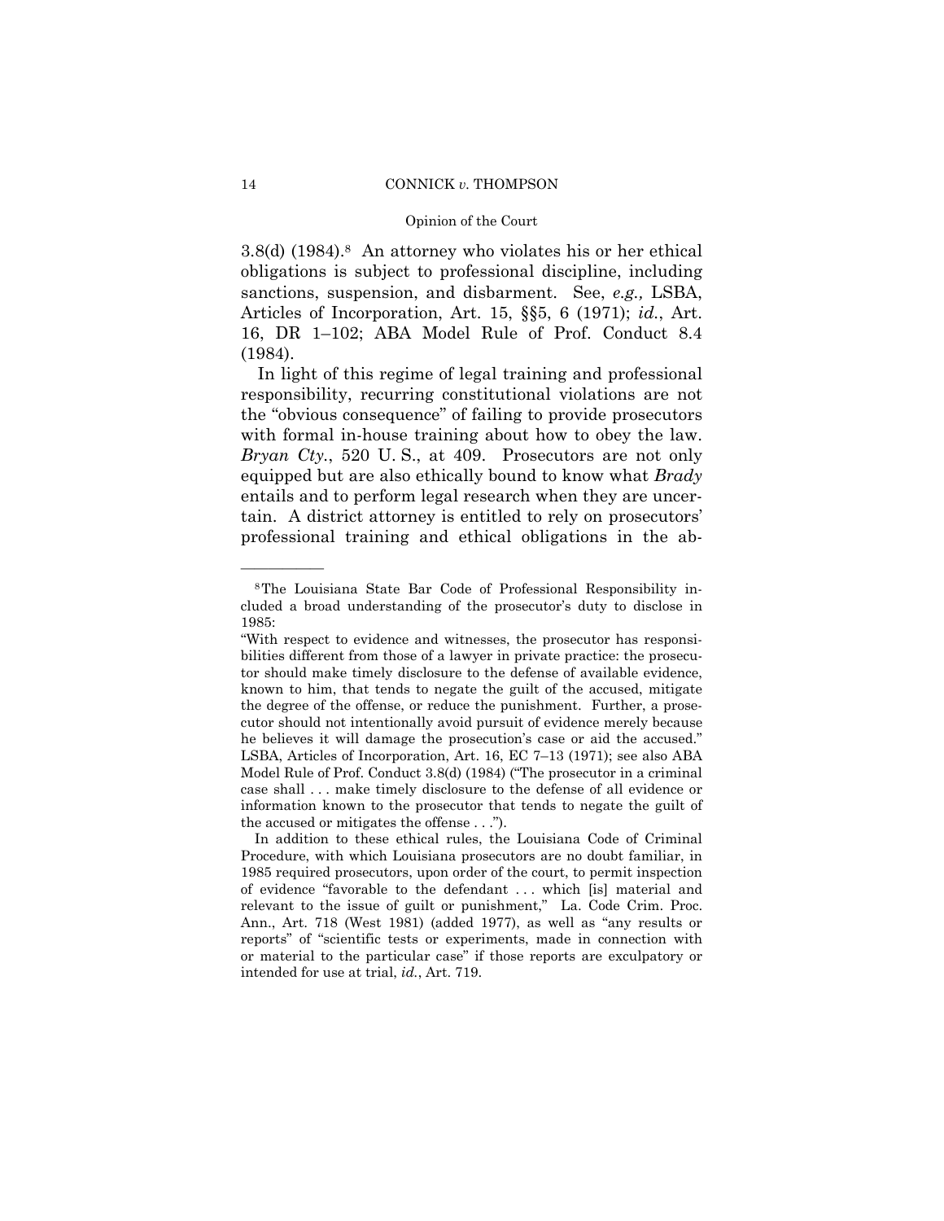3.8(d) (1984).[8] An attorney who violates his or her ethical obligations is subject to professional discipline, including sanctions, suspension, and disbarment. See, *e.g.,* LSBA, Articles of Incorporation, Art. 15, §§5, 6 (1971); *id.*, Art. 16, DR 1–102; ABA Model Rule of Prof. Conduct 8.4 (1984).

In light of this regime of legal training and professional responsibility, recurring constitutional violations are not the "obvious consequence" of failing to provide prosecutors with formal in-house training about how to obey the law. *Bryan Cty.*, 520 U. S., at 409. Prosecutors are not only equipped but are also ethically bound to know what *Brady* entails and to perform legal research when they are uncertain. A district attorney is entitled to rely on prosecutors' professional training and ethical obligations in the ab-

---

[8] The Louisiana State Bar Code of Professional Responsibility included a broad understanding of the prosecutor's duty to disclose in 1985:

"With respect to evidence and witnesses, the prosecutor has responsibilities different from those of a lawyer in private practice: the prosecutor should make timely disclosure to the defense of available evidence, known to him, that tends to negate the guilt of the accused, mitigate the degree of the offense, or reduce the punishment. Further, a prosecutor should not intentionally avoid pursuit of evidence merely because he believes it will damage the prosecution's case or aid the accused." LSBA, Articles of Incorporation, Art. 16, EC 7–13 (1971); see also ABA Model Rule of Prof. Conduct 3.8(d) (1984) ("The prosecutor in a criminal case shall . . . make timely disclosure to the defense of all evidence or information known to the prosecutor that tends to negate the guilt of the accused or mitigates the offense . . .").

In addition to these ethical rules, the Louisiana Code of Criminal Procedure, with which Louisiana prosecutors are no doubt familiar, in 1985 required prosecutors, upon order of the court, to permit inspection of evidence "favorable to the defendant . . . which [is] material and relevant to the issue of guilt or punishment," La. Code Crim. Proc. Ann., Art. 718 (West 1981) (added 1977), as well as "any results or reports" of "scientific tests or experiments, made in connection with or material to the particular case" if those reports are exculpatory or intended for use at trial, *id.*, Art. 719.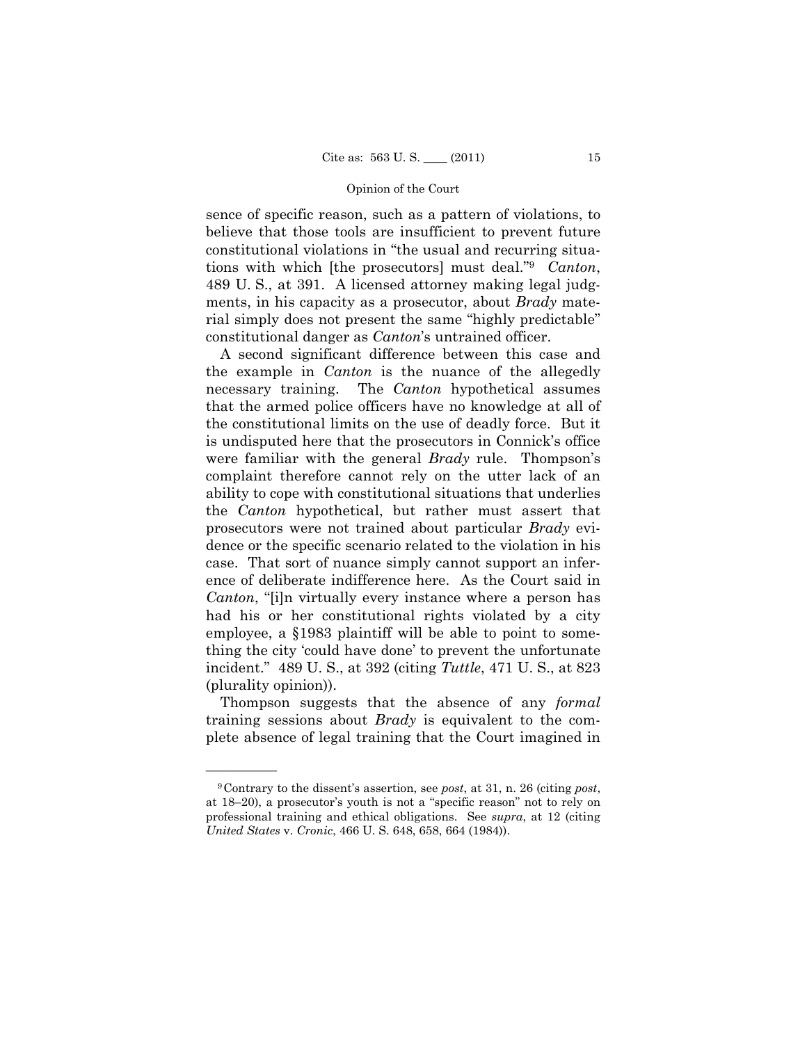sence of specific reason, such as a pattern of violations, to believe that those tools are insufficient to prevent future constitutional violations in "the usual and recurring situations with which [the prosecutors] must deal."[9] *Canton*, 489 U. S., at 391. A licensed attorney making legal judgments, in his capacity as a prosecutor, about *Brady* material simply does not present the same "highly predictable" constitutional danger as *Canton*'s untrained officer.

A second significant difference between this case and the example in *Canton* is the nuance of the allegedly necessary training. The *Canton* hypothetical assumes that the armed police officers have no knowledge at all of the constitutional limits on the use of deadly force. But it is undisputed here that the prosecutors in Connick's office were familiar with the general *Brady* rule. Thompson's complaint therefore cannot rely on the utter lack of an ability to cope with constitutional situations that underlies the *Canton* hypothetical, but rather must assert that prosecutors were not trained about particular *Brady* evidence or the specific scenario related to the violation in his case. That sort of nuance simply cannot support an inference of deliberate indifference here. As the Court said in *Canton*, "[i]n virtually every instance where a person has had his or her constitutional rights violated by a city employee, a §1983 plaintiff will be able to point to something the city 'could have done' to prevent the unfortunate incident." 489 U. S., at 392 (citing *Tuttle*, 471 U. S., at 823 (plurality opinion)).

Thompson suggests that the absence of any *formal* training sessions about *Brady* is equivalent to the complete absence of legal training that the Court imagined in

---

[9] Contrary to the dissent's assertion, see *post*, at 31, n. 26 (citing *post*, at 18–20), a prosecutor's youth is not a "specific reason" not to rely on professional training and ethical obligations. See *supra*, at 12 (citing *United States* v. *Cronic*, 466 U. S. 648, 658, 664 (1984)).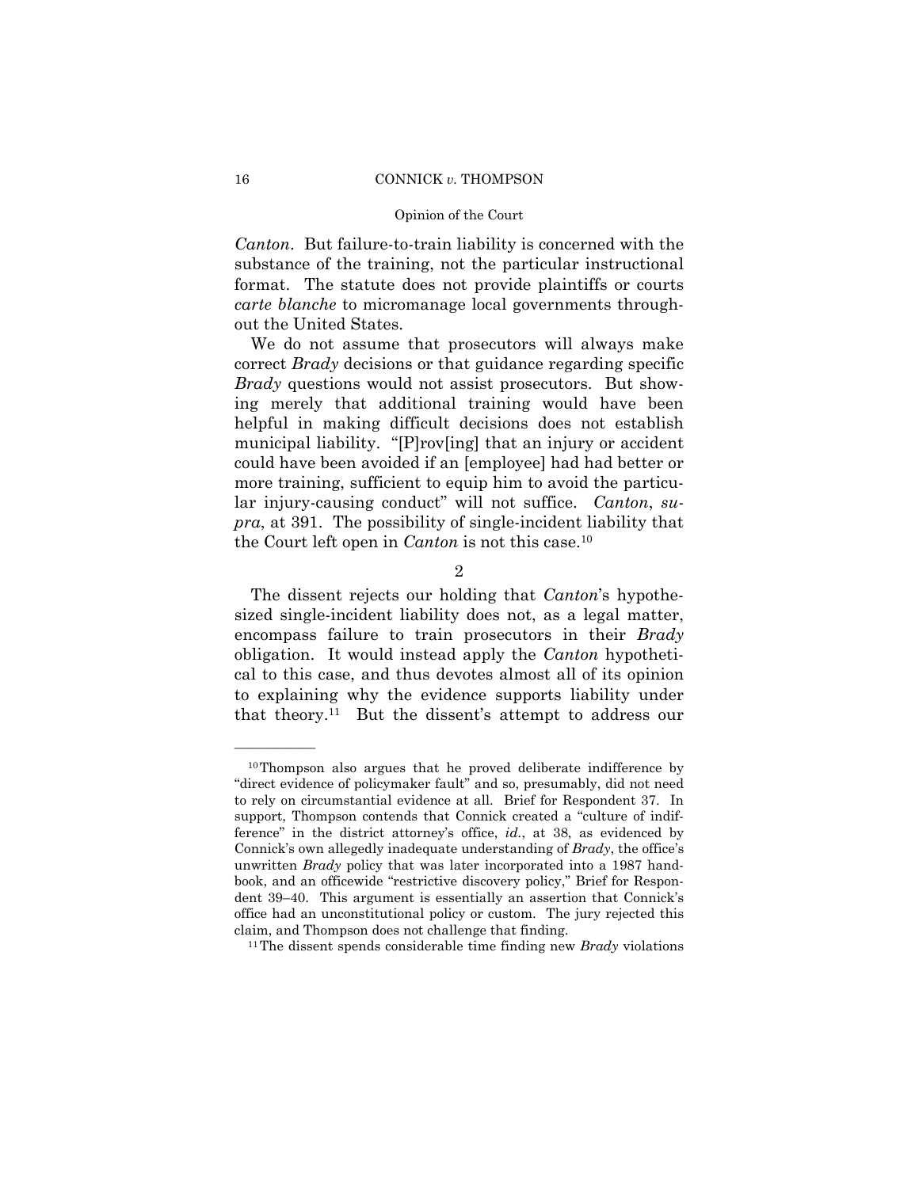*Canton*. But failure-to-train liability is concerned with the substance of the training, not the particular instructional format. The statute does not provide plaintiffs or courts *carte blanche* to micromanage local governments throughout the United States.

We do not assume that prosecutors will always make correct *Brady* decisions or that guidance regarding specific *Brady* questions would not assist prosecutors. But showing merely that additional training would have been helpful in making difficult decisions does not establish municipal liability. "[P]rov[ing] that an injury or accident could have been avoided if an [employee] had had better or more training, sufficient to equip him to avoid the particular injury-causing conduct" will not suffice. *Canton*, *supra*, at 391. The possibility of single-incident liability that the Court left open in *Canton* is not this case.[10]

2

The dissent rejects our holding that *Canton*'s hypothesized single-incident liability does not, as a legal matter, encompass failure to train prosecutors in their *Brady* obligation. It would instead apply the *Canton* hypothetical to this case, and thus devotes almost all of its opinion to explaining why the evidence supports liability under that theory.[11] But the dissent's attempt to address our

---

[10] Thompson also argues that he proved deliberate indifference by "direct evidence of policymaker fault" and so, presumably, did not need to rely on circumstantial evidence at all. Brief for Respondent 37. In support, Thompson contends that Connick created a "culture of indifference" in the district attorney's office, *id.*, at 38, as evidenced by Connick's own allegedly inadequate understanding of *Brady*, the office's unwritten *Brady* policy that was later incorporated into a 1987 handbook, and an officewide "restrictive discovery policy," Brief for Respondent 39–40. This argument is essentially an assertion that Connick's office had an unconstitutional policy or custom. The jury rejected this claim, and Thompson does not challenge that finding.

[11] The dissent spends considerable time finding new *Brady* violations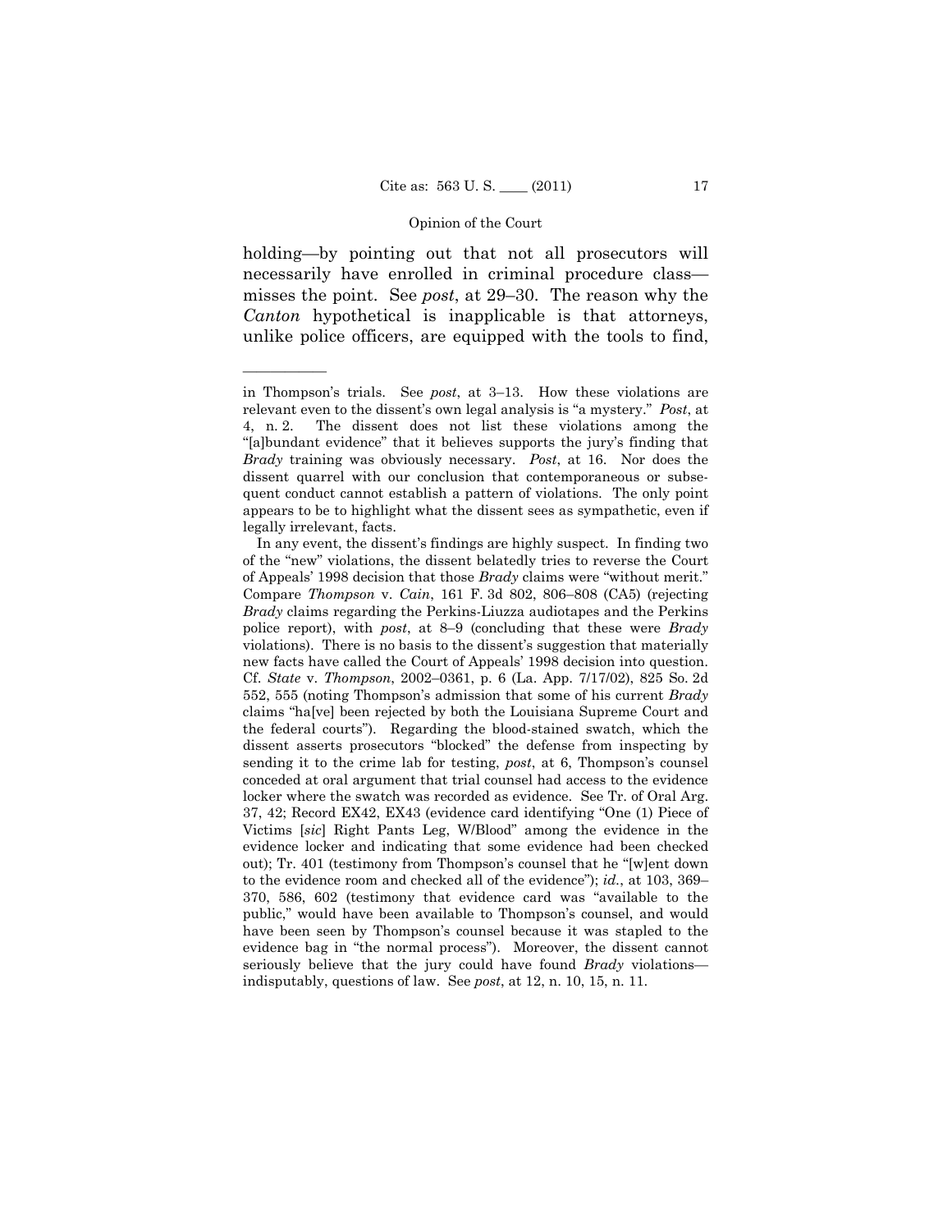holding—by pointing out that not all prosecutors will necessarily have enrolled in criminal procedure class—misses the point. See *post*, at 29–30. The reason why the *Canton* hypothetical is inapplicable is that attorneys, unlike police officers, are equipped with the tools to find,

---

in Thompson's trials. See *post*, at 3–13. How these violations are relevant even to the dissent's own legal analysis is "a mystery." *Post*, at 4, n. 2. The dissent does not list these violations among the "[a]bundant evidence" that it believes supports the jury's finding that *Brady* training was obviously necessary. *Post*, at 16. Nor does the dissent quarrel with our conclusion that contemporaneous or subsequent conduct cannot establish a pattern of violations. The only point appears to be to highlight what the dissent sees as sympathetic, even if legally irrelevant, facts.

In any event, the dissent's findings are highly suspect. In finding two of the "new" violations, the dissent belatedly tries to reverse the Court of Appeals' 1998 decision that those *Brady* claims were "without merit." Compare *Thompson* v. *Cain*, 161 F. 3d 802, 806–808 (CA5) (rejecting *Brady* claims regarding the Perkins-Liuzza audiotapes and the Perkins police report), with *post*, at 8–9 (concluding that these were *Brady* violations). There is no basis to the dissent's suggestion that materially new facts have called the Court of Appeals' 1998 decision into question. Cf. *State* v. *Thompson*, 2002–0361, p. 6 (La. App. 7/17/02), 825 So. 2d 552, 555 (noting Thompson's admission that some of his current *Brady* claims "ha[ve] been rejected by both the Louisiana Supreme Court and the federal courts"). Regarding the blood-stained swatch, which the dissent asserts prosecutors "blocked" the defense from inspecting by sending it to the crime lab for testing, *post*, at 6, Thompson's counsel conceded at oral argument that trial counsel had access to the evidence locker where the swatch was recorded as evidence. See Tr. of Oral Arg. 37, 42; Record EX42, EX43 (evidence card identifying "One (1) Piece of Victims [*sic*] Right Pants Leg, W/Blood" among the evidence in the evidence locker and indicating that some evidence had been checked out); Tr. 401 (testimony from Thompson's counsel that he "[w]ent down to the evidence room and checked all of the evidence"); *id.*, at 103, 369–370, 586, 602 (testimony that evidence card was "available to the public," would have been available to Thompson's counsel, and would have been seen by Thompson's counsel because it was stapled to the evidence bag in "the normal process"). Moreover, the dissent cannot seriously believe that the jury could have found *Brady* violations—indisputably, questions of law. See *post*, at 12, n. 10, 15, n. 11.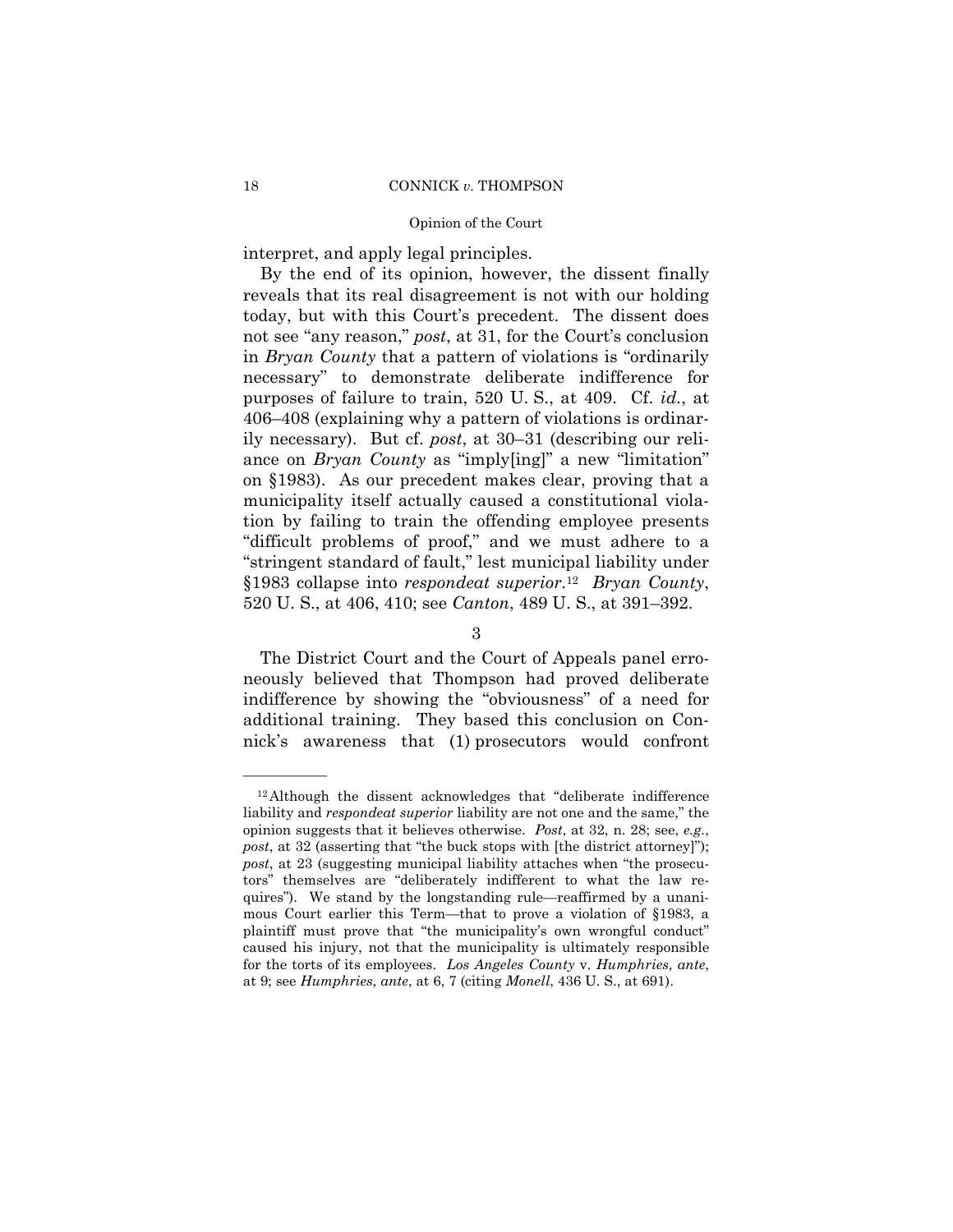interpret, and apply legal principles.

By the end of its opinion, however, the dissent finally reveals that its real disagreement is not with our holding today, but with this Court's precedent. The dissent does not see "any reason," *post*, at 31, for the Court's conclusion in *Bryan County* that a pattern of violations is "ordinarily necessary" to demonstrate deliberate indifference for purposes of failure to train, 520 U. S., at 409. Cf. *id.*, at 406–408 (explaining why a pattern of violations is ordinarily necessary). But cf. *post*, at 30–31 (describing our reliance on *Bryan County* as "imply[ing]" a new "limitation" on §1983). As our precedent makes clear, proving that a municipality itself actually caused a constitutional violation by failing to train the offending employee presents "difficult problems of proof," and we must adhere to a "stringent standard of fault," lest municipal liability under §1983 collapse into *respondeat superior*.[12] *Bryan County*, 520 U. S., at 406, 410; see *Canton*, 489 U. S., at 391–392.

3

The District Court and the Court of Appeals panel erroneously believed that Thompson had proved deliberate indifference by showing the "obviousness" of a need for additional training. They based this conclusion on Connick's awareness that (1) prosecutors would confront

---

[12] Although the dissent acknowledges that "deliberate indifference liability and *respondeat superior* liability are not one and the same," the opinion suggests that it believes otherwise. *Post*, at 32, n. 28; see, *e.g.*, *post*, at 32 (asserting that "the buck stops with [the district attorney]"); *post*, at 23 (suggesting municipal liability attaches when "the prosecutors" themselves are "deliberately indifferent to what the law requires"). We stand by the longstanding rule—reaffirmed by a unanimous Court earlier this Term—that to prove a violation of §1983, a plaintiff must prove that "the municipality's own wrongful conduct" caused his injury, not that the municipality is ultimately responsible for the torts of its employees. *Los Angeles County* v. *Humphries*, *ante*, at 9; see *Humphries*, *ante*, at 6, 7 (citing *Monell*, 436 U. S., at 691).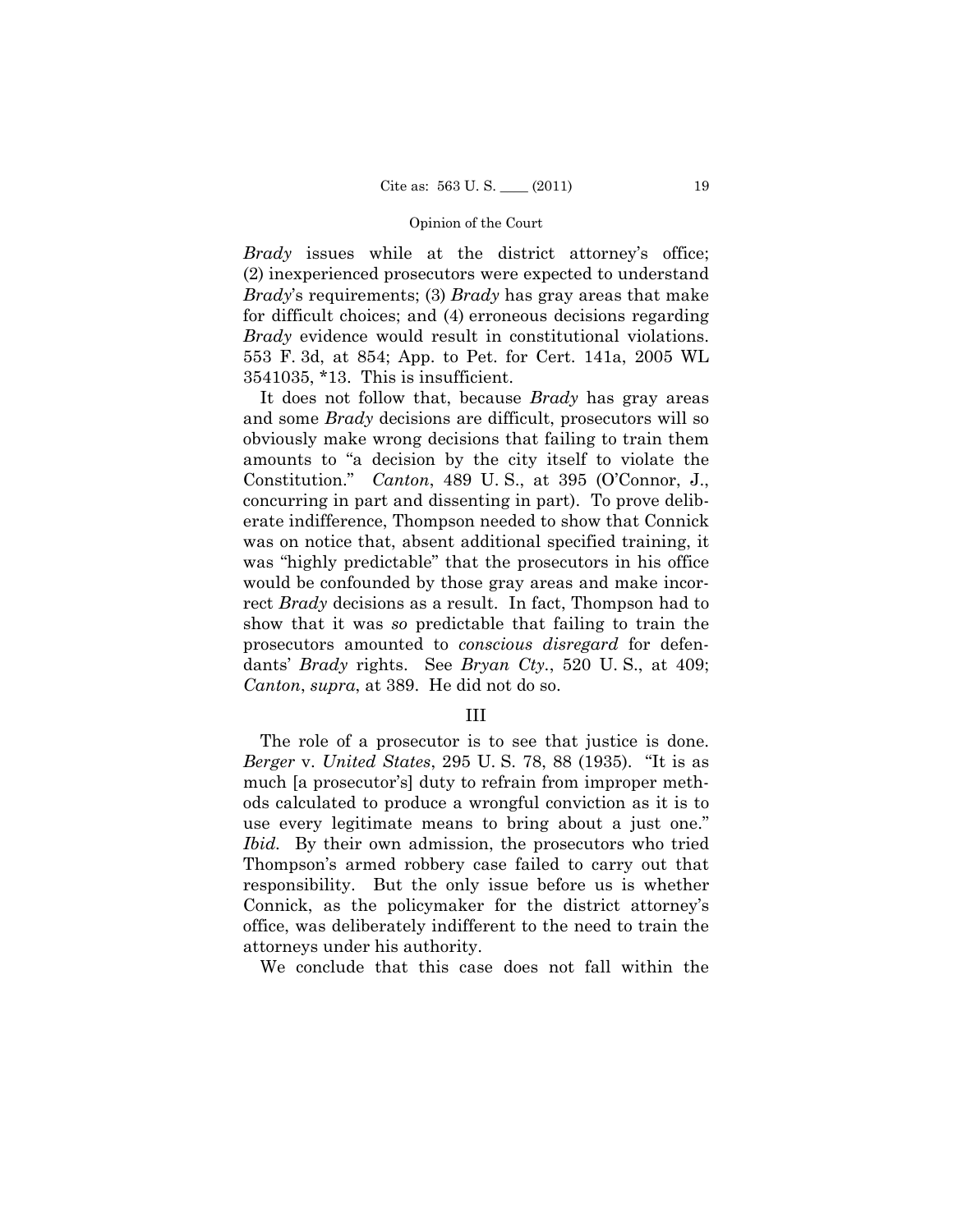*Brady* issues while at the district attorney's office; (2) inexperienced prosecutors were expected to understand *Brady*'s requirements; (3) *Brady* has gray areas that make for difficult choices; and (4) erroneous decisions regarding *Brady* evidence would result in constitutional violations. 553 F. 3d, at 854; App. to Pet. for Cert. 141a, 2005 WL 3541035, *13. This is insufficient.

It does not follow that, because *Brady* has gray areas and some *Brady* decisions are difficult, prosecutors will so obviously make wrong decisions that failing to train them amounts to "a decision by the city itself to violate the Constitution." *Canton*, 489 U. S., at 395 (O'Connor, J., concurring in part and dissenting in part). To prove deliberate indifference, Thompson needed to show that Connick was on notice that, absent additional specified training, it was "highly predictable" that the prosecutors in his office would be confounded by those gray areas and make incorrect *Brady* decisions as a result. In fact, Thompson had to show that it was *so* predictable that failing to train the prosecutors amounted to *conscious disregard* for defendants' *Brady* rights. See *Bryan Cty.*, 520 U. S., at 409; *Canton*, *supra*, at 389. He did not do so.

## III

The role of a prosecutor is to see that justice is done. *Berger* v. *United States*, 295 U. S. 78, 88 (1935). "It is as much [a prosecutor's] duty to refrain from improper methods calculated to produce a wrongful conviction as it is to use every legitimate means to bring about a just one." *Ibid.* By their own admission, the prosecutors who tried Thompson's armed robbery case failed to carry out that responsibility. But the only issue before us is whether Connick, as the policymaker for the district attorney's office, was deliberately indifferent to the need to train the attorneys under his authority.

We conclude that this case does not fall within the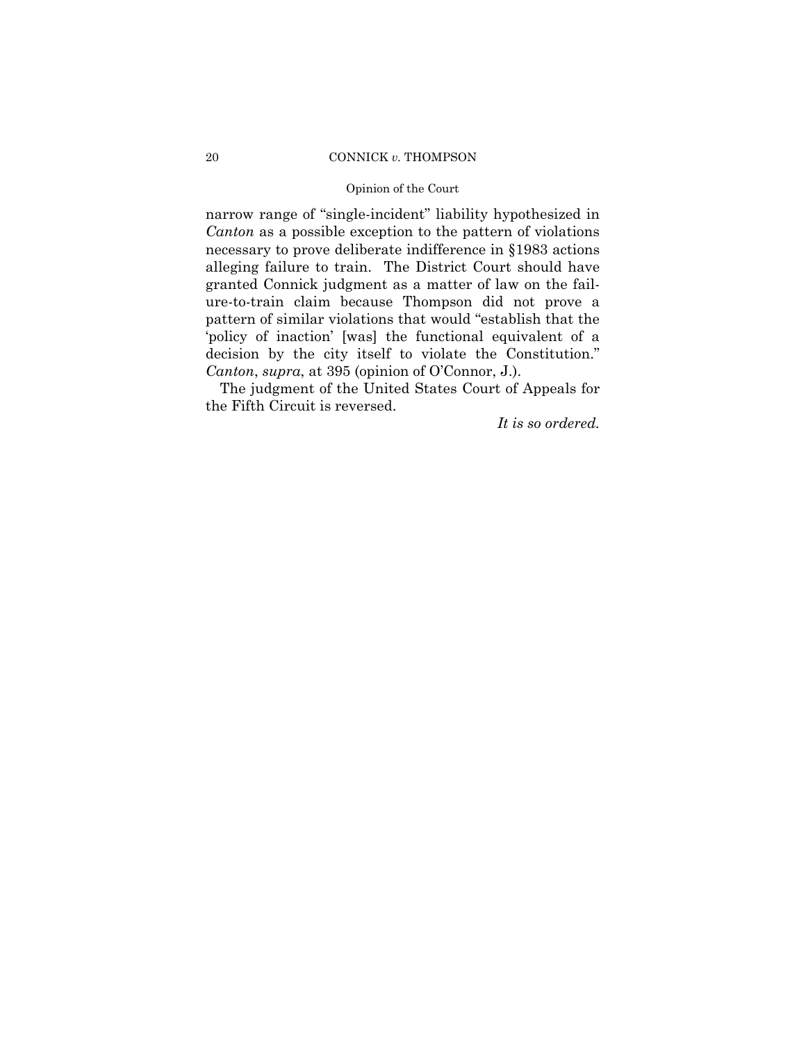narrow range of "single-incident" liability hypothesized in *Canton* as a possible exception to the pattern of violations necessary to prove deliberate indifference in §1983 actions alleging failure to train. The District Court should have granted Connick judgment as a matter of law on the failure-to-train claim because Thompson did not prove a pattern of similar violations that would "establish that the 'policy of inaction' [was] the functional equivalent of a decision by the city itself to violate the Constitution." *Canton*, *supra*, at 395 (opinion of O'Connor, J.).

The judgment of the United States Court of Appeals for the Fifth Circuit is reversed.

*It is so ordered.*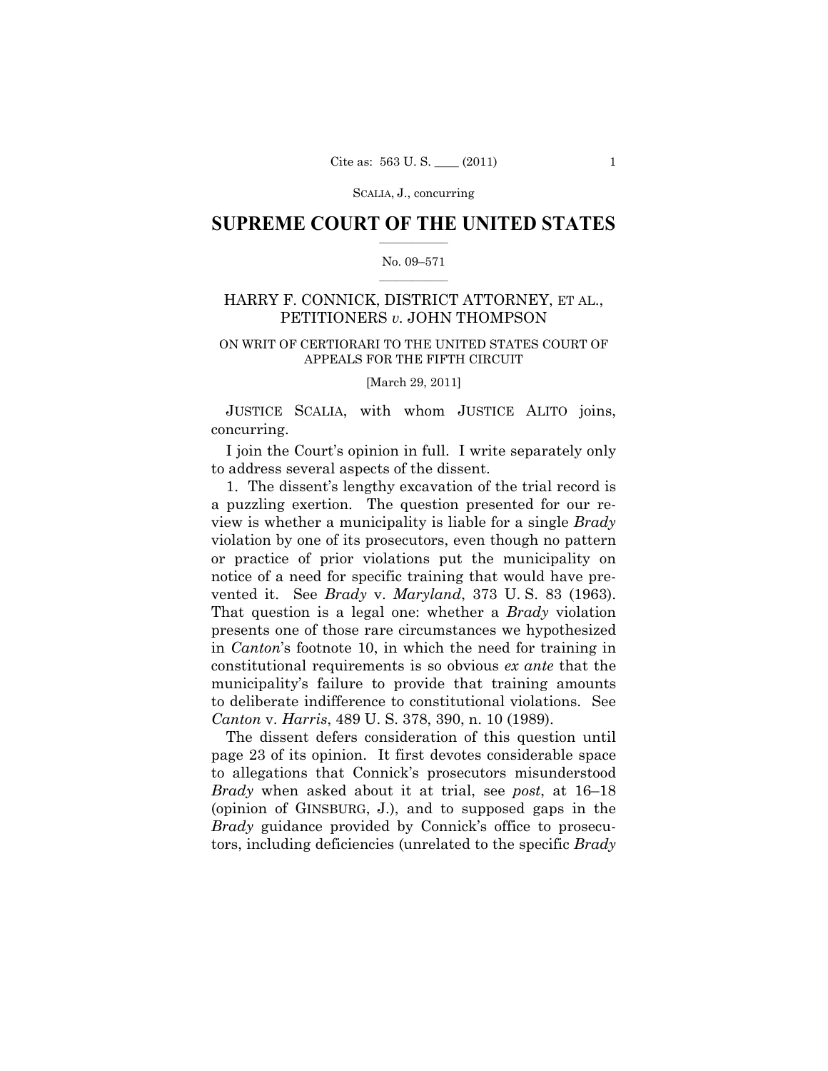## SUPREME COURT OF THE UNITED STATES

No. 09–571

HARRY F. CONNICK, DISTRICT ATTORNEY, ET AL., PETITIONERS *v.* JOHN THOMPSON

ON WRIT OF CERTIORARI TO THE UNITED STATES COURT OF APPEALS FOR THE FIFTH CIRCUIT

[March 29, 2011]

JUSTICE SCALIA, with whom JUSTICE ALITO joins, concurring.

I join the Court's opinion in full. I write separately only to address several aspects of the dissent.

1. The dissent's lengthy excavation of the trial record is a puzzling exertion. The question presented for our review is whether a municipality is liable for a single *Brady* violation by one of its prosecutors, even though no pattern or practice of prior violations put the municipality on notice of a need for specific training that would have prevented it. See *Brady* v. *Maryland*, 373 U. S. 83 (1963). That question is a legal one: whether a *Brady* violation presents one of those rare circumstances we hypothesized in *Canton*'s footnote 10, in which the need for training in constitutional requirements is so obvious *ex ante* that the municipality's failure to provide that training amounts to deliberate indifference to constitutional violations. See *Canton* v. *Harris*, 489 U. S. 378, 390, n. 10 (1989).

The dissent defers consideration of this question until page 23 of its opinion. It first devotes considerable space to allegations that Connick's prosecutors misunderstood *Brady* when asked about it at trial, see *post*, at 16–18 (opinion of GINSBURG, J.), and to supposed gaps in the *Brady* guidance provided by Connick's office to prosecutors, including deficiencies (unrelated to the specific *Brady*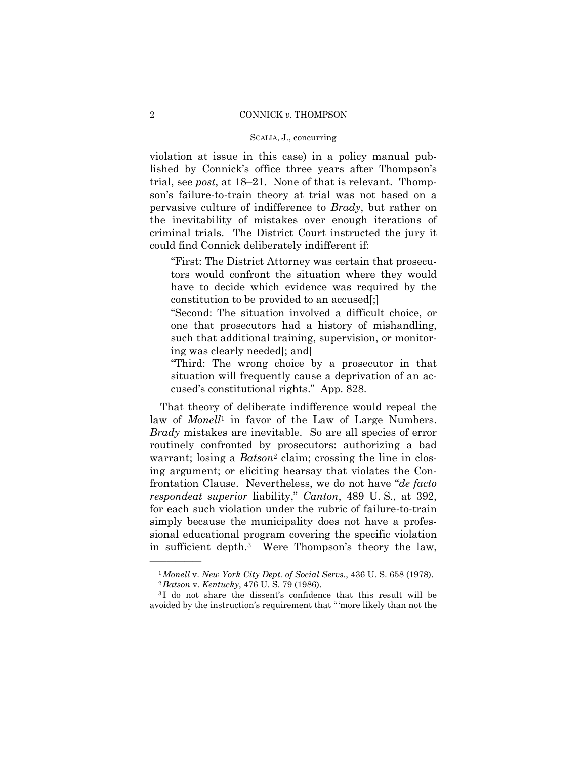violation at issue in this case) in a policy manual published by Connick's office three years after Thompson's trial, see *post*, at 18–21. None of that is relevant. Thompson's failure-to-train theory at trial was not based on a pervasive culture of indifference to *Brady*, but rather on the inevitability of mistakes over enough iterations of criminal trials. The District Court instructed the jury it could find Connick deliberately indifferent if:

> "First: The District Attorney was certain that prosecutors would confront the situation where they would have to decide which evidence was required by the constitution to be provided to an accused[;]
>
> "Second: The situation involved a difficult choice, or one that prosecutors had a history of mishandling, such that additional training, supervision, or monitoring was clearly needed[; and]
>
> "Third: The wrong choice by a prosecutor in that situation will frequently cause a deprivation of an accused's constitutional rights." App. 828.

That theory of deliberate indifference would repeal the law of *Monell*[1] in favor of the Law of Large Numbers. *Brady* mistakes are inevitable. So are all species of error routinely confronted by prosecutors: authorizing a bad warrant; losing a *Batson*[2] claim; crossing the line in closing argument; or eliciting hearsay that violates the Confrontation Clause. Nevertheless, we do not have "*de facto respondeat superior* liability," *Canton*, 489 U. S., at 392, for each such violation under the rubric of failure-to-train simply because the municipality does not have a professional educational program covering the specific violation in sufficient depth.[3] Were Thompson's theory the law,

---

[1] *Monell* v. *New York City Dept. of Social Servs.*, 436 U. S. 658 (1978).

[2] *Batson* v. *Kentucky*, 476 U. S. 79 (1986).

[3] I do not share the dissent's confidence that this result will be avoided by the instruction's requirement that "'more likely than not the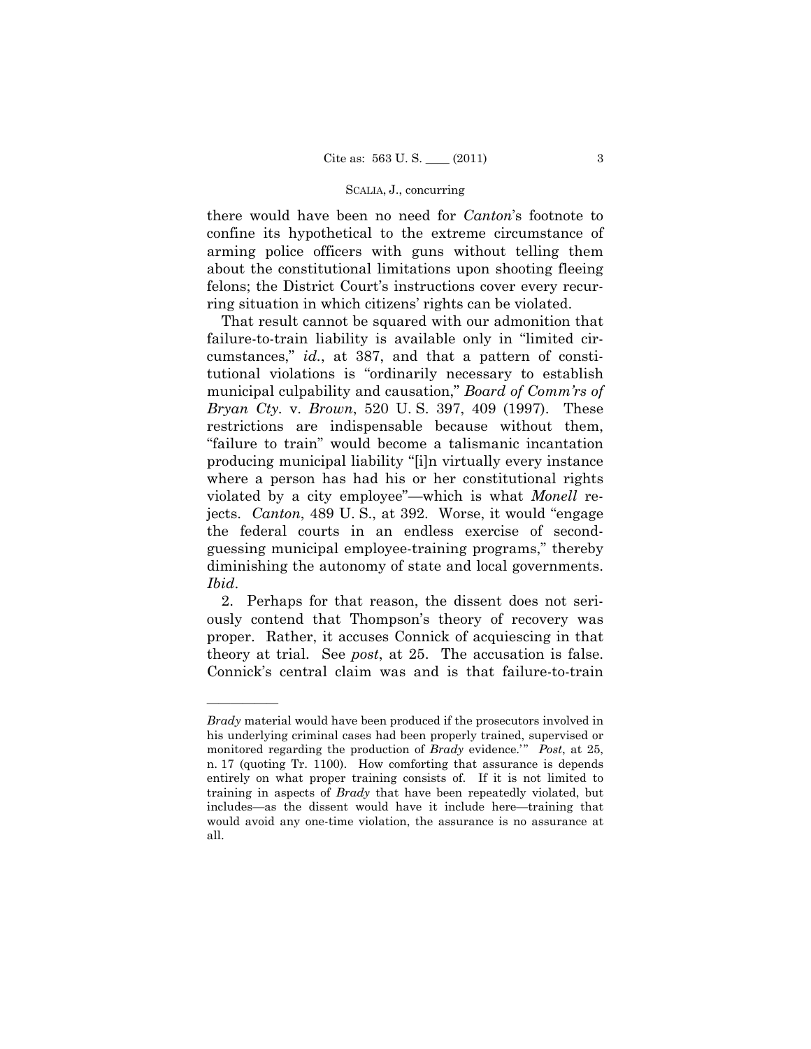there would have been no need for *Canton*'s footnote to confine its hypothetical to the extreme circumstance of arming police officers with guns without telling them about the constitutional limitations upon shooting fleeing felons; the District Court's instructions cover every recurring situation in which citizens' rights can be violated.

That result cannot be squared with our admonition that failure-to-train liability is available only in "limited circumstances," *id.*, at 387, and that a pattern of constitutional violations is "ordinarily necessary to establish municipal culpability and causation," *Board of Comm'rs of Bryan Cty.* v. *Brown*, 520 U. S. 397, 409 (1997). These restrictions are indispensable because without them, "failure to train" would become a talismanic incantation producing municipal liability "[i]n virtually every instance where a person has had his or her constitutional rights violated by a city employee"—which is what *Monell* rejects. *Canton*, 489 U. S., at 392. Worse, it would "engage the federal courts in an endless exercise of second-guessing municipal employee-training programs," thereby diminishing the autonomy of state and local governments. *Ibid*.

2. Perhaps for that reason, the dissent does not seriously contend that Thompson's theory of recovery was proper. Rather, it accuses Connick of acquiescing in that theory at trial. See *post*, at 25. The accusation is false. Connick's central claim was and is that failure-to-train

---

*Brady* material would have been produced if the prosecutors involved in his underlying criminal cases had been properly trained, supervised or monitored regarding the production of *Brady* evidence.'" *Post*, at 25, n. 17 (quoting Tr. 1100). How comforting that assurance is depends entirely on what proper training consists of. If it is not limited to training in aspects of *Brady* that have been repeatedly violated, but includes—as the dissent would have it include here—training that would avoid any one-time violation, the assurance is no assurance at all.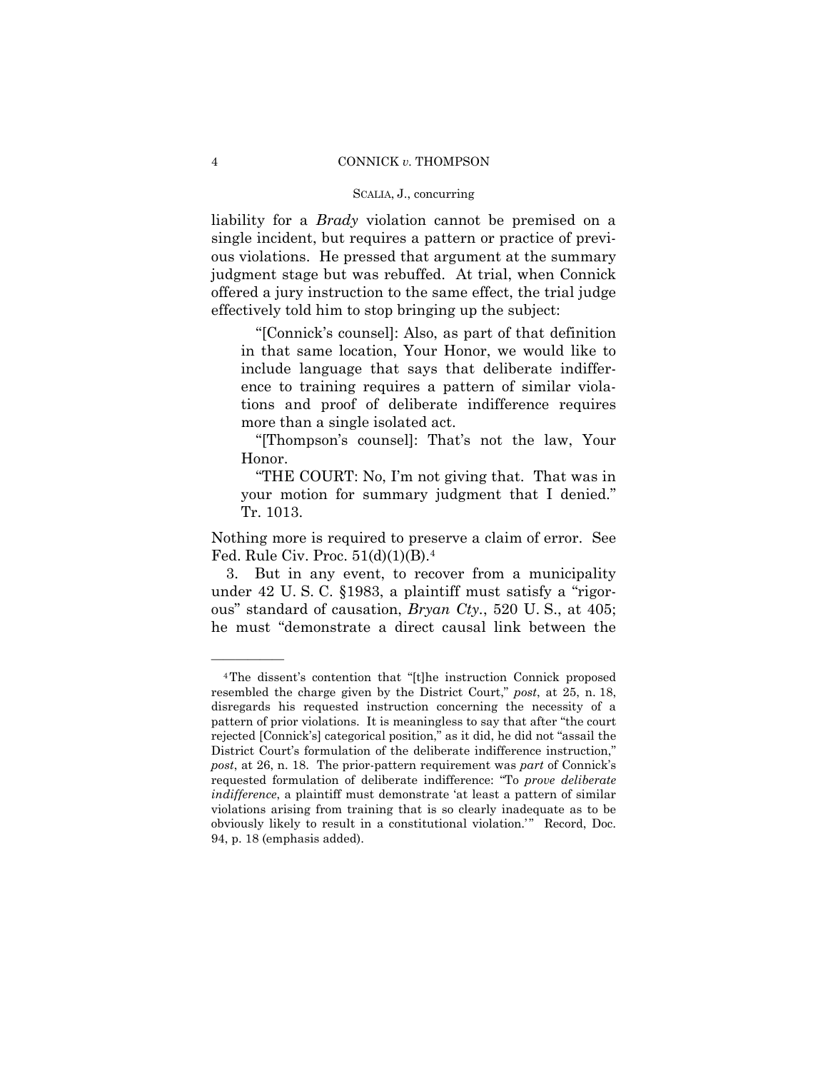liability for a *Brady* violation cannot be premised on a single incident, but requires a pattern or practice of previous violations. He pressed that argument at the summary judgment stage but was rebuffed. At trial, when Connick offered a jury instruction to the same effect, the trial judge effectively told him to stop bringing up the subject:

> "[Connick's counsel]: Also, as part of that definition in that same location, Your Honor, we would like to include language that says that deliberate indifference to training requires a pattern of similar violations and proof of deliberate indifference requires more than a single isolated act.
>
> "[Thompson's counsel]: That's not the law, Your Honor.
>
> "THE COURT: No, I'm not giving that. That was in your motion for summary judgment that I denied." Tr. 1013.

Nothing more is required to preserve a claim of error. See Fed. Rule Civ. Proc. 51(d)(1)(B).[4]

3. But in any event, to recover from a municipality under 42 U. S. C. §1983, a plaintiff must satisfy a "rigorous" standard of causation, *Bryan Cty.*, 520 U. S., at 405; he must "demonstrate a direct causal link between the

---

[4] The dissent's contention that "[t]he instruction Connick proposed resembled the charge given by the District Court," *post*, at 25, n. 18, disregards his requested instruction concerning the necessity of a pattern of prior violations. It is meaningless to say that after "the court rejected [Connick's] categorical position," as it did, he did not "assail the District Court's formulation of the deliberate indifference instruction," *post*, at 26, n. 18. The prior-pattern requirement was *part* of Connick's requested formulation of deliberate indifference: "To *prove deliberate indifference*, a plaintiff must demonstrate 'at least a pattern of similar violations arising from training that is so clearly inadequate as to be obviously likely to result in a constitutional violation.'" Record, Doc. 94, p. 18 (emphasis added).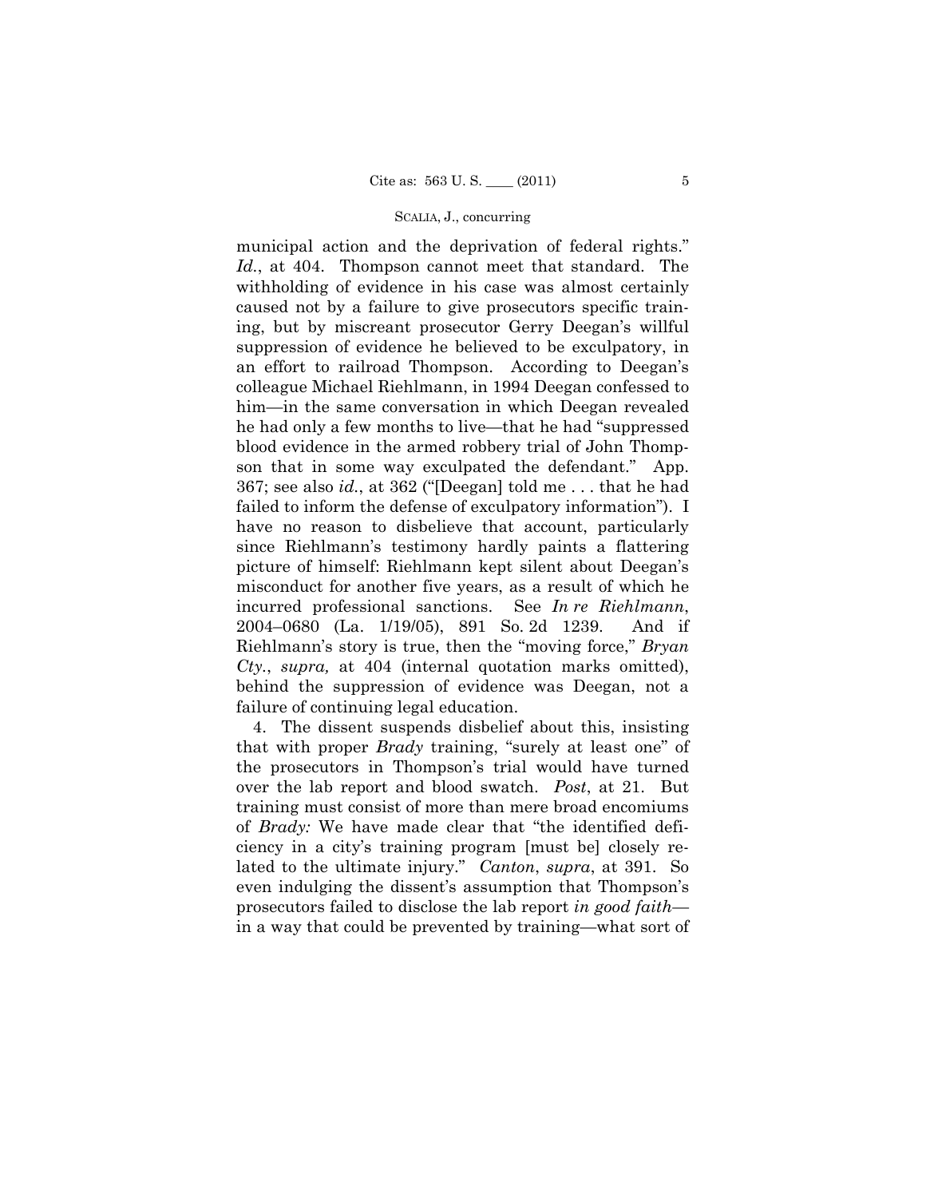municipal action and the deprivation of federal rights." *Id.*, at 404. Thompson cannot meet that standard. The withholding of evidence in his case was almost certainly caused not by a failure to give prosecutors specific training, but by miscreant prosecutor Gerry Deegan's willful suppression of evidence he believed to be exculpatory, in an effort to railroad Thompson. According to Deegan's colleague Michael Riehlmann, in 1994 Deegan confessed to him—in the same conversation in which Deegan revealed he had only a few months to live—that he had "suppressed blood evidence in the armed robbery trial of John Thompson that in some way exculpated the defendant." App. 367; see also *id.*, at 362 ("[Deegan] told me . . . that he had failed to inform the defense of exculpatory information"). I have no reason to disbelieve that account, particularly since Riehlmann's testimony hardly paints a flattering picture of himself: Riehlmann kept silent about Deegan's misconduct for another five years, as a result of which he incurred professional sanctions. See *In re Riehlmann*, 2004–0680 (La. 1/19/05), 891 So. 2d 1239. And if Riehlmann's story is true, then the "moving force," *Bryan Cty.*, *supra,* at 404 (internal quotation marks omitted), behind the suppression of evidence was Deegan, not a failure of continuing legal education.

4. The dissent suspends disbelief about this, insisting that with proper *Brady* training, "surely at least one" of the prosecutors in Thompson's trial would have turned over the lab report and blood swatch. *Post*, at 21. But training must consist of more than mere broad encomiums of *Brady:* We have made clear that "the identified deficiency in a city's training program [must be] closely related to the ultimate injury." *Canton*, *supra*, at 391. So even indulging the dissent's assumption that Thompson's prosecutors failed to disclose the lab report *in good faith*—in a way that could be prevented by training—what sort of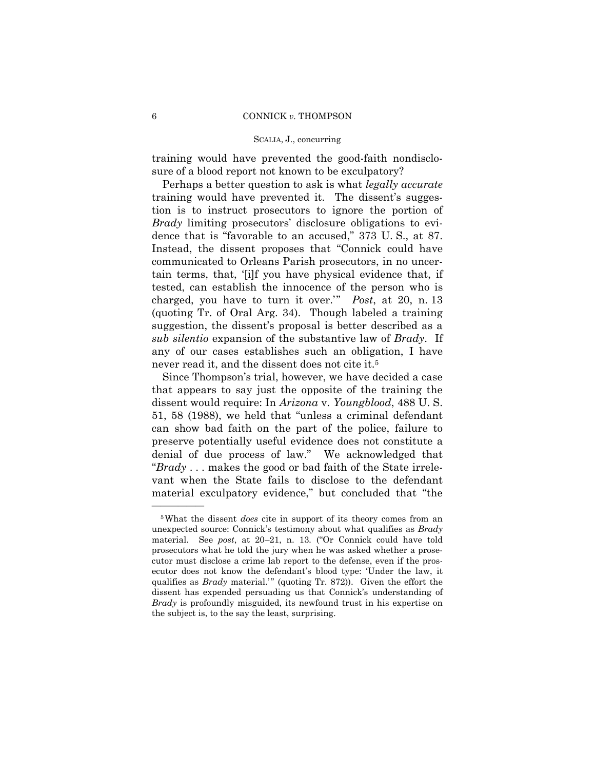training would have prevented the good-faith nondisclosure of a blood report not known to be exculpatory?

Perhaps a better question to ask is what *legally accurate* training would have prevented it. The dissent's suggestion is to instruct prosecutors to ignore the portion of *Brady* limiting prosecutors' disclosure obligations to evidence that is "favorable to an accused," 373 U. S., at 87. Instead, the dissent proposes that "Connick could have communicated to Orleans Parish prosecutors, in no uncertain terms, that, '[i]f you have physical evidence that, if tested, can establish the innocence of the person who is charged, you have to turn it over.'" *Post*, at 20, n. 13 (quoting Tr. of Oral Arg. 34). Though labeled a training suggestion, the dissent's proposal is better described as a *sub silentio* expansion of the substantive law of *Brady*. If any of our cases establishes such an obligation, I have never read it, and the dissent does not cite it.[5]

Since Thompson's trial, however, we have decided a case that appears to say just the opposite of the training the dissent would require: In *Arizona* v. *Youngblood*, 488 U. S. 51, 58 (1988), we held that "unless a criminal defendant can show bad faith on the part of the police, failure to preserve potentially useful evidence does not constitute a denial of due process of law." We acknowledged that "*Brady* . . . makes the good or bad faith of the State irrelevant when the State fails to disclose to the defendant material exculpatory evidence," but concluded that "the

---

[5] What the dissent *does* cite in support of its theory comes from an unexpected source: Connick's testimony about what qualifies as *Brady* material. See *post*, at 20–21, n. 13. ("Or Connick could have told prosecutors what he told the jury when he was asked whether a prosecutor must disclose a crime lab report to the defense, even if the prosecutor does not know the defendant's blood type: 'Under the law, it qualifies as *Brady* material.'" (quoting Tr. 872)). Given the effort the dissent has expended persuading us that Connick's understanding of *Brady* is profoundly misguided, its newfound trust in his expertise on the subject is, to the say the least, surprising.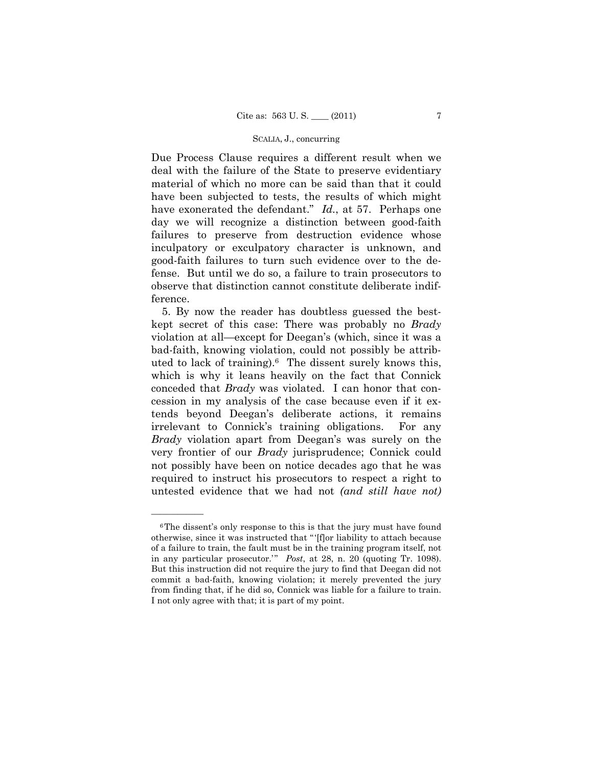Due Process Clause requires a different result when we deal with the failure of the State to preserve evidentiary material of which no more can be said than that it could have been subjected to tests, the results of which might have exonerated the defendant." *Id.*, at 57. Perhaps one day we will recognize a distinction between good-faith failures to preserve from destruction evidence whose inculpatory or exculpatory character is unknown, and good-faith failures to turn such evidence over to the defense. But until we do so, a failure to train prosecutors to observe that distinction cannot constitute deliberate indifference.

5. By now the reader has doubtless guessed the best-kept secret of this case: There was probably no *Brady* violation at all—except for Deegan's (which, since it was a bad-faith, knowing violation, could not possibly be attributed to lack of training).[6] The dissent surely knows this, which is why it leans heavily on the fact that Connick conceded that *Brady* was violated. I can honor that concession in my analysis of the case because even if it extends beyond Deegan's deliberate actions, it remains irrelevant to Connick's training obligations. For any *Brady* violation apart from Deegan's was surely on the very frontier of our *Brady* jurisprudence; Connick could not possibly have been on notice decades ago that he was required to instruct his prosecutors to respect a right to untested evidence that we had not *(and still have not)*

---

[6] The dissent's only response to this is that the jury must have found otherwise, since it was instructed that "'[f]or liability to attach because of a failure to train, the fault must be in the training program itself, not in any particular prosecutor.'" *Post*, at 28, n. 20 (quoting Tr. 1098). But this instruction did not require the jury to find that Deegan did not commit a bad-faith, knowing violation; it merely prevented the jury from finding that, if he did so, Connick was liable for a failure to train. I not only agree with that; it is part of my point.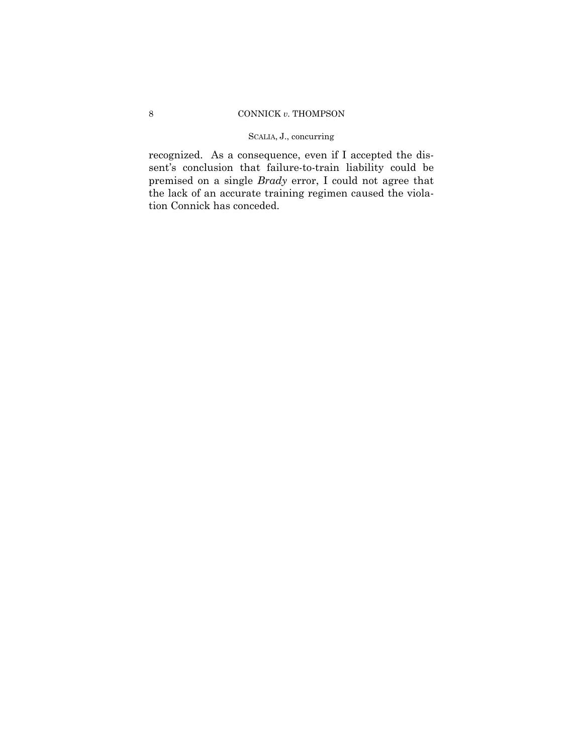recognized. As a consequence, even if I accepted the dissent's conclusion that failure-to-train liability could be premised on a single *Brady* error, I could not agree that the lack of an accurate training regimen caused the violation Connick has conceded.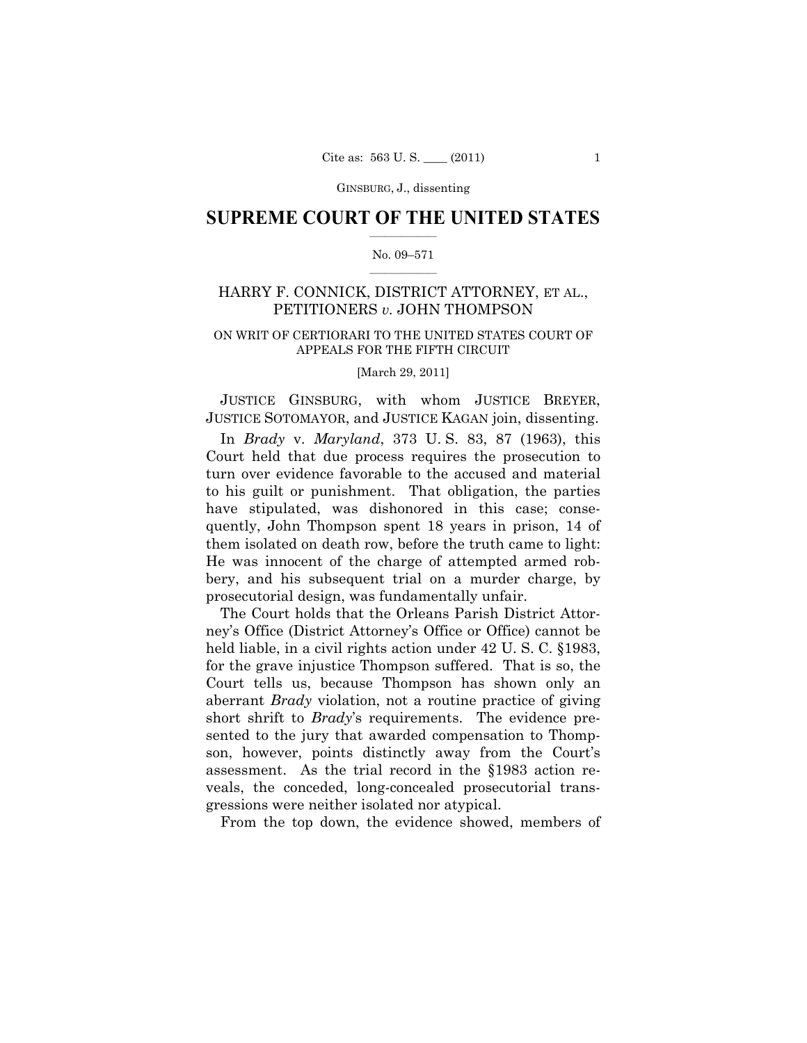# SUPREME COURT OF THE UNITED STATES

No. 09–571

HARRY F. CONNICK, DISTRICT ATTORNEY, ET AL., PETITIONERS *v.* JOHN THOMPSON

ON WRIT OF CERTIORARI TO THE UNITED STATES COURT OF APPEALS FOR THE FIFTH CIRCUIT

[March 29, 2011]

JUSTICE GINSBURG, with whom JUSTICE BREYER, JUSTICE SOTOMAYOR, and JUSTICE KAGAN join, dissenting.

In *Brady* v. *Maryland*, 373 U. S. 83, 87 (1963), this Court held that due process requires the prosecution to turn over evidence favorable to the accused and material to his guilt or punishment. That obligation, the parties have stipulated, was dishonored in this case; consequently, John Thompson spent 18 years in prison, 14 of them isolated on death row, before the truth came to light: He was innocent of the charge of attempted armed robbery, and his subsequent trial on a murder charge, by prosecutorial design, was fundamentally unfair.

The Court holds that the Orleans Parish District Attorney's Office (District Attorney's Office or Office) cannot be held liable, in a civil rights action under 42 U. S. C. §1983, for the grave injustice Thompson suffered. That is so, the Court tells us, because Thompson has shown only an aberrant *Brady* violation, not a routine practice of giving short shrift to *Brady*'s requirements. The evidence presented to the jury that awarded compensation to Thompson, however, points distinctly away from the Court's assessment. As the trial record in the §1983 action reveals, the conceded, long-concealed prosecutorial transgressions were neither isolated nor atypical.

From the top down, the evidence showed, members of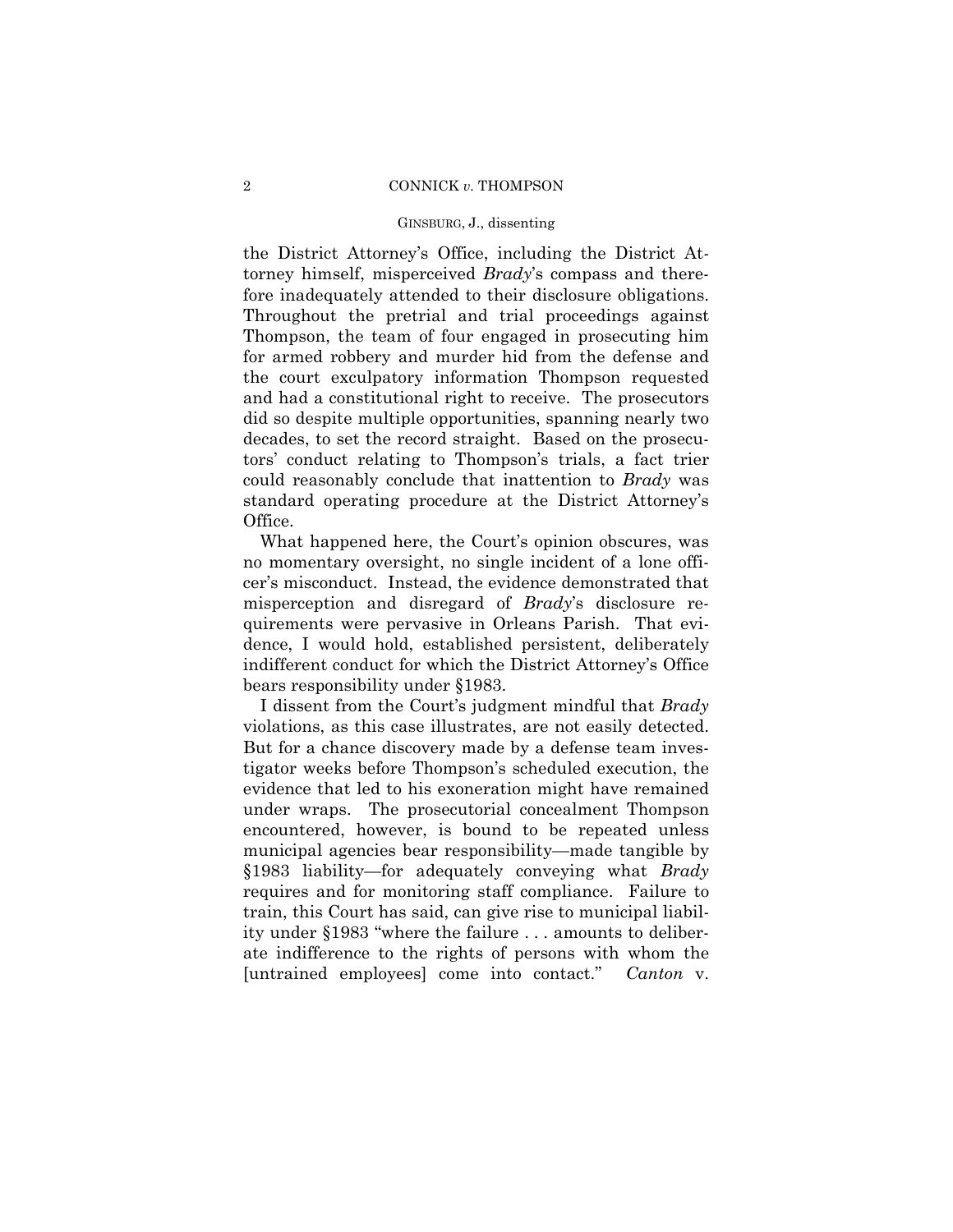the District Attorney's Office, including the District Attorney himself, misperceived *Brady*'s compass and therefore inadequately attended to their disclosure obligations. Throughout the pretrial and trial proceedings against Thompson, the team of four engaged in prosecuting him for armed robbery and murder hid from the defense and the court exculpatory information Thompson requested and had a constitutional right to receive. The prosecutors did so despite multiple opportunities, spanning nearly two decades, to set the record straight. Based on the prosecutors' conduct relating to Thompson's trials, a fact trier could reasonably conclude that inattention to *Brady* was standard operating procedure at the District Attorney's Office.

What happened here, the Court's opinion obscures, was no momentary oversight, no single incident of a lone officer's misconduct. Instead, the evidence demonstrated that misperception and disregard of *Brady*'s disclosure requirements were pervasive in Orleans Parish. That evidence, I would hold, established persistent, deliberately indifferent conduct for which the District Attorney's Office bears responsibility under §1983.

I dissent from the Court's judgment mindful that *Brady* violations, as this case illustrates, are not easily detected. But for a chance discovery made by a defense team investigator weeks before Thompson's scheduled execution, the evidence that led to his exoneration might have remained under wraps. The prosecutorial concealment Thompson encountered, however, is bound to be repeated unless municipal agencies bear responsibility—made tangible by §1983 liability—for adequately conveying what *Brady* requires and for monitoring staff compliance. Failure to train, this Court has said, can give rise to municipal liability under §1983 "where the failure . . . amounts to deliberate indifference to the rights of persons with whom the [untrained employees] come into contact." *Canton* v.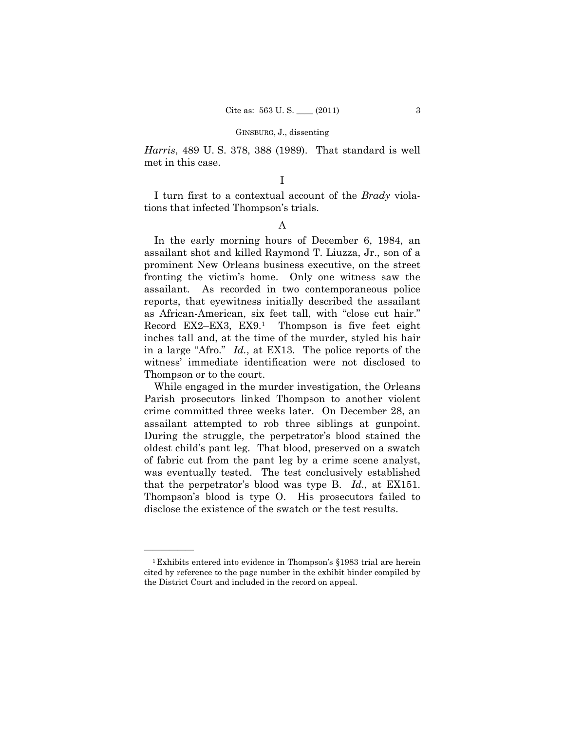*Harris*, 489 U. S. 378, 388 (1989). That standard is well met in this case.

I

I turn first to a contextual account of the *Brady* violations that infected Thompson's trials.

A

In the early morning hours of December 6, 1984, an assailant shot and killed Raymond T. Liuzza, Jr., son of a prominent New Orleans business executive, on the street fronting the victim's home. Only one witness saw the assailant. As recorded in two contemporaneous police reports, that eyewitness initially described the assailant as African-American, six feet tall, with "close cut hair." Record EX2–EX3, EX9.[1] Thompson is five feet eight inches tall and, at the time of the murder, styled his hair in a large "Afro." *Id.*, at EX13. The police reports of the witness' immediate identification were not disclosed to Thompson or to the court.

While engaged in the murder investigation, the Orleans Parish prosecutors linked Thompson to another violent crime committed three weeks later. On December 28, an assailant attempted to rob three siblings at gunpoint. During the struggle, the perpetrator's blood stained the oldest child's pant leg. That blood, preserved on a swatch of fabric cut from the pant leg by a crime scene analyst, was eventually tested. The test conclusively established that the perpetrator's blood was type B. *Id.*, at EX151. Thompson's blood is type O. His prosecutors failed to disclose the existence of the swatch or the test results.

---

[1] Exhibits entered into evidence in Thompson's §1983 trial are herein cited by reference to the page number in the exhibit binder compiled by the District Court and included in the record on appeal.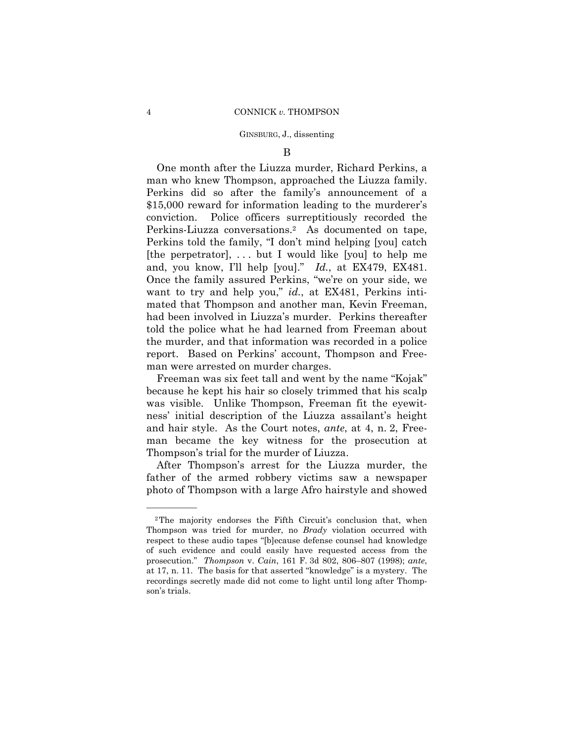### B

One month after the Liuzza murder, Richard Perkins, a man who knew Thompson, approached the Liuzza family. Perkins did so after the family's announcement of a $15,000 reward for information leading to the murderer's conviction. Police officers surreptitiously recorded the Perkins-Liuzza conversations.[2] As documented on tape, Perkins told the family, "I don't mind helping [you] catch [the perpetrator], . . . but I would like [you] to help me and, you know, I'll help [you]." *Id.*, at EX479, EX481. Once the family assured Perkins, "we're on your side, we want to try and help you," *id.*, at EX481, Perkins intimated that Thompson and another man, Kevin Freeman, had been involved in Liuzza's murder. Perkins thereafter told the police what he had learned from Freeman about the murder, and that information was recorded in a police report. Based on Perkins' account, Thompson and Freeman were arrested on murder charges.

Freeman was six feet tall and went by the name "Kojak" because he kept his hair so closely trimmed that his scalp was visible. Unlike Thompson, Freeman fit the eyewitness' initial description of the Liuzza assailant's height and hair style. As the Court notes, *ante*, at 4, n. 2, Freeman became the key witness for the prosecution at Thompson's trial for the murder of Liuzza.

After Thompson's arrest for the Liuzza murder, the father of the armed robbery victims saw a newspaper photo of Thompson with a large Afro hairstyle and showed

---

[2] The majority endorses the Fifth Circuit's conclusion that, when Thompson was tried for murder, no *Brady* violation occurred with respect to these audio tapes "[b]ecause defense counsel had knowledge of such evidence and could easily have requested access from the prosecution." *Thompson* v. *Cain*, 161 F. 3d 802, 806–807 (1998); *ante*, at 17, n. 11. The basis for that asserted "knowledge" is a mystery. The recordings secretly made did not come to light until long after Thompson's trials.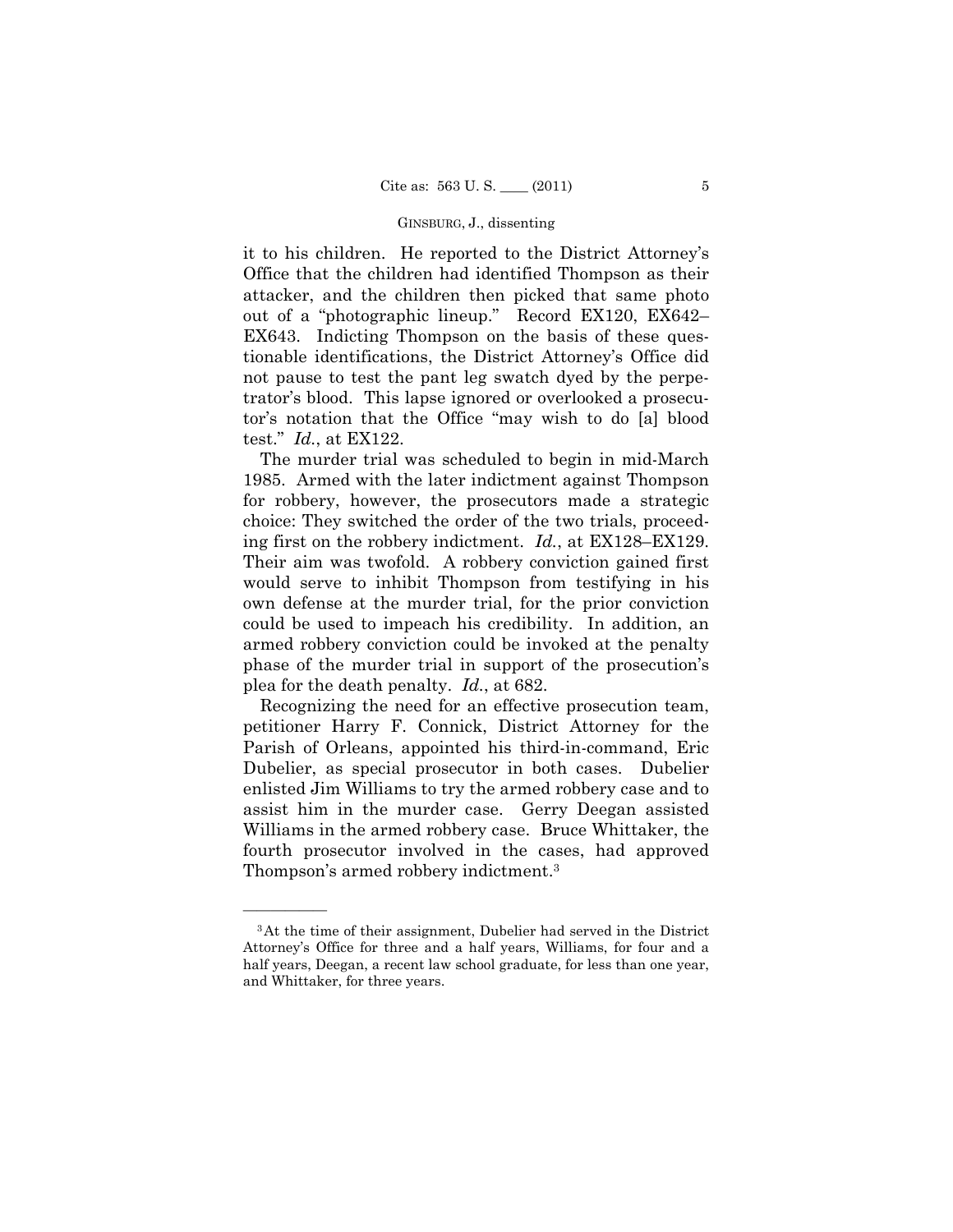it to his children. He reported to the District Attorney's Office that the children had identified Thompson as their attacker, and the children then picked that same photo out of a "photographic lineup." Record EX120, EX642–EX643. Indicting Thompson on the basis of these questionable identifications, the District Attorney's Office did not pause to test the pant leg swatch dyed by the perpetrator's blood. This lapse ignored or overlooked a prosecutor's notation that the Office "may wish to do [a] blood test." *Id.*, at EX122.

The murder trial was scheduled to begin in mid-March 1985. Armed with the later indictment against Thompson for robbery, however, the prosecutors made a strategic choice: They switched the order of the two trials, proceeding first on the robbery indictment. *Id.*, at EX128–EX129. Their aim was twofold. A robbery conviction gained first would serve to inhibit Thompson from testifying in his own defense at the murder trial, for the prior conviction could be used to impeach his credibility. In addition, an armed robbery conviction could be invoked at the penalty phase of the murder trial in support of the prosecution's plea for the death penalty. *Id.*, at 682.

Recognizing the need for an effective prosecution team, petitioner Harry F. Connick, District Attorney for the Parish of Orleans, appointed his third-in-command, Eric Dubelier, as special prosecutor in both cases. Dubelier enlisted Jim Williams to try the armed robbery case and to assist him in the murder case. Gerry Deegan assisted Williams in the armed robbery case. Bruce Whittaker, the fourth prosecutor involved in the cases, had approved Thompson's armed robbery indictment.[3]

---

[3] At the time of their assignment, Dubelier had served in the District Attorney's Office for three and a half years, Williams, for four and a half years, Deegan, a recent law school graduate, for less than one year, and Whittaker, for three years.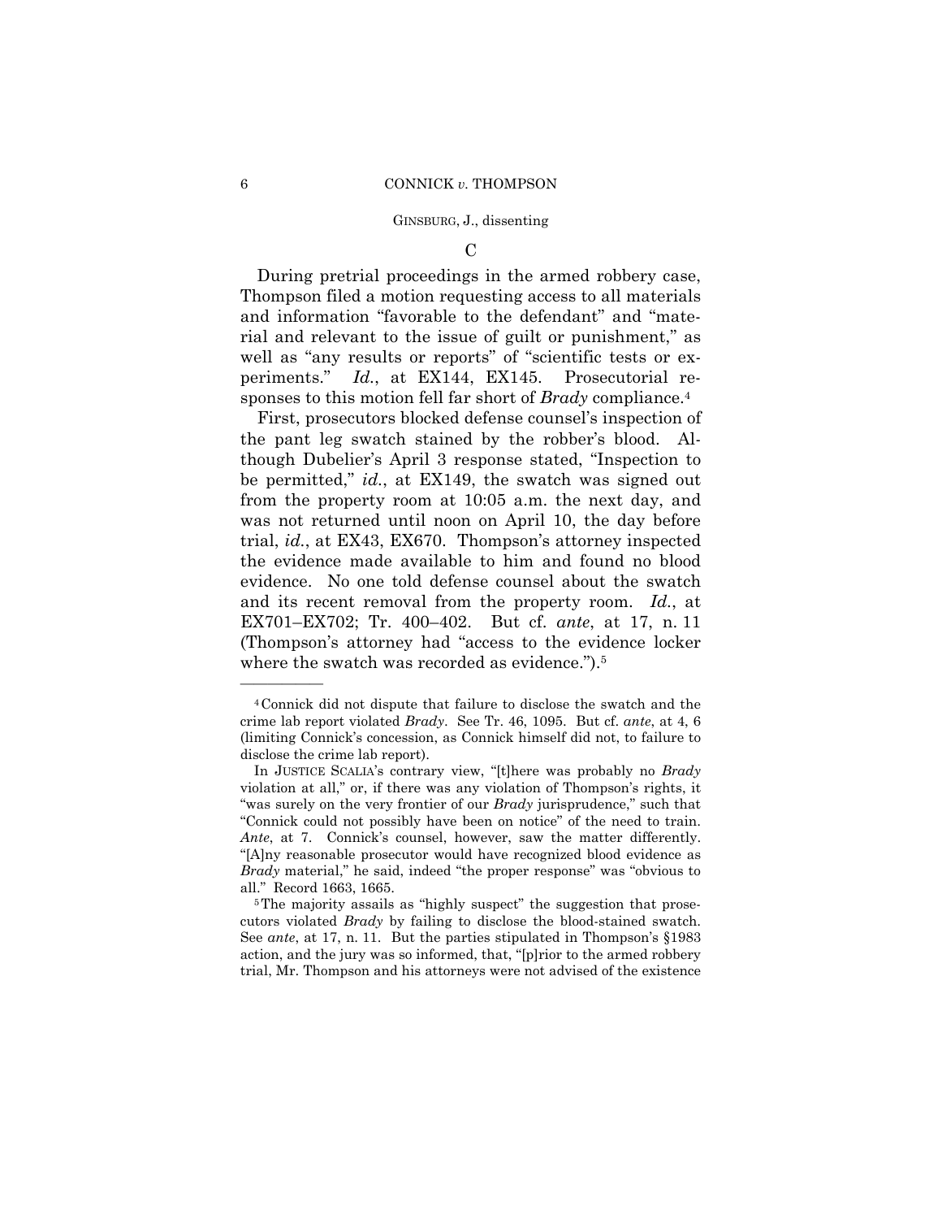### C

During pretrial proceedings in the armed robbery case, Thompson filed a motion requesting access to all materials and information "favorable to the defendant" and "material and relevant to the issue of guilt or punishment," as well as "any results or reports" of "scientific tests or experiments." *Id.*, at EX144, EX145. Prosecutorial responses to this motion fell far short of *Brady* compliance.[4]

First, prosecutors blocked defense counsel's inspection of the pant leg swatch stained by the robber's blood. Although Dubelier's April 3 response stated, "Inspection to be permitted," *id.*, at EX149, the swatch was signed out from the property room at 10:05 a.m. the next day, and was not returned until noon on April 10, the day before trial, *id.*, at EX43, EX670. Thompson's attorney inspected the evidence made available to him and found no blood evidence. No one told defense counsel about the swatch and its recent removal from the property room. *Id.*, at EX701–EX702; Tr. 400–402. But cf. *ante*, at 17, n. 11 (Thompson's attorney had "access to the evidence locker where the swatch was recorded as evidence.").[5]

---

[4] Connick did not dispute that failure to disclose the swatch and the crime lab report violated *Brady*. See Tr. 46, 1095. But cf. *ante*, at 4, 6 (limiting Connick's concession, as Connick himself did not, to failure to disclose the crime lab report).

In JUSTICE SCALIA's contrary view, "[t]here was probably no *Brady* violation at all," or, if there was any violation of Thompson's rights, it "was surely on the very frontier of our *Brady* jurisprudence," such that "Connick could not possibly have been on notice" of the need to train. *Ante*, at 7. Connick's counsel, however, saw the matter differently. "[A]ny reasonable prosecutor would have recognized blood evidence as *Brady* material," he said, indeed "the proper response" was "obvious to all." Record 1663, 1665.

[5] The majority assails as "highly suspect" the suggestion that prosecutors violated *Brady* by failing to disclose the blood-stained swatch. See *ante*, at 17, n. 11. But the parties stipulated in Thompson's §1983 action, and the jury was so informed, that, "[p]rior to the armed robbery trial, Mr. Thompson and his attorneys were not advised of the existence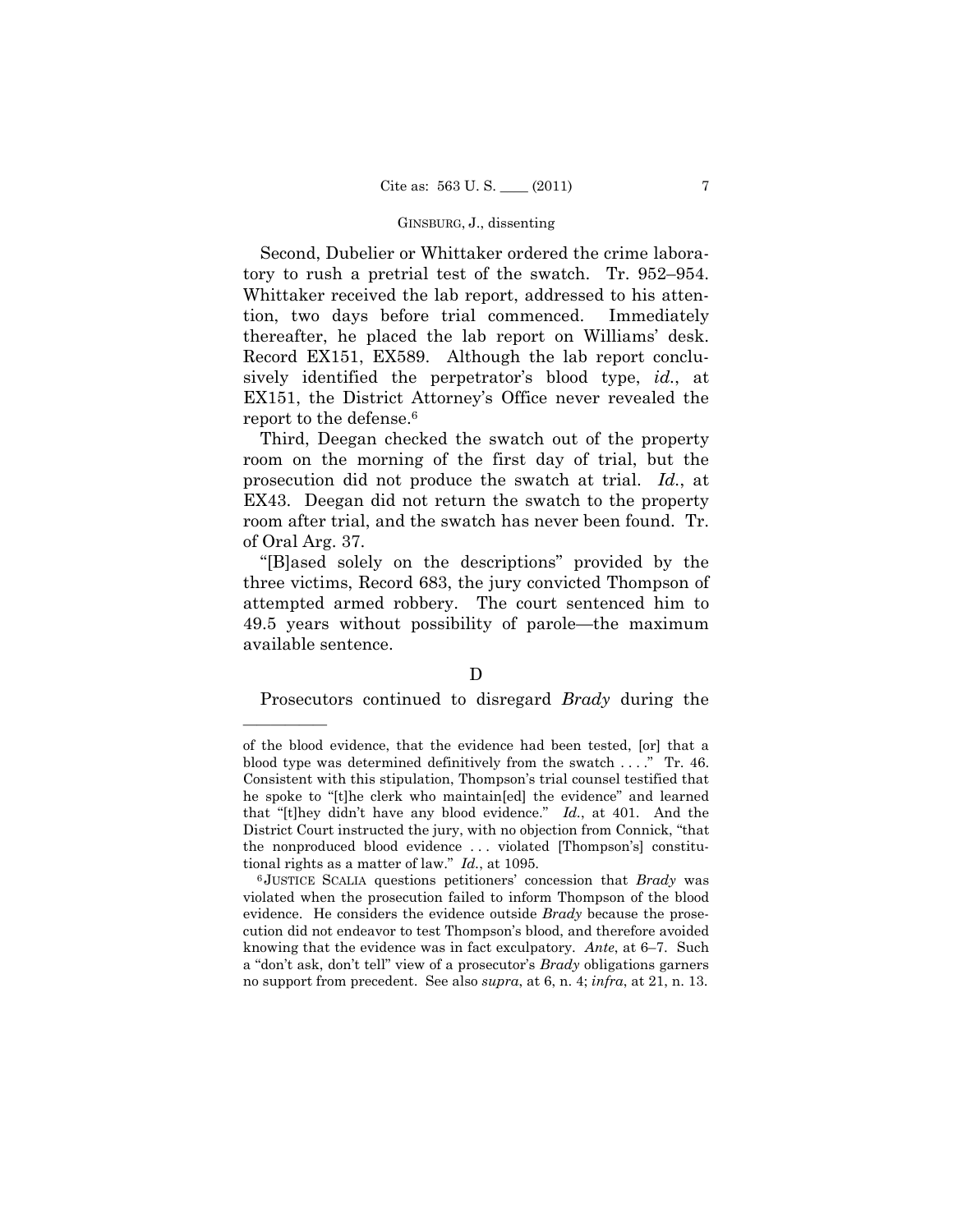Second, Dubelier or Whittaker ordered the crime laboratory to rush a pretrial test of the swatch. Tr. 952–954. Whittaker received the lab report, addressed to his attention, two days before trial commenced. Immediately thereafter, he placed the lab report on Williams' desk. Record EX151, EX589. Although the lab report conclusively identified the perpetrator's blood type, *id.*, at EX151, the District Attorney's Office never revealed the report to the defense.[6]

Third, Deegan checked the swatch out of the property room on the morning of the first day of trial, but the prosecution did not produce the swatch at trial. *Id.*, at EX43. Deegan did not return the swatch to the property room after trial, and the swatch has never been found. Tr. of Oral Arg. 37.

"[B]ased solely on the descriptions" provided by the three victims, Record 683, the jury convicted Thompson of attempted armed robbery. The court sentenced him to 49.5 years without possibility of parole—the maximum available sentence.

## D

Prosecutors continued to disregard *Brady* during the

---

of the blood evidence, that the evidence had been tested, [or] that a blood type was determined definitively from the swatch . . . ." Tr. 46. Consistent with this stipulation, Thompson's trial counsel testified that he spoke to "[t]he clerk who maintain[ed] the evidence" and learned that "[t]hey didn't have any blood evidence." *Id.*, at 401. And the District Court instructed the jury, with no objection from Connick, "that the nonproduced blood evidence . . . violated [Thompson's] constitutional rights as a matter of law." *Id.*, at 1095.

[6] JUSTICE SCALIA questions petitioners' concession that *Brady* was violated when the prosecution failed to inform Thompson of the blood evidence. He considers the evidence outside *Brady* because the prosecution did not endeavor to test Thompson's blood, and therefore avoided knowing that the evidence was in fact exculpatory. *Ante*, at 6–7. Such a "don't ask, don't tell" view of a prosecutor's *Brady* obligations garners no support from precedent. See also *supra*, at 6, n. 4; *infra*, at 21, n. 13.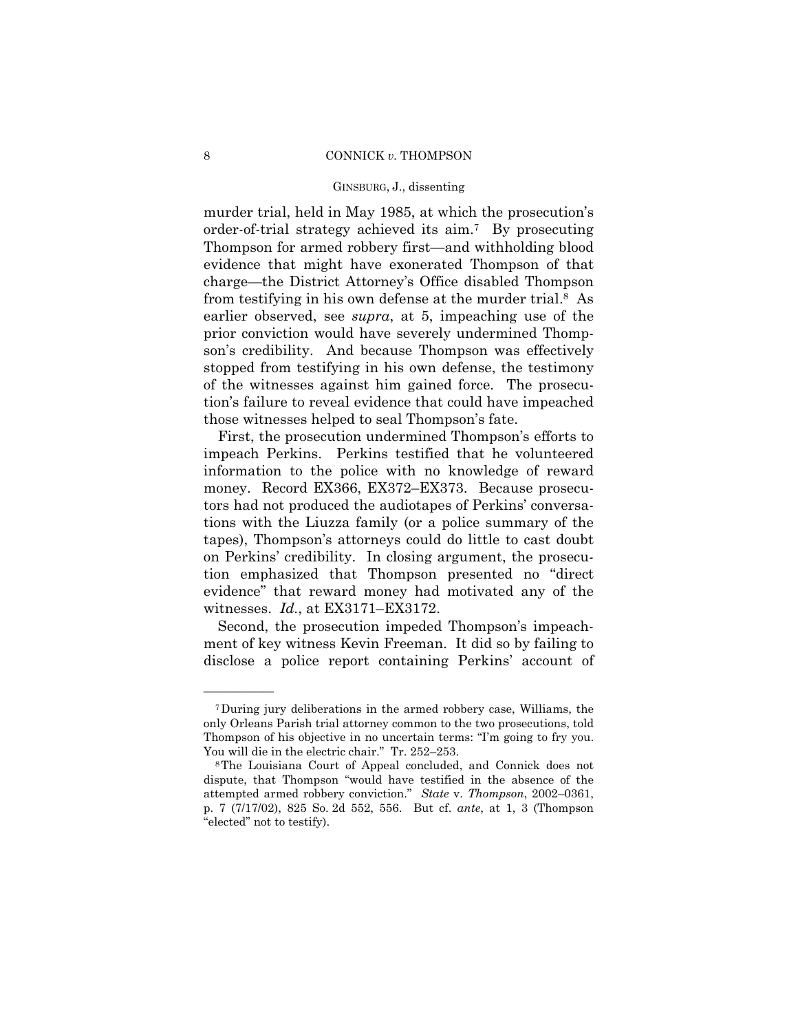murder trial, held in May 1985, at which the prosecution's order-of-trial strategy achieved its aim.[7] By prosecuting Thompson for armed robbery first—and withholding blood evidence that might have exonerated Thompson of that charge—the District Attorney's Office disabled Thompson from testifying in his own defense at the murder trial.[8] As earlier observed, see *supra*, at 5, impeaching use of the prior conviction would have severely undermined Thompson's credibility. And because Thompson was effectively stopped from testifying in his own defense, the testimony of the witnesses against him gained force. The prosecution's failure to reveal evidence that could have impeached those witnesses helped to seal Thompson's fate.

First, the prosecution undermined Thompson's efforts to impeach Perkins. Perkins testified that he volunteered information to the police with no knowledge of reward money. Record EX366, EX372–EX373. Because prosecutors had not produced the audiotapes of Perkins' conversations with the Liuzza family (or a police summary of the tapes), Thompson's attorneys could do little to cast doubt on Perkins' credibility. In closing argument, the prosecution emphasized that Thompson presented no "direct evidence" that reward money had motivated any of the witnesses. *Id.*, at EX3171–EX3172.

Second, the prosecution impeded Thompson's impeachment of key witness Kevin Freeman. It did so by failing to disclose a police report containing Perkins' account of

---

[7] During jury deliberations in the armed robbery case, Williams, the only Orleans Parish trial attorney common to the two prosecutions, told Thompson of his objective in no uncertain terms: "I'm going to fry you. You will die in the electric chair." Tr. 252–253.

[8] The Louisiana Court of Appeal concluded, and Connick does not dispute, that Thompson "would have testified in the absence of the attempted armed robbery conviction." *State* v. *Thompson*, 2002–0361, p. 7 (7/17/02), 825 So. 2d 552, 556. But cf. *ante*, at 1, 3 (Thompson "elected" not to testify).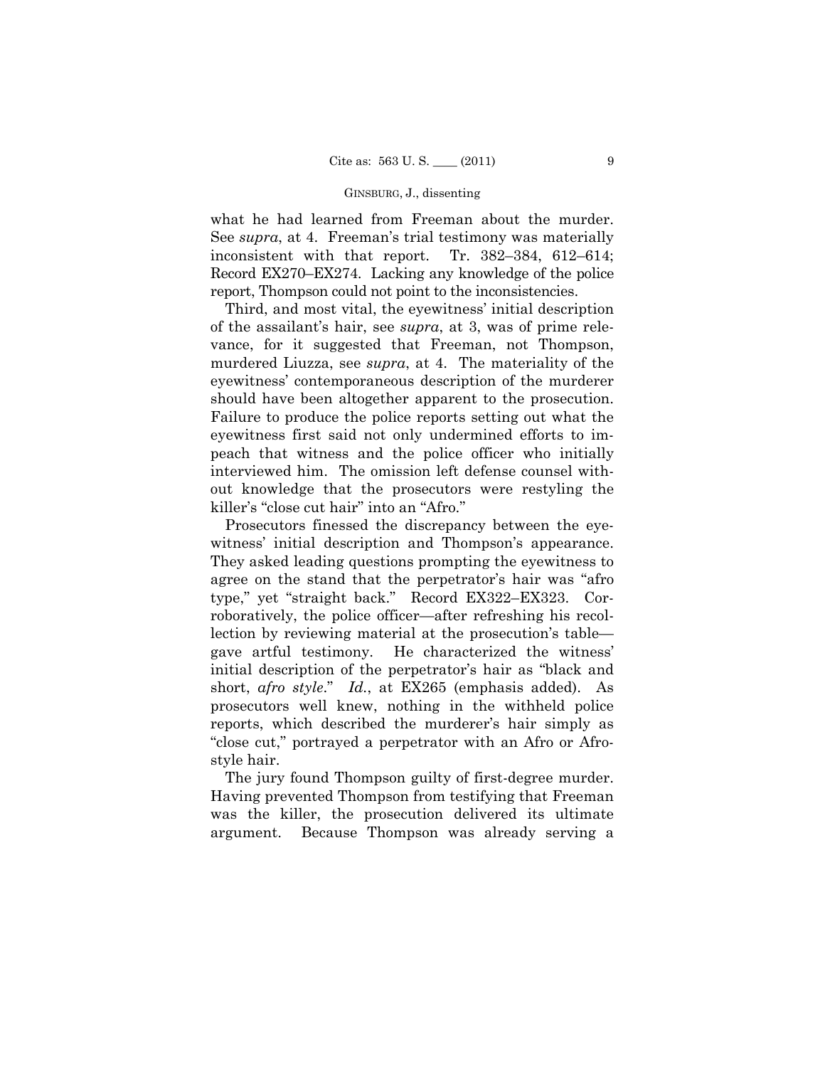what he had learned from Freeman about the murder. See *supra*, at 4. Freeman's trial testimony was materially inconsistent with that report. Tr. 382–384, 612–614; Record EX270–EX274. Lacking any knowledge of the police report, Thompson could not point to the inconsistencies.

Third, and most vital, the eyewitness' initial description of the assailant's hair, see *supra*, at 3, was of prime relevance, for it suggested that Freeman, not Thompson, murdered Liuzza, see *supra*, at 4. The materiality of the eyewitness' contemporaneous description of the murderer should have been altogether apparent to the prosecution. Failure to produce the police reports setting out what the eyewitness first said not only undermined efforts to impeach that witness and the police officer who initially interviewed him. The omission left defense counsel without knowledge that the prosecutors were restyling the killer's "close cut hair" into an "Afro."

Prosecutors finessed the discrepancy between the eyewitness' initial description and Thompson's appearance. They asked leading questions prompting the eyewitness to agree on the stand that the perpetrator's hair was "afro type," yet "straight back." Record EX322–EX323. Corroboratively, the police officer—after refreshing his recollection by reviewing material at the prosecution's table—gave artful testimony. He characterized the witness' initial description of the perpetrator's hair as "black and short, *afro style*." *Id.*, at EX265 (emphasis added). As prosecutors well knew, nothing in the withheld police reports, which described the murderer's hair simply as "close cut," portrayed a perpetrator with an Afro or Afro-style hair.

The jury found Thompson guilty of first-degree murder. Having prevented Thompson from testifying that Freeman was the killer, the prosecution delivered its ultimate argument. Because Thompson was already serving a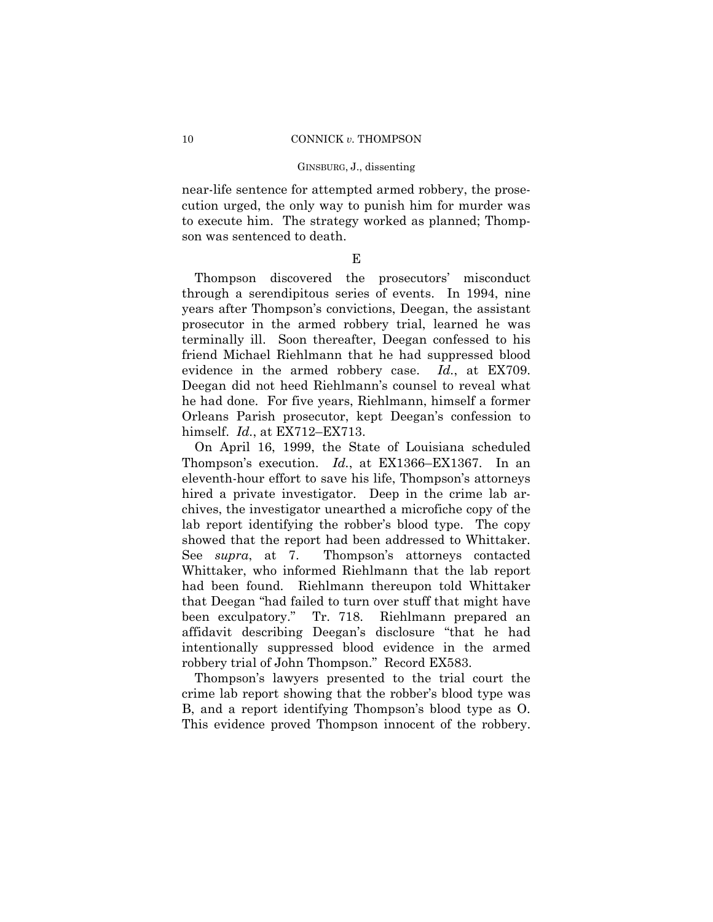near-life sentence for attempted armed robbery, the prosecution urged, the only way to punish him for murder was to execute him. The strategy worked as planned; Thompson was sentenced to death.

E

Thompson discovered the prosecutors' misconduct through a serendipitous series of events. In 1994, nine years after Thompson's convictions, Deegan, the assistant prosecutor in the armed robbery trial, learned he was terminally ill. Soon thereafter, Deegan confessed to his friend Michael Riehlmann that he had suppressed blood evidence in the armed robbery case. *Id.*, at EX709. Deegan did not heed Riehlmann's counsel to reveal what he had done. For five years, Riehlmann, himself a former Orleans Parish prosecutor, kept Deegan's confession to himself. *Id.*, at EX712–EX713.

On April 16, 1999, the State of Louisiana scheduled Thompson's execution. *Id.*, at EX1366–EX1367. In an eleventh-hour effort to save his life, Thompson's attorneys hired a private investigator. Deep in the crime lab archives, the investigator unearthed a microfiche copy of the lab report identifying the robber's blood type. The copy showed that the report had been addressed to Whittaker. See *supra*, at 7. Thompson's attorneys contacted Whittaker, who informed Riehlmann that the lab report had been found. Riehlmann thereupon told Whittaker that Deegan "had failed to turn over stuff that might have been exculpatory." Tr. 718. Riehlmann prepared an affidavit describing Deegan's disclosure "that he had intentionally suppressed blood evidence in the armed robbery trial of John Thompson." Record EX583.

Thompson's lawyers presented to the trial court the crime lab report showing that the robber's blood type was B, and a report identifying Thompson's blood type as O. This evidence proved Thompson innocent of the robbery.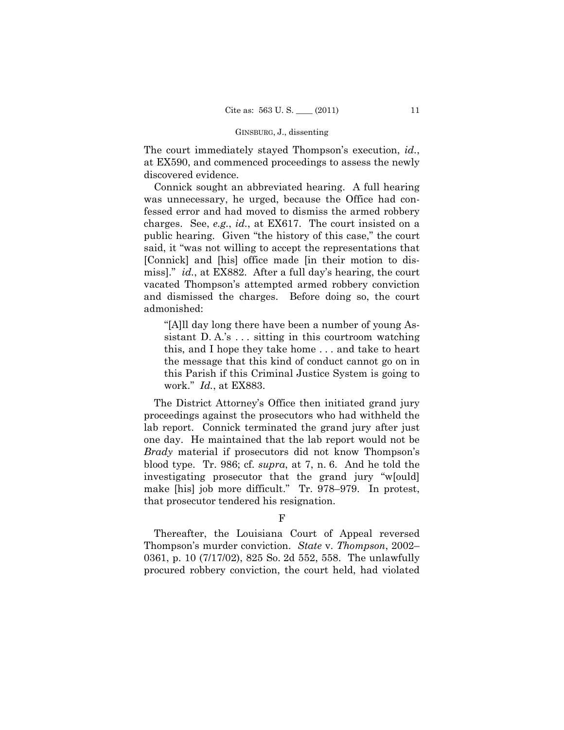The court immediately stayed Thompson's execution, *id.*, at EX590, and commenced proceedings to assess the newly discovered evidence.

Connick sought an abbreviated hearing. A full hearing was unnecessary, he urged, because the Office had confessed error and had moved to dismiss the armed robbery charges. See, *e.g.*, *id.*, at EX617. The court insisted on a public hearing. Given "the history of this case," the court said, it "was not willing to accept the representations that [Connick] and [his] office made [in their motion to dismiss]." *id.*, at EX882. After a full day's hearing, the court vacated Thompson's attempted armed robbery conviction and dismissed the charges. Before doing so, the court admonished:

> "[A]ll day long there have been a number of young Assistant D. A.'s . . . sitting in this courtroom watching this, and I hope they take home . . . and take to heart the message that this kind of conduct cannot go on in this Parish if this Criminal Justice System is going to work." *Id.*, at EX883.

The District Attorney's Office then initiated grand jury proceedings against the prosecutors who had withheld the lab report. Connick terminated the grand jury after just one day. He maintained that the lab report would not be *Brady* material if prosecutors did not know Thompson's blood type. Tr. 986; cf. *supra*, at 7, n. 6. And he told the investigating prosecutor that the grand jury "w[ould] make [his] job more difficult." Tr. 978–979. In protest, that prosecutor tendered his resignation.

F

Thereafter, the Louisiana Court of Appeal reversed Thompson's murder conviction. *State* v. *Thompson*, 2002–0361, p. 10 (7/17/02), 825 So. 2d 552, 558. The unlawfully procured robbery conviction, the court held, had violated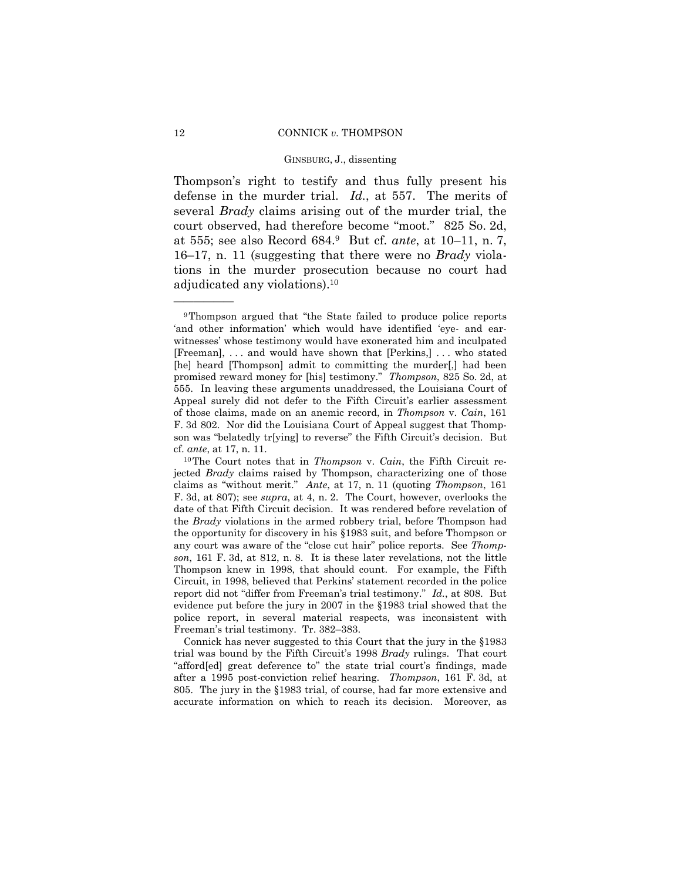Thompson's right to testify and thus fully present his defense in the murder trial. *Id.*, at 557. The merits of several *Brady* claims arising out of the murder trial, the court observed, had therefore become "moot." 825 So. 2d, at 555; see also Record 684.[9] But cf. *ante*, at 10–11, n. 7, 16–17, n. 11 (suggesting that there were no *Brady* violations in the murder prosecution because no court had adjudicated any violations).[10]

---

[9] Thompson argued that "the State failed to produce police reports 'and other information' which would have identified 'eye- and ear-witnesses' whose testimony would have exonerated him and inculpated [Freeman], . . . and would have shown that [Perkins,] . . . who stated [he] heard [Thompson] admit to committing the murder[,] had been promised reward money for [his] testimony." *Thompson*, 825 So. 2d, at 555. In leaving these arguments unaddressed, the Louisiana Court of Appeal surely did not defer to the Fifth Circuit's earlier assessment of those claims, made on an anemic record, in *Thompson* v. *Cain*, 161 F. 3d 802. Nor did the Louisiana Court of Appeal suggest that Thompson was "belatedly tr[ying] to reverse" the Fifth Circuit's decision. But cf. *ante*, at 17, n. 11.

[10] The Court notes that in *Thompson* v. *Cain*, the Fifth Circuit rejected *Brady* claims raised by Thompson, characterizing one of those claims as "without merit." *Ante*, at 17, n. 11 (quoting *Thompson*, 161 F. 3d, at 807); see *supra*, at 4, n. 2. The Court, however, overlooks the date of that Fifth Circuit decision. It was rendered before revelation of the *Brady* violations in the armed robbery trial, before Thompson had the opportunity for discovery in his §1983 suit, and before Thompson or any court was aware of the "close cut hair" police reports. See *Thompson*, 161 F. 3d, at 812, n. 8. It is these later revelations, not the little Thompson knew in 1998, that should count. For example, the Fifth Circuit, in 1998, believed that Perkins' statement recorded in the police report did not "differ from Freeman's trial testimony." *Id.*, at 808. But evidence put before the jury in 2007 in the §1983 trial showed that the police report, in several material respects, was inconsistent with Freeman's trial testimony. Tr. 382–383.

Connick has never suggested to this Court that the jury in the §1983 trial was bound by the Fifth Circuit's 1998 *Brady* rulings. That court "afford[ed] great deference to" the state trial court's findings, made after a 1995 post-conviction relief hearing. *Thompson*, 161 F. 3d, at 805. The jury in the §1983 trial, of course, had far more extensive and accurate information on which to reach its decision. Moreover, as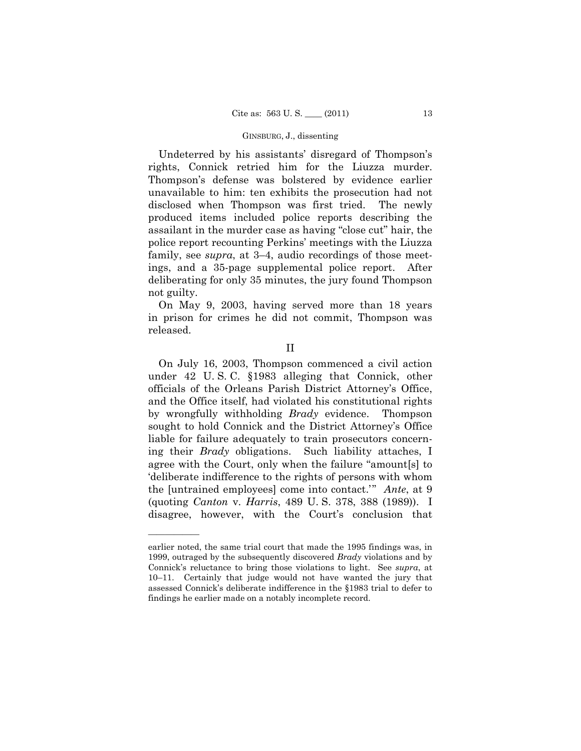Undeterred by his assistants' disregard of Thompson's rights, Connick retried him for the Liuzza murder. Thompson's defense was bolstered by evidence earlier unavailable to him: ten exhibits the prosecution had not disclosed when Thompson was first tried. The newly produced items included police reports describing the assailant in the murder case as having "close cut" hair, the police report recounting Perkins' meetings with the Liuzza family, see *supra*, at 3–4, audio recordings of those meetings, and a 35-page supplemental police report. After deliberating for only 35 minutes, the jury found Thompson not guilty.

On May 9, 2003, having served more than 18 years in prison for crimes he did not commit, Thompson was released.

## II

On July 16, 2003, Thompson commenced a civil action under 42 U. S. C. §1983 alleging that Connick, other officials of the Orleans Parish District Attorney's Office, and the Office itself, had violated his constitutional rights by wrongfully withholding *Brady* evidence. Thompson sought to hold Connick and the District Attorney's Office liable for failure adequately to train prosecutors concerning their *Brady* obligations. Such liability attaches, I agree with the Court, only when the failure "amount[s] to 'deliberate indifference to the rights of persons with whom the [untrained employees] come into contact.'" *Ante*, at 9 (quoting *Canton* v. *Harris*, 489 U. S. 378, 388 (1989)). I disagree, however, with the Court's conclusion that

---

earlier noted, the same trial court that made the 1995 findings was, in 1999, outraged by the subsequently discovered *Brady* violations and by Connick's reluctance to bring those violations to light. See *supra*, at 10–11. Certainly that judge would not have wanted the jury that assessed Connick's deliberate indifference in the §1983 trial to defer to findings he earlier made on a notably incomplete record.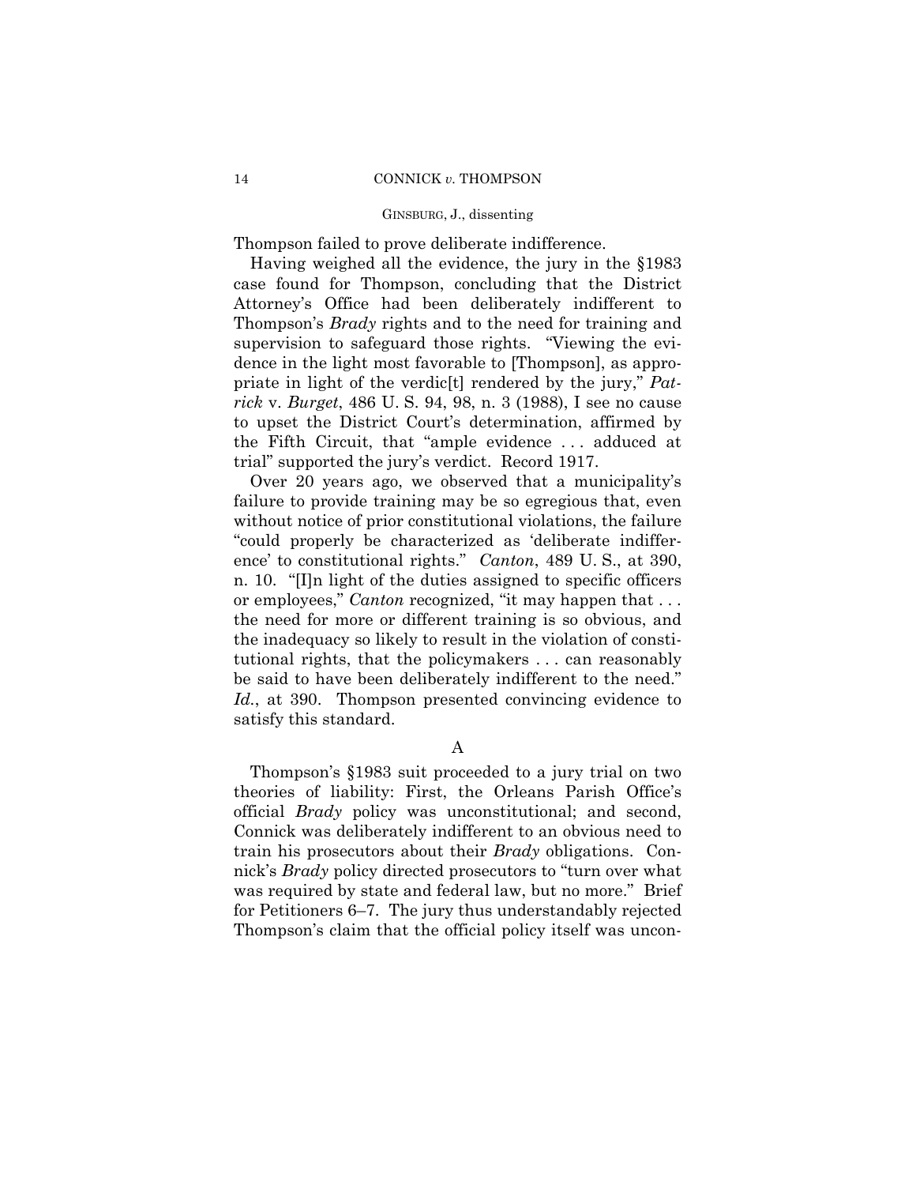Thompson failed to prove deliberate indifference.

Having weighed all the evidence, the jury in the §1983 case found for Thompson, concluding that the District Attorney's Office had been deliberately indifferent to Thompson's *Brady* rights and to the need for training and supervision to safeguard those rights. "Viewing the evidence in the light most favorable to [Thompson], as appropriate in light of the verdic[t] rendered by the jury," *Patrick* v. *Burget*, 486 U. S. 94, 98, n. 3 (1988), I see no cause to upset the District Court's determination, affirmed by the Fifth Circuit, that "ample evidence . . . adduced at trial" supported the jury's verdict. Record 1917.

Over 20 years ago, we observed that a municipality's failure to provide training may be so egregious that, even without notice of prior constitutional violations, the failure "could properly be characterized as 'deliberate indifference' to constitutional rights." *Canton*, 489 U. S., at 390, n. 10. "[I]n light of the duties assigned to specific officers or employees," *Canton* recognized, "it may happen that . . . the need for more or different training is so obvious, and the inadequacy so likely to result in the violation of constitutional rights, that the policymakers . . . can reasonably be said to have been deliberately indifferent to the need." *Id.*, at 390. Thompson presented convincing evidence to satisfy this standard.

A

Thompson's §1983 suit proceeded to a jury trial on two theories of liability: First, the Orleans Parish Office's official *Brady* policy was unconstitutional; and second, Connick was deliberately indifferent to an obvious need to train his prosecutors about their *Brady* obligations. Connick's *Brady* policy directed prosecutors to "turn over what was required by state and federal law, but no more." Brief for Petitioners 6–7. The jury thus understandably rejected Thompson's claim that the official policy itself was uncon-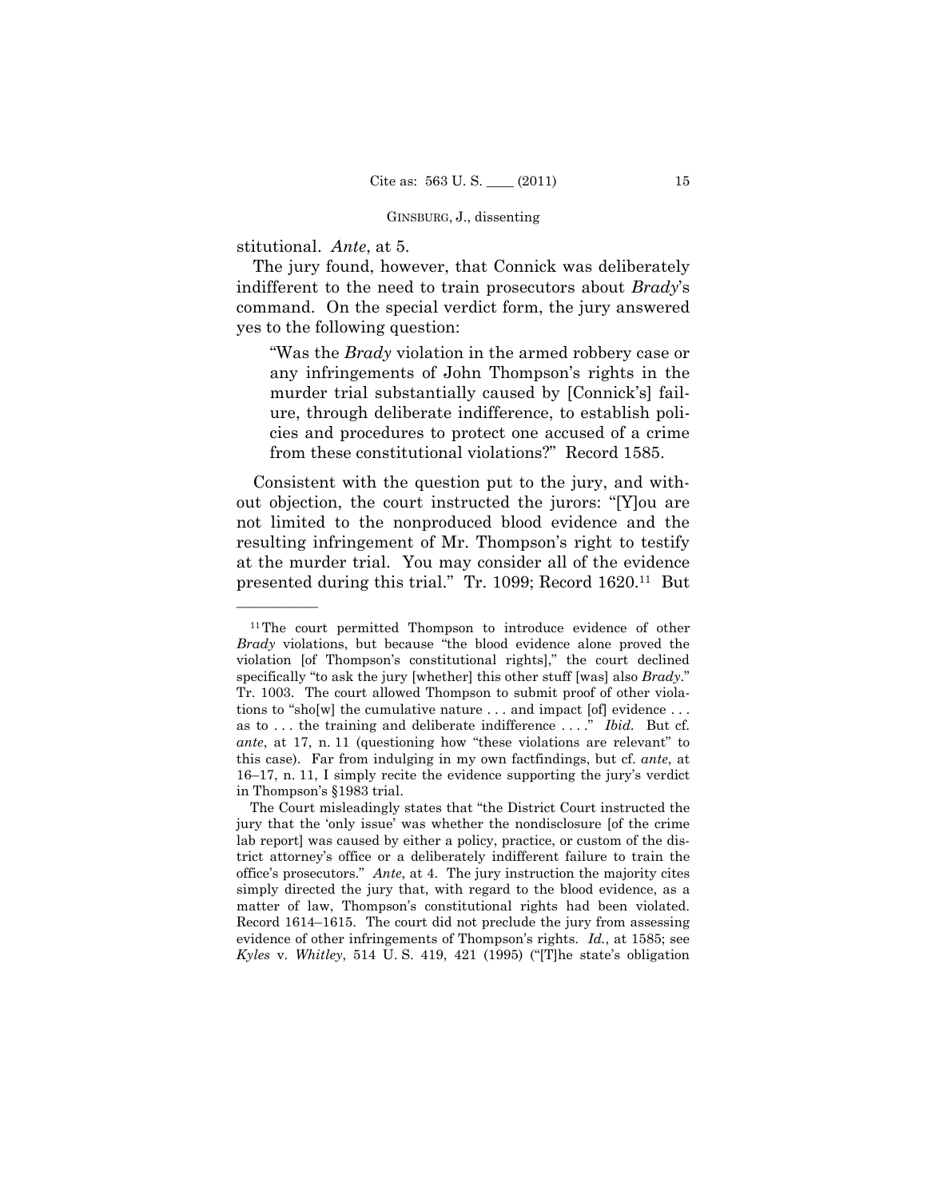stitutional. *Ante*, at 5.

The jury found, however, that Connick was deliberately indifferent to the need to train prosecutors about *Brady*'s command. On the special verdict form, the jury answered yes to the following question:

> "Was the *Brady* violation in the armed robbery case or any infringements of John Thompson's rights in the murder trial substantially caused by [Connick's] failure, through deliberate indifference, to establish policies and procedures to protect one accused of a crime from these constitutional violations?" Record 1585.

Consistent with the question put to the jury, and without objection, the court instructed the jurors: "[Y]ou are not limited to the nonproduced blood evidence and the resulting infringement of Mr. Thompson's right to testify at the murder trial. You may consider all of the evidence presented during this trial." Tr. 1099; Record 1620.[11] But

---

[11] The court permitted Thompson to introduce evidence of other *Brady* violations, but because "the blood evidence alone proved the violation [of Thompson's constitutional rights]," the court declined specifically "to ask the jury [whether] this other stuff [was] also *Brady*." Tr. 1003. The court allowed Thompson to submit proof of other violations to "sho[w] the cumulative nature . . . and impact [of] evidence . . . as to . . . the training and deliberate indifference . . . ." *Ibid.* But cf. *ante*, at 17, n. 11 (questioning how "these violations are relevant" to this case). Far from indulging in my own factfindings, but cf. *ante*, at 16–17, n. 11, I simply recite the evidence supporting the jury's verdict in Thompson's §1983 trial.

The Court misleadingly states that "the District Court instructed the jury that the 'only issue' was whether the nondisclosure [of the crime lab report] was caused by either a policy, practice, or custom of the district attorney's office or a deliberately indifferent failure to train the office's prosecutors." *Ante*, at 4. The jury instruction the majority cites simply directed the jury that, with regard to the blood evidence, as a matter of law, Thompson's constitutional rights had been violated. Record 1614–1615. The court did not preclude the jury from assessing evidence of other infringements of Thompson's rights. *Id.*, at 1585; see *Kyles* v. *Whitley*, 514 U. S. 419, 421 (1995) ("[T]he state's obligation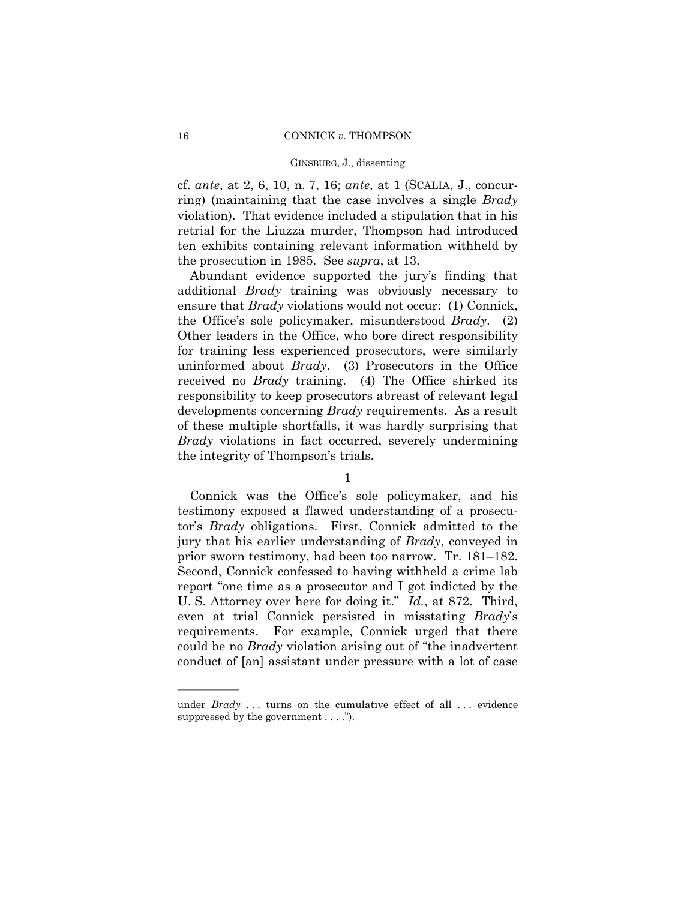cf. *ante*, at 2, 6, 10, n. 7, 16; *ante*, at 1 (SCALIA, J., concurring) (maintaining that the case involves a single *Brady* violation). That evidence included a stipulation that in his retrial for the Liuzza murder, Thompson had introduced ten exhibits containing relevant information withheld by the prosecution in 1985. See *supra*, at 13.

Abundant evidence supported the jury's finding that additional *Brady* training was obviously necessary to ensure that *Brady* violations would not occur: (1) Connick, the Office's sole policymaker, misunderstood *Brady*. (2) Other leaders in the Office, who bore direct responsibility for training less experienced prosecutors, were similarly uninformed about *Brady*. (3) Prosecutors in the Office received no *Brady* training. (4) The Office shirked its responsibility to keep prosecutors abreast of relevant legal developments concerning *Brady* requirements. As a result of these multiple shortfalls, it was hardly surprising that *Brady* violations in fact occurred, severely undermining the integrity of Thompson's trials.

1

Connick was the Office's sole policymaker, and his testimony exposed a flawed understanding of a prosecutor's *Brady* obligations. First, Connick admitted to the jury that his earlier understanding of *Brady*, conveyed in prior sworn testimony, had been too narrow. Tr. 181–182. Second, Connick confessed to having withheld a crime lab report "one time as a prosecutor and I got indicted by the U. S. Attorney over here for doing it." *Id.*, at 872. Third, even at trial Connick persisted in misstating *Brady*'s requirements. For example, Connick urged that there could be no *Brady* violation arising out of "the inadvertent conduct of [an] assistant under pressure with a lot of case

---

under *Brady* . . . turns on the cumulative effect of all . . . evidence suppressed by the government . . . .").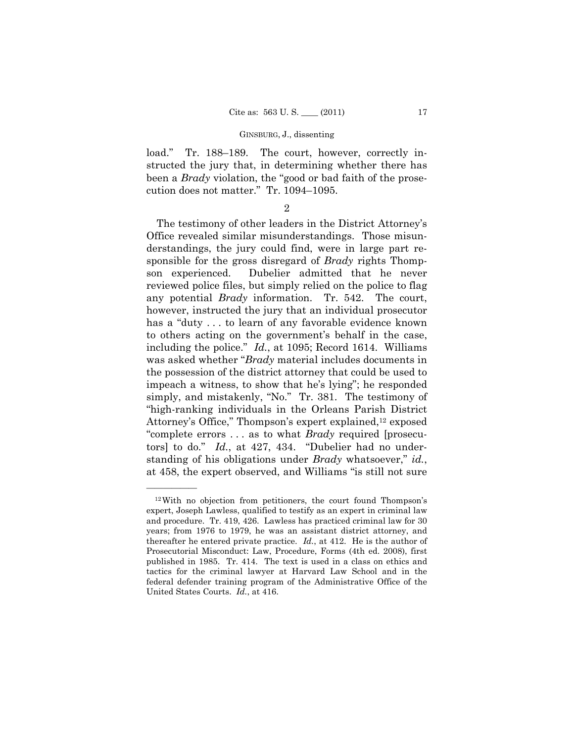load." Tr. 188–189. The court, however, correctly instructed the jury that, in determining whether there has been a *Brady* violation, the "good or bad faith of the prosecution does not matter." Tr. 1094–1095.

2

The testimony of other leaders in the District Attorney's Office revealed similar misunderstandings. Those misunderstandings, the jury could find, were in large part responsible for the gross disregard of *Brady* rights Thompson experienced. Dubelier admitted that he never reviewed police files, but simply relied on the police to flag any potential *Brady* information. Tr. 542. The court, however, instructed the jury that an individual prosecutor has a "duty . . . to learn of any favorable evidence known to others acting on the government's behalf in the case, including the police." *Id.*, at 1095; Record 1614. Williams was asked whether "*Brady* material includes documents in the possession of the district attorney that could be used to impeach a witness, to show that he's lying"; he responded simply, and mistakenly, "No." Tr. 381. The testimony of "high-ranking individuals in the Orleans Parish District Attorney's Office," Thompson's expert explained,[12] exposed "complete errors . . . as to what *Brady* required [prosecutors] to do." *Id.*, at 427, 434. "Dubelier had no understanding of his obligations under *Brady* whatsoever," *id.*, at 458, the expert observed, and Williams "is still not sure

---

[12] With no objection from petitioners, the court found Thompson's expert, Joseph Lawless, qualified to testify as an expert in criminal law and procedure. Tr. 419, 426. Lawless has practiced criminal law for 30 years; from 1976 to 1979, he was an assistant district attorney, and thereafter he entered private practice. *Id.*, at 412. He is the author of Prosecutorial Misconduct: Law, Procedure, Forms (4th ed. 2008), first published in 1985. Tr. 414. The text is used in a class on ethics and tactics for the criminal lawyer at Harvard Law School and in the federal defender training program of the Administrative Office of the United States Courts. *Id.*, at 416.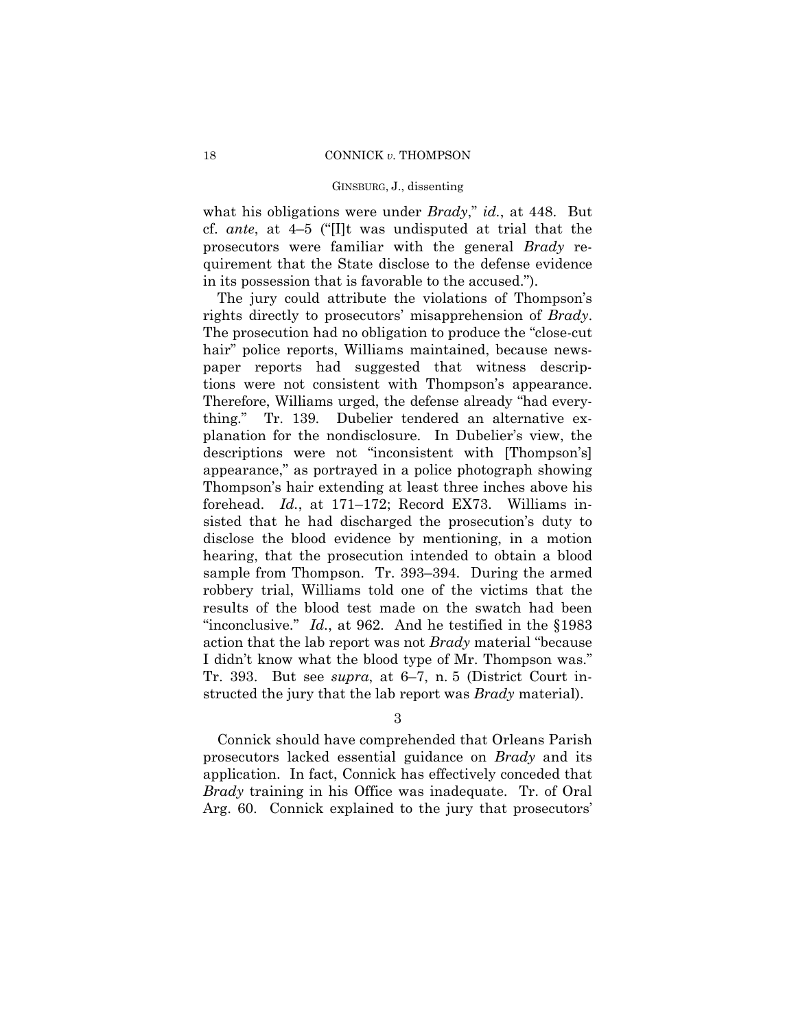what his obligations were under *Brady*," *id.*, at 448. But cf. *ante*, at 4–5 ("[I]t was undisputed at trial that the prosecutors were familiar with the general *Brady* requirement that the State disclose to the defense evidence in its possession that is favorable to the accused.").

The jury could attribute the violations of Thompson's rights directly to prosecutors' misapprehension of *Brady*. The prosecution had no obligation to produce the "close-cut hair" police reports, Williams maintained, because newspaper reports had suggested that witness descriptions were not consistent with Thompson's appearance. Therefore, Williams urged, the defense already "had everything." Tr. 139. Dubelier tendered an alternative explanation for the nondisclosure. In Dubelier's view, the descriptions were not "inconsistent with [Thompson's] appearance," as portrayed in a police photograph showing Thompson's hair extending at least three inches above his forehead. *Id.*, at 171–172; Record EX73. Williams insisted that he had discharged the prosecution's duty to disclose the blood evidence by mentioning, in a motion hearing, that the prosecution intended to obtain a blood sample from Thompson. Tr. 393–394. During the armed robbery trial, Williams told one of the victims that the results of the blood test made on the swatch had been "inconclusive." *Id.*, at 962. And he testified in the §1983 action that the lab report was not *Brady* material "because I didn't know what the blood type of Mr. Thompson was." Tr. 393. But see *supra*, at 6–7, n. 5 (District Court instructed the jury that the lab report was *Brady* material).

3

Connick should have comprehended that Orleans Parish prosecutors lacked essential guidance on *Brady* and its application. In fact, Connick has effectively conceded that *Brady* training in his Office was inadequate. Tr. of Oral Arg. 60. Connick explained to the jury that prosecutors'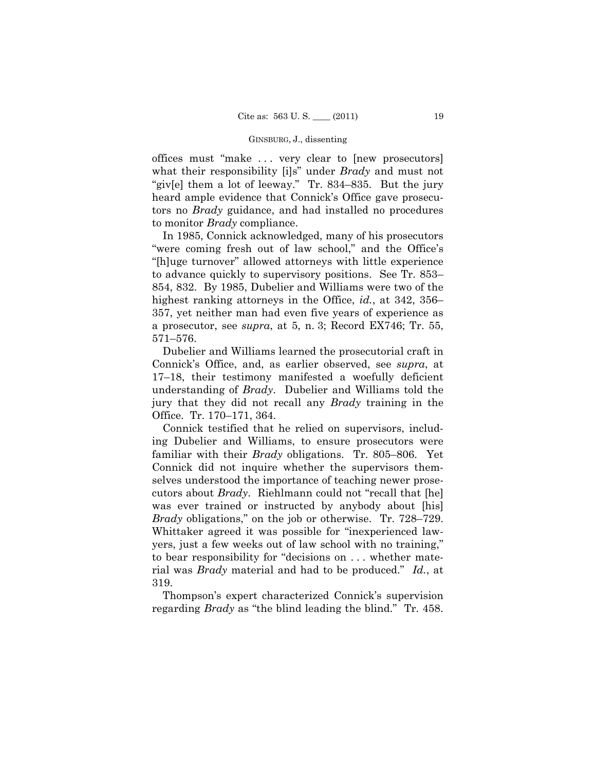offices must "make . . . very clear to [new prosecutors] what their responsibility [i]s" under *Brady* and must not "giv[e] them a lot of leeway." Tr. 834–835. But the jury heard ample evidence that Connick's Office gave prosecutors no *Brady* guidance, and had installed no procedures to monitor *Brady* compliance.

In 1985, Connick acknowledged, many of his prosecutors "were coming fresh out of law school," and the Office's "[h]uge turnover" allowed attorneys with little experience to advance quickly to supervisory positions. See Tr. 853–854, 832. By 1985, Dubelier and Williams were two of the highest ranking attorneys in the Office, *id.*, at 342, 356–357, yet neither man had even five years of experience as a prosecutor, see *supra*, at 5, n. 3; Record EX746; Tr. 55, 571–576.

Dubelier and Williams learned the prosecutorial craft in Connick's Office, and, as earlier observed, see *supra*, at 17–18, their testimony manifested a woefully deficient understanding of *Brady*. Dubelier and Williams told the jury that they did not recall any *Brady* training in the Office. Tr. 170–171, 364.

Connick testified that he relied on supervisors, including Dubelier and Williams, to ensure prosecutors were familiar with their *Brady* obligations. Tr. 805–806. Yet Connick did not inquire whether the supervisors themselves understood the importance of teaching newer prosecutors about *Brady*. Riehlmann could not "recall that [he] was ever trained or instructed by anybody about [his] *Brady* obligations," on the job or otherwise. Tr. 728–729. Whittaker agreed it was possible for "inexperienced lawyers, just a few weeks out of law school with no training," to bear responsibility for "decisions on . . . whether material was *Brady* material and had to be produced." *Id.*, at 319.

Thompson's expert characterized Connick's supervision regarding *Brady* as "the blind leading the blind." Tr. 458.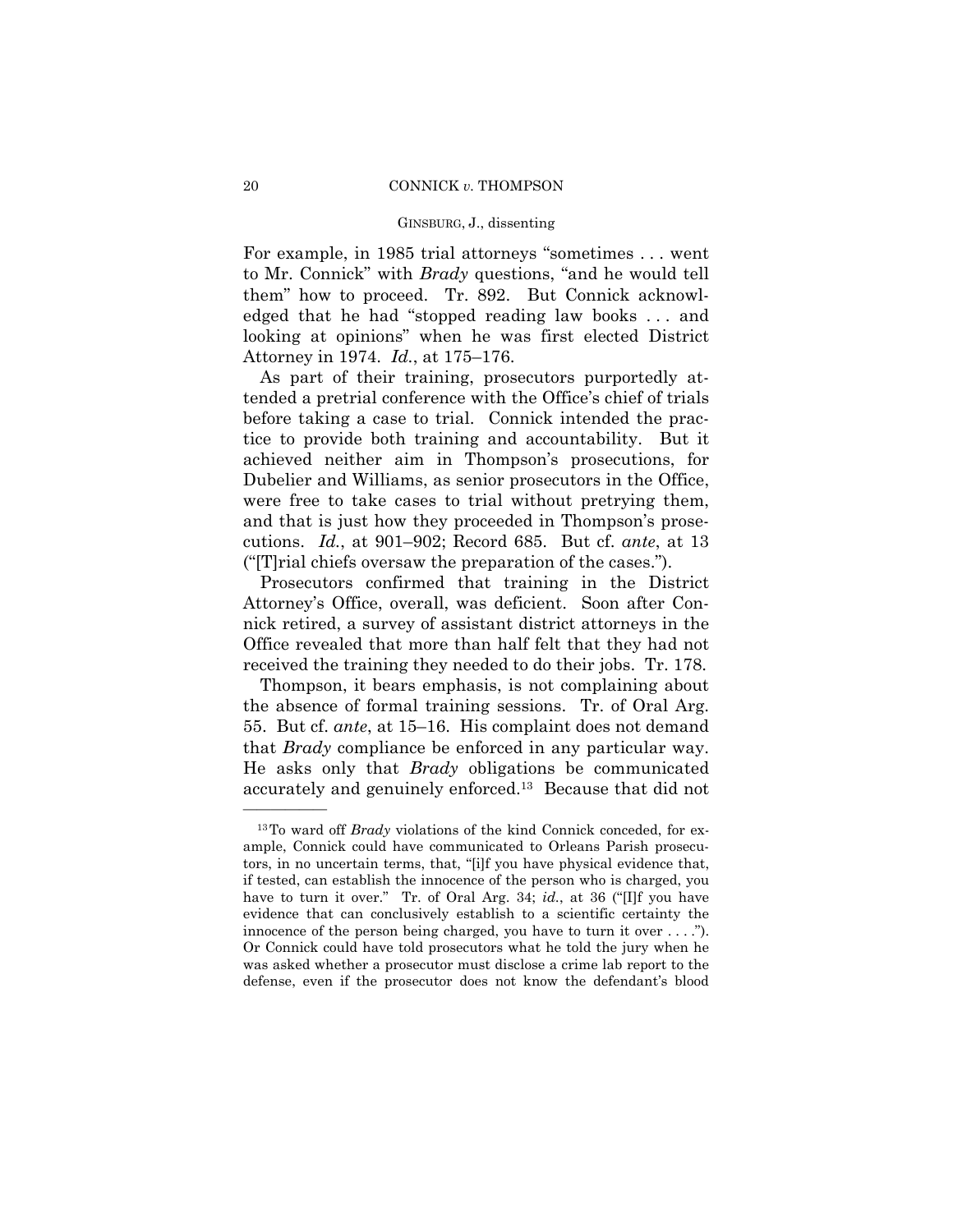For example, in 1985 trial attorneys "sometimes . . . went to Mr. Connick" with *Brady* questions, "and he would tell them" how to proceed. Tr. 892. But Connick acknowledged that he had "stopped reading law books . . . and looking at opinions" when he was first elected District Attorney in 1974. *Id.*, at 175–176.

As part of their training, prosecutors purportedly attended a pretrial conference with the Office's chief of trials before taking a case to trial. Connick intended the practice to provide both training and accountability. But it achieved neither aim in Thompson's prosecutions, for Dubelier and Williams, as senior prosecutors in the Office, were free to take cases to trial without pretrying them, and that is just how they proceeded in Thompson's prosecutions. *Id.*, at 901–902; Record 685. But cf. *ante*, at 13 ("[T]rial chiefs oversaw the preparation of the cases.").

Prosecutors confirmed that training in the District Attorney's Office, overall, was deficient. Soon after Connick retired, a survey of assistant district attorneys in the Office revealed that more than half felt that they had not received the training they needed to do their jobs. Tr. 178.

Thompson, it bears emphasis, is not complaining about the absence of formal training sessions. Tr. of Oral Arg. 55. But cf. *ante*, at 15–16. His complaint does not demand that *Brady* compliance be enforced in any particular way. He asks only that *Brady* obligations be communicated accurately and genuinely enforced.[13] Because that did not

---

[13] To ward off *Brady* violations of the kind Connick conceded, for example, Connick could have communicated to Orleans Parish prosecutors, in no uncertain terms, that, "[i]f you have physical evidence that, if tested, can establish the innocence of the person who is charged, you have to turn it over." Tr. of Oral Arg. 34; *id.*, at 36 ("[I]f you have evidence that can conclusively establish to a scientific certainty the innocence of the person being charged, you have to turn it over . . . ."). Or Connick could have told prosecutors what he told the jury when he was asked whether a prosecutor must disclose a crime lab report to the defense, even if the prosecutor does not know the defendant's blood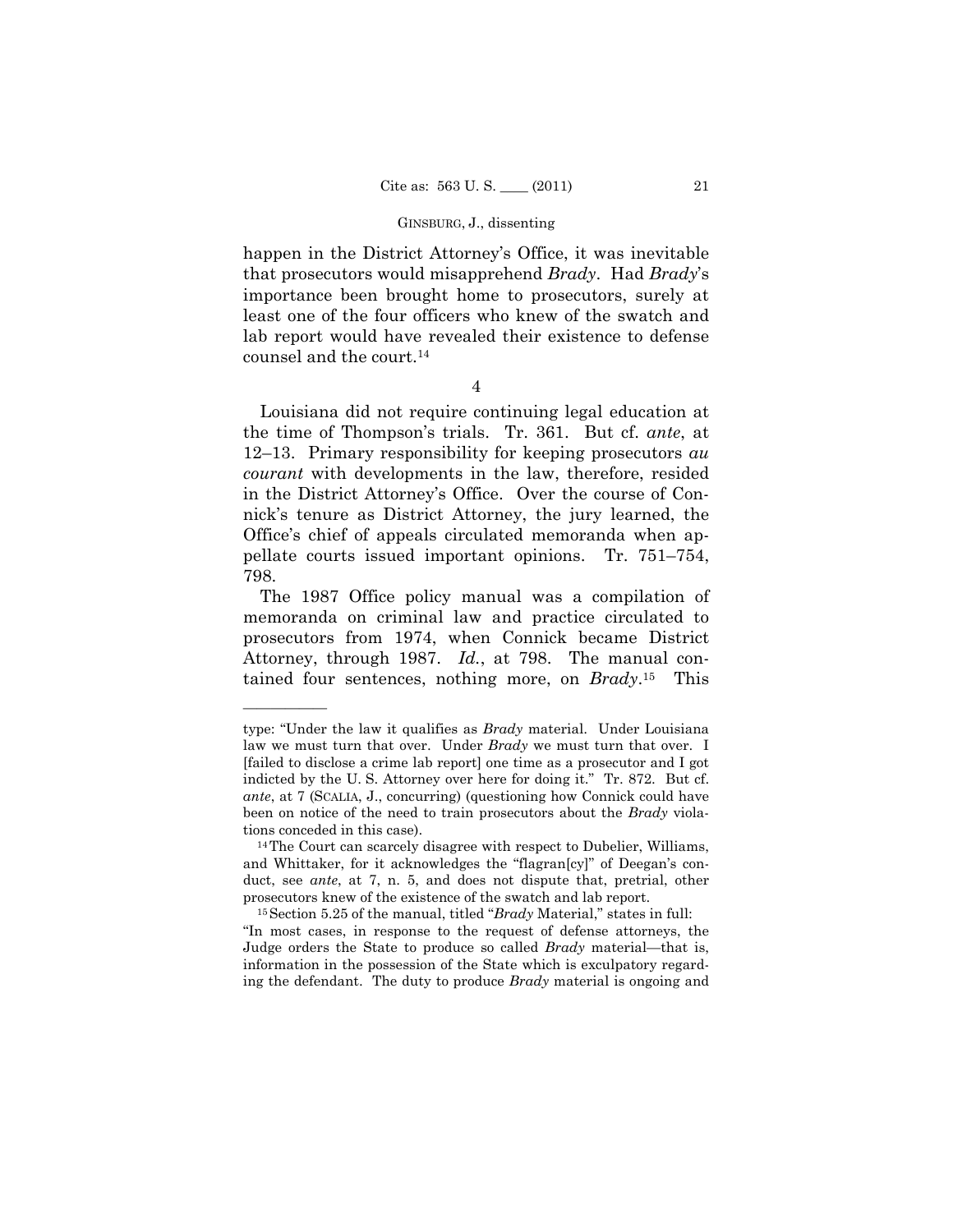happen in the District Attorney's Office, it was inevitable that prosecutors would misapprehend *Brady*. Had *Brady*'s importance been brought home to prosecutors, surely at least one of the four officers who knew of the swatch and lab report would have revealed their existence to defense counsel and the court.[14]

4

Louisiana did not require continuing legal education at the time of Thompson's trials. Tr. 361. But cf. *ante*, at 12–13. Primary responsibility for keeping prosecutors *au courant* with developments in the law, therefore, resided in the District Attorney's Office. Over the course of Connick's tenure as District Attorney, the jury learned, the Office's chief of appeals circulated memoranda when appellate courts issued important opinions. Tr. 751–754, 798.

The 1987 Office policy manual was a compilation of memoranda on criminal law and practice circulated to prosecutors from 1974, when Connick became District Attorney, through 1987. *Id.*, at 798. The manual contained four sentences, nothing more, on *Brady*.[15] This

---

type: "Under the law it qualifies as *Brady* material. Under Louisiana law we must turn that over. Under *Brady* we must turn that over. I [failed to disclose a crime lab report] one time as a prosecutor and I got indicted by the U. S. Attorney over here for doing it." Tr. 872. But cf. *ante*, at 7 (SCALIA, J., concurring) (questioning how Connick could have been on notice of the need to train prosecutors about the *Brady* violations conceded in this case).

[14] The Court can scarcely disagree with respect to Dubelier, Williams, and Whittaker, for it acknowledges the "flagran[cy]" of Deegan's conduct, see *ante*, at 7, n. 5, and does not dispute that, pretrial, other prosecutors knew of the existence of the swatch and lab report.

[15] Section 5.25 of the manual, titled "*Brady* Material," states in full: "In most cases, in response to the request of defense attorneys, the Judge orders the State to produce so called *Brady* material—that is, information in the possession of the State which is exculpatory regarding the defendant. The duty to produce *Brady* material is ongoing and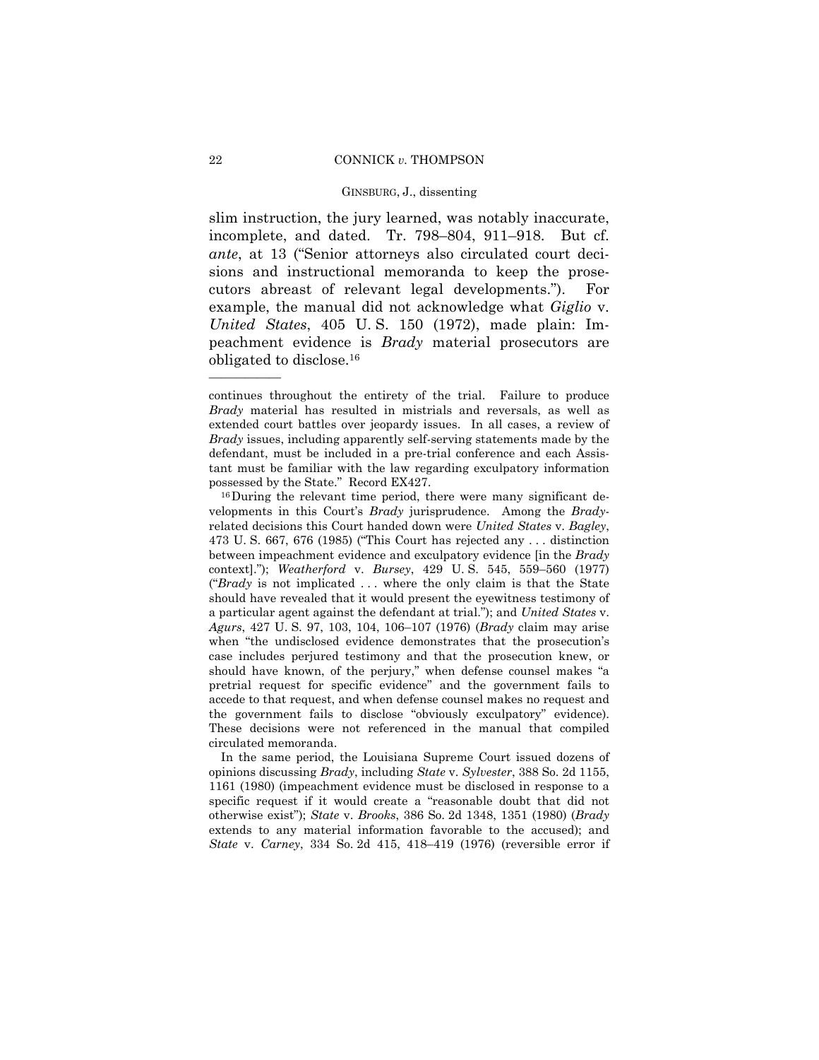slim instruction, the jury learned, was notably inaccurate, incomplete, and dated. Tr. 798–804, 911–918. But cf. *ante*, at 13 ("Senior attorneys also circulated court decisions and instructional memoranda to keep the prosecutors abreast of relevant legal developments."). For example, the manual did not acknowledge what *Giglio* v. *United States*, 405 U. S. 150 (1972), made plain: Impeachment evidence is *Brady* material prosecutors are obligated to disclose.[16]

---

continues throughout the entirety of the trial. Failure to produce *Brady* material has resulted in mistrials and reversals, as well as extended court battles over jeopardy issues. In all cases, a review of *Brady* issues, including apparently self-serving statements made by the defendant, must be included in a pre-trial conference and each Assistant must be familiar with the law regarding exculpatory information possessed by the State." Record EX427.

[16] During the relevant time period, there were many significant developments in this Court's *Brady* jurisprudence. Among the *Brady*-related decisions this Court handed down were *United States* v. *Bagley*, 473 U. S. 667, 676 (1985) ("This Court has rejected any . . . distinction between impeachment evidence and exculpatory evidence [in the *Brady* context]."); *Weatherford* v. *Bursey*, 429 U. S. 545, 559–560 (1977) ("*Brady* is not implicated . . . where the only claim is that the State should have revealed that it would present the eyewitness testimony of a particular agent against the defendant at trial."); and *United States* v. *Agurs*, 427 U. S. 97, 103, 104, 106–107 (1976) (*Brady* claim may arise when "the undisclosed evidence demonstrates that the prosecution's case includes perjured testimony and that the prosecution knew, or should have known, of the perjury," when defense counsel makes "a pretrial request for specific evidence" and the government fails to accede to that request, and when defense counsel makes no request and the government fails to disclose "obviously exculpatory" evidence). These decisions were not referenced in the manual that compiled circulated memoranda.

In the same period, the Louisiana Supreme Court issued dozens of opinions discussing *Brady*, including *State* v. *Sylvester*, 388 So. 2d 1155, 1161 (1980) (impeachment evidence must be disclosed in response to a specific request if it would create a "reasonable doubt that did not otherwise exist"); *State* v. *Brooks*, 386 So. 2d 1348, 1351 (1980) (*Brady* extends to any material information favorable to the accused); and *State* v. *Carney*, 334 So. 2d 415, 418–419 (1976) (reversible error if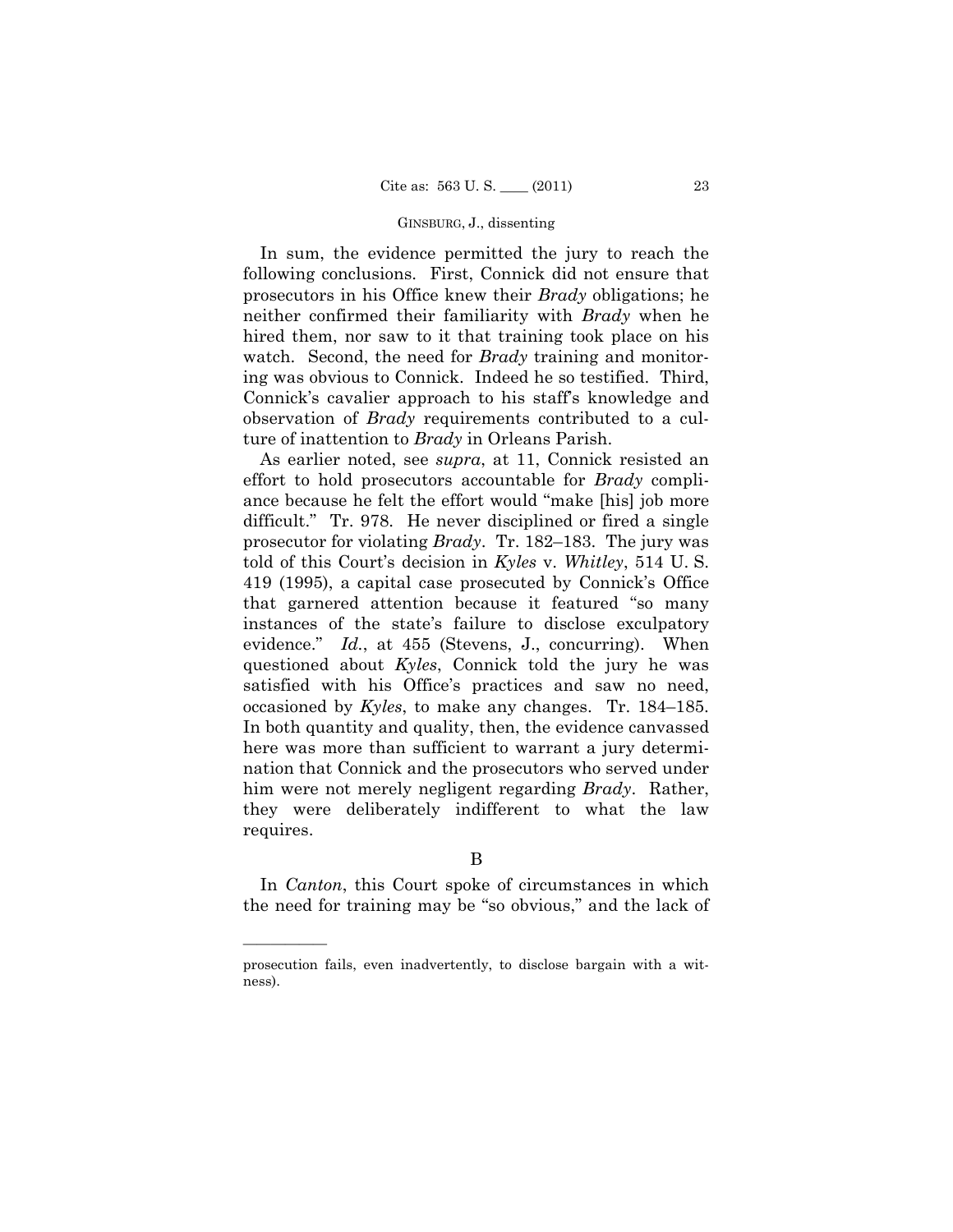In sum, the evidence permitted the jury to reach the following conclusions. First, Connick did not ensure that prosecutors in his Office knew their *Brady* obligations; he neither confirmed their familiarity with *Brady* when he hired them, nor saw to it that training took place on his watch. Second, the need for *Brady* training and monitoring was obvious to Connick. Indeed he so testified. Third, Connick's cavalier approach to his staff's knowledge and observation of *Brady* requirements contributed to a culture of inattention to *Brady* in Orleans Parish.

As earlier noted, see *supra*, at 11, Connick resisted an effort to hold prosecutors accountable for *Brady* compliance because he felt the effort would "make [his] job more difficult." Tr. 978. He never disciplined or fired a single prosecutor for violating *Brady*. Tr. 182–183. The jury was told of this Court's decision in *Kyles* v. *Whitley*, 514 U. S. 419 (1995), a capital case prosecuted by Connick's Office that garnered attention because it featured "so many instances of the state's failure to disclose exculpatory evidence." *Id.*, at 455 (Stevens, J., concurring). When questioned about *Kyles*, Connick told the jury he was satisfied with his Office's practices and saw no need, occasioned by *Kyles*, to make any changes. Tr. 184–185. In both quantity and quality, then, the evidence canvassed here was more than sufficient to warrant a jury determination that Connick and the prosecutors who served under him were not merely negligent regarding *Brady*. Rather, they were deliberately indifferent to what the law requires.

B

In *Canton*, this Court spoke of circumstances in which the need for training may be "so obvious," and the lack of

---

prosecution fails, even inadvertently, to disclose bargain with a witness).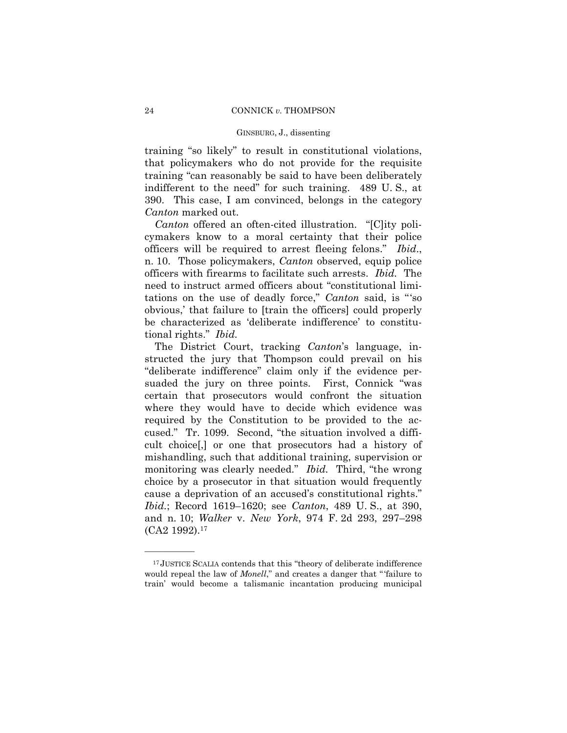training "so likely" to result in constitutional violations, that policymakers who do not provide for the requisite training "can reasonably be said to have been deliberately indifferent to the need" for such training. 489 U. S., at 390. This case, I am convinced, belongs in the category *Canton* marked out.

*Canton* offered an often-cited illustration. "[C]ity policymakers know to a moral certainty that their police officers will be required to arrest fleeing felons." *Ibid*., n. 10. Those policymakers, *Canton* observed, equip police officers with firearms to facilitate such arrests. *Ibid.* The need to instruct armed officers about "constitutional limitations on the use of deadly force," *Canton* said, is "'so obvious,' that failure to [train the officers] could properly be characterized as 'deliberate indifference' to constitutional rights." *Ibid.*

The District Court, tracking *Canton*'s language, instructed the jury that Thompson could prevail on his "deliberate indifference" claim only if the evidence persuaded the jury on three points. First, Connick "was certain that prosecutors would confront the situation where they would have to decide which evidence was required by the Constitution to be provided to the accused." Tr. 1099. Second, "the situation involved a difficult choice[,] or one that prosecutors had a history of mishandling, such that additional training, supervision or monitoring was clearly needed." *Ibid.* Third, "the wrong choice by a prosecutor in that situation would frequently cause a deprivation of an accused's constitutional rights." *Ibid.*; Record 1619–1620; see *Canton*, 489 U. S., at 390, and n. 10; *Walker* v. *New York*, 974 F. 2d 293, 297–298 (CA2 1992).[17]

---

[17] JUSTICE SCALIA contends that this "theory of deliberate indifference would repeal the law of *Monell*," and creates a danger that "'failure to train' would become a talismanic incantation producing municipal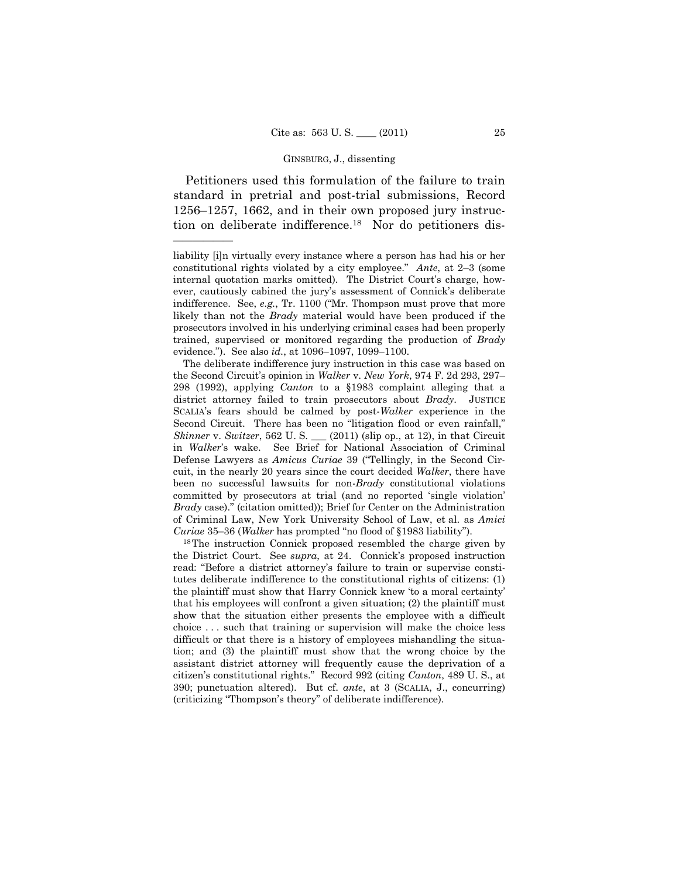Petitioners used this formulation of the failure to train standard in pretrial and post-trial submissions, Record 1256–1257, 1662, and in their own proposed jury instruction on deliberate indifference.[18] Nor do petitioners dis-

---

liability [i]n virtually every instance where a person has had his or her constitutional rights violated by a city employee." *Ante*, at 2–3 (some internal quotation marks omitted). The District Court's charge, however, cautiously cabined the jury's assessment of Connick's deliberate indifference. See, *e.g.*, Tr. 1100 ("Mr. Thompson must prove that more likely than not the *Brady* material would have been produced if the prosecutors involved in his underlying criminal cases had been properly trained, supervised or monitored regarding the production of *Brady* evidence."). See also *id.*, at 1096–1097, 1099–1100.

The deliberate indifference jury instruction in this case was based on the Second Circuit's opinion in *Walker* v. *New York*, 974 F. 2d 293, 297–298 (1992), applying *Canton* to a §1983 complaint alleging that a district attorney failed to train prosecutors about *Brady*. JUSTICE SCALIA's fears should be calmed by post-*Walker* experience in the Second Circuit. There has been no "litigation flood or even rainfall," *Skinner* v. *Switzer*, 562 U. S. ___ (2011) (slip op., at 12), in that Circuit in *Walker*'s wake. See Brief for National Association of Criminal Defense Lawyers as *Amicus Curiae* 39 ("Tellingly, in the Second Circuit, in the nearly 20 years since the court decided *Walker*, there have been no successful lawsuits for non-*Brady* constitutional violations committed by prosecutors at trial (and no reported 'single violation' *Brady* case)." (citation omitted)); Brief for Center on the Administration of Criminal Law, New York University School of Law, et al. as *Amici Curiae* 35–36 (*Walker* has prompted "no flood of §1983 liability").

[18] The instruction Connick proposed resembled the charge given by the District Court. See *supra*, at 24. Connick's proposed instruction read: "Before a district attorney's failure to train or supervise constitutes deliberate indifference to the constitutional rights of citizens: (1) the plaintiff must show that Harry Connick knew 'to a moral certainty' that his employees will confront a given situation; (2) the plaintiff must show that the situation either presents the employee with a difficult choice . . . such that training or supervision will make the choice less difficult or that there is a history of employees mishandling the situation; and (3) the plaintiff must show that the wrong choice by the assistant district attorney will frequently cause the deprivation of a citizen's constitutional rights." Record 992 (citing *Canton*, 489 U. S., at 390; punctuation altered). But cf. *ante*, at 3 (SCALIA, J., concurring) (criticizing "Thompson's theory" of deliberate indifference).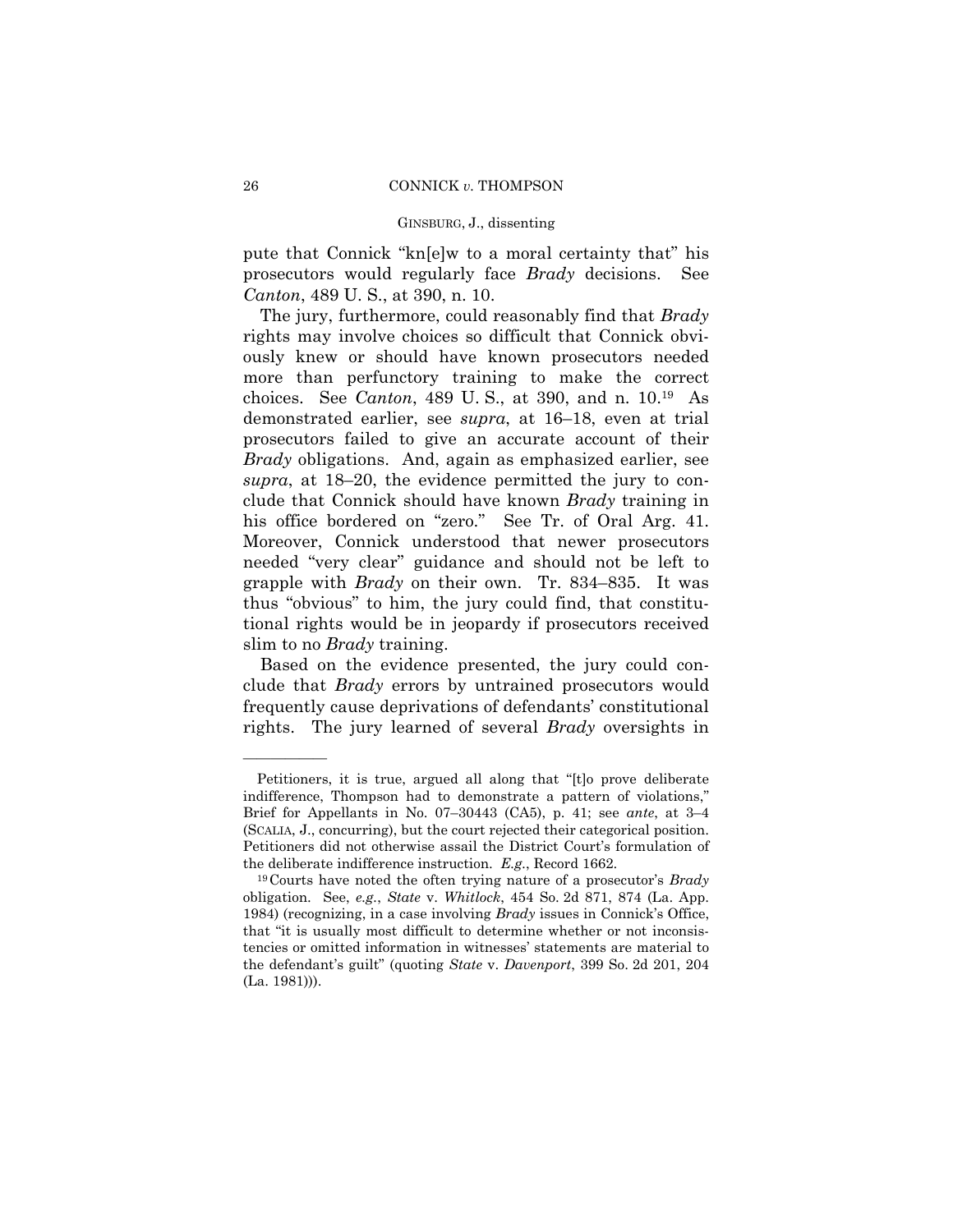pute that Connick "kn[e]w to a moral certainty that" his prosecutors would regularly face *Brady* decisions. See *Canton*, 489 U. S., at 390, n. 10.

The jury, furthermore, could reasonably find that *Brady* rights may involve choices so difficult that Connick obviously knew or should have known prosecutors needed more than perfunctory training to make the correct choices. See *Canton*, 489 U. S., at 390, and n. 10.[19] As demonstrated earlier, see *supra*, at 16–18, even at trial prosecutors failed to give an accurate account of their *Brady* obligations. And, again as emphasized earlier, see *supra*, at 18–20, the evidence permitted the jury to conclude that Connick should have known *Brady* training in his office bordered on "zero." See Tr. of Oral Arg. 41. Moreover, Connick understood that newer prosecutors needed "very clear" guidance and should not be left to grapple with *Brady* on their own. Tr. 834–835. It was thus "obvious" to him, the jury could find, that constitutional rights would be in jeopardy if prosecutors received slim to no *Brady* training.

Based on the evidence presented, the jury could conclude that *Brady* errors by untrained prosecutors would frequently cause deprivations of defendants' constitutional rights. The jury learned of several *Brady* oversights in

---

Petitioners, it is true, argued all along that "[t]o prove deliberate indifference, Thompson had to demonstrate a pattern of violations," Brief for Appellants in No. 07–30443 (CA5), p. 41; see *ante*, at 3–4 (SCALIA, J., concurring), but the court rejected their categorical position. Petitioners did not otherwise assail the District Court's formulation of the deliberate indifference instruction. *E.g.*, Record 1662.

[19] Courts have noted the often trying nature of a prosecutor's *Brady* obligation. See, *e.g.*, *State* v. *Whitlock*, 454 So. 2d 871, 874 (La. App. 1984) (recognizing, in a case involving *Brady* issues in Connick's Office, that "it is usually most difficult to determine whether or not inconsistencies or omitted information in witnesses' statements are material to the defendant's guilt" (quoting *State* v. *Davenport*, 399 So. 2d 201, 204 (La. 1981))).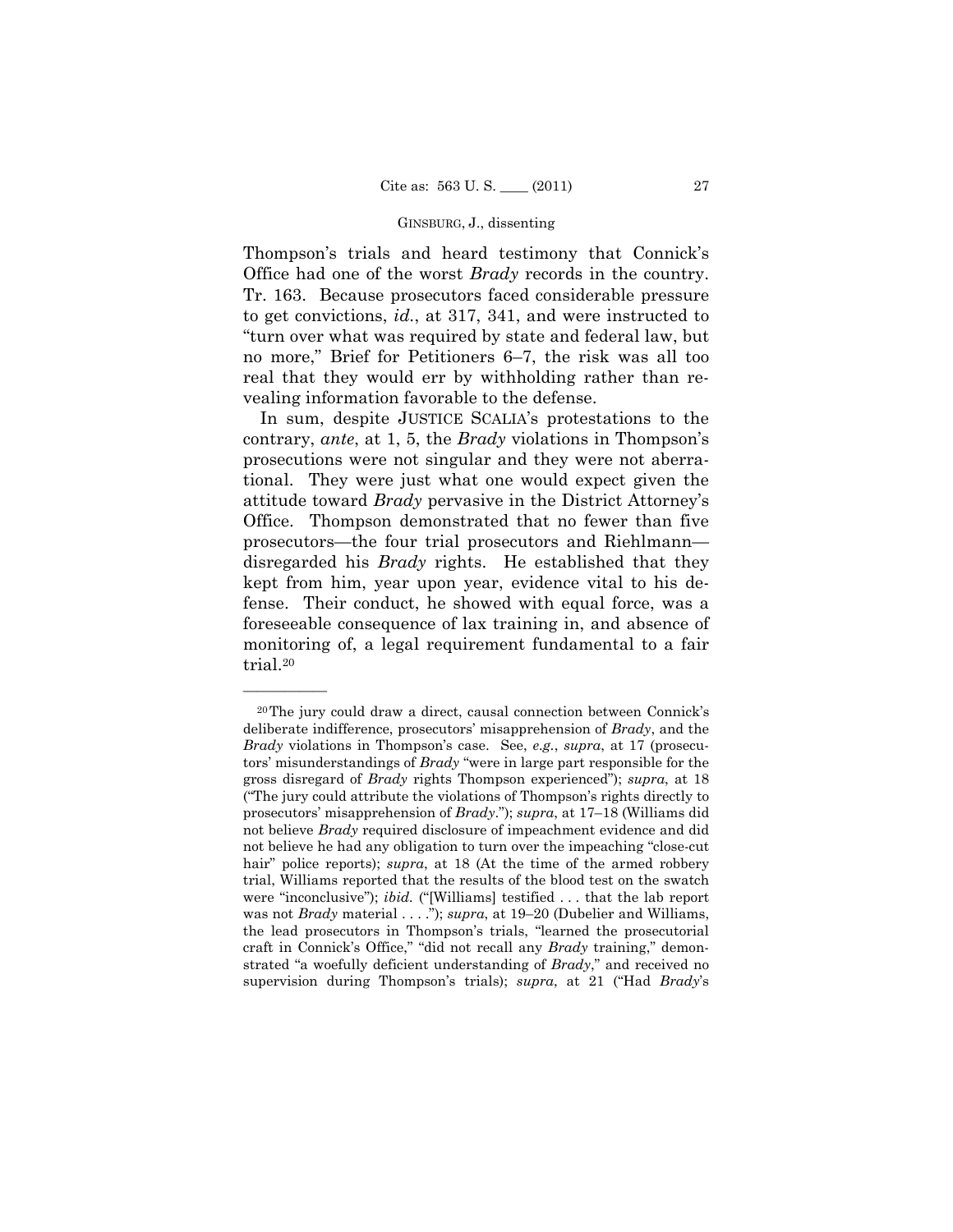Thompson's trials and heard testimony that Connick's Office had one of the worst *Brady* records in the country. Tr. 163. Because prosecutors faced considerable pressure to get convictions, *id.*, at 317, 341, and were instructed to "turn over what was required by state and federal law, but no more," Brief for Petitioners 6–7, the risk was all too real that they would err by withholding rather than revealing information favorable to the defense.

In sum, despite JUSTICE SCALIA's protestations to the contrary, *ante*, at 1, 5, the *Brady* violations in Thompson's prosecutions were not singular and they were not aberrational. They were just what one would expect given the attitude toward *Brady* pervasive in the District Attorney's Office. Thompson demonstrated that no fewer than five prosecutors—the four trial prosecutors and Riehlmann—disregarded his *Brady* rights. He established that they kept from him, year upon year, evidence vital to his defense. Their conduct, he showed with equal force, was a foreseeable consequence of lax training in, and absence of monitoring of, a legal requirement fundamental to a fair trial.[20]

---

[20] The jury could draw a direct, causal connection between Connick's deliberate indifference, prosecutors' misapprehension of *Brady*, and the *Brady* violations in Thompson's case. See, *e.g.*, *supra*, at 17 (prosecutors' misunderstandings of *Brady* "were in large part responsible for the gross disregard of *Brady* rights Thompson experienced"); *supra*, at 18 ("The jury could attribute the violations of Thompson's rights directly to prosecutors' misapprehension of *Brady*."); *supra*, at 17–18 (Williams did not believe *Brady* required disclosure of impeachment evidence and did not believe he had any obligation to turn over the impeaching "close-cut hair" police reports); *supra*, at 18 (At the time of the armed robbery trial, Williams reported that the results of the blood test on the swatch were "inconclusive"); *ibid.* ("[Williams] testified . . . that the lab report was not *Brady* material . . . ."); *supra*, at 19–20 (Dubelier and Williams, the lead prosecutors in Thompson's trials, "learned the prosecutorial craft in Connick's Office," "did not recall any *Brady* training," demonstrated "a woefully deficient understanding of *Brady*," and received no supervision during Thompson's trials); *supra*, at 21 ("Had *Brady*'s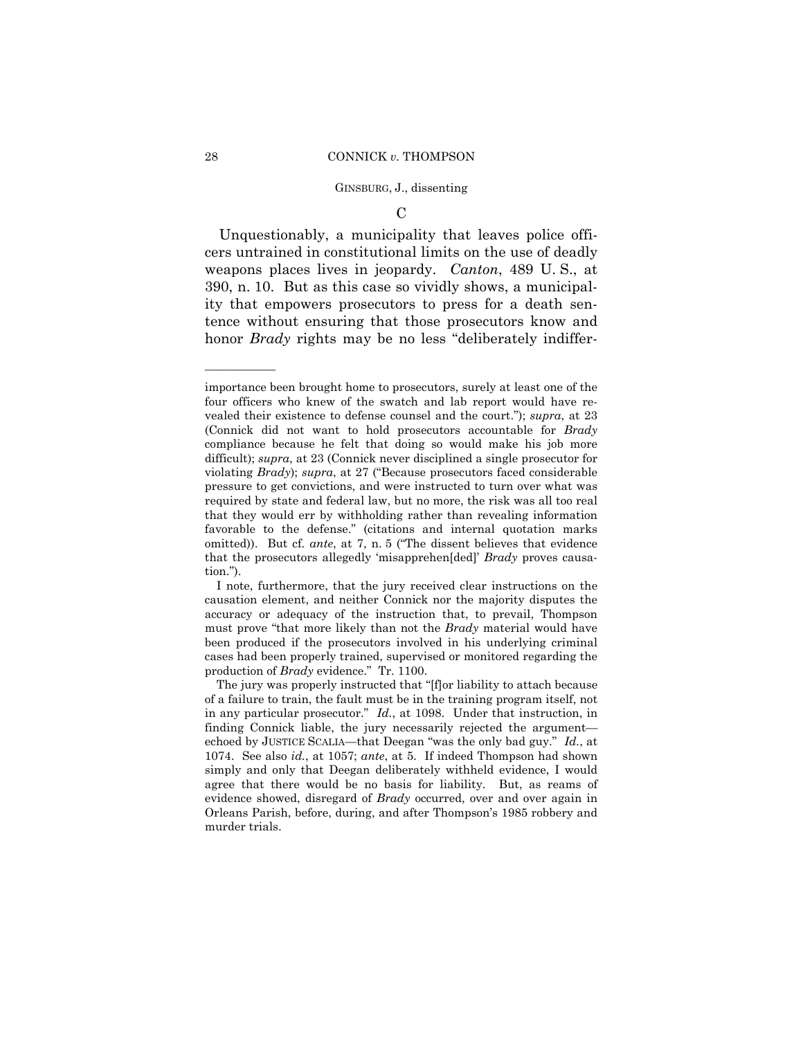### C

Unquestionably, a municipality that leaves police officers untrained in constitutional limits on the use of deadly weapons places lives in jeopardy. *Canton*, 489 U. S., at 390, n. 10. But as this case so vividly shows, a municipality that empowers prosecutors to press for a death sentence without ensuring that those prosecutors know and honor *Brady* rights may be no less "deliberately indiffer-

---

importance been brought home to prosecutors, surely at least one of the four officers who knew of the swatch and lab report would have revealed their existence to defense counsel and the court."); *supra*, at 23 (Connick did not want to hold prosecutors accountable for *Brady* compliance because he felt that doing so would make his job more difficult); *supra*, at 23 (Connick never disciplined a single prosecutor for violating *Brady*); *supra*, at 27 ("Because prosecutors faced considerable pressure to get convictions, and were instructed to turn over what was required by state and federal law, but no more, the risk was all too real that they would err by withholding rather than revealing information favorable to the defense." (citations and internal quotation marks omitted)). But cf. *ante*, at 7, n. 5 ("The dissent believes that evidence that the prosecutors allegedly 'misapprehen[ded]' *Brady* proves causation.").

I note, furthermore, that the jury received clear instructions on the causation element, and neither Connick nor the majority disputes the accuracy or adequacy of the instruction that, to prevail, Thompson must prove "that more likely than not the *Brady* material would have been produced if the prosecutors involved in his underlying criminal cases had been properly trained, supervised or monitored regarding the production of *Brady* evidence." Tr. 1100.

The jury was properly instructed that "[f]or liability to attach because of a failure to train, the fault must be in the training program itself, not in any particular prosecutor." *Id.*, at 1098. Under that instruction, in finding Connick liable, the jury necessarily rejected the argument—echoed by JUSTICE SCALIA—that Deegan "was the only bad guy." *Id.*, at 1074. See also *id.*, at 1057; *ante*, at 5. If indeed Thompson had shown simply and only that Deegan deliberately withheld evidence, I would agree that there would be no basis for liability. But, as reams of evidence showed, disregard of *Brady* occurred, over and over again in Orleans Parish, before, during, and after Thompson's 1985 robbery and murder trials.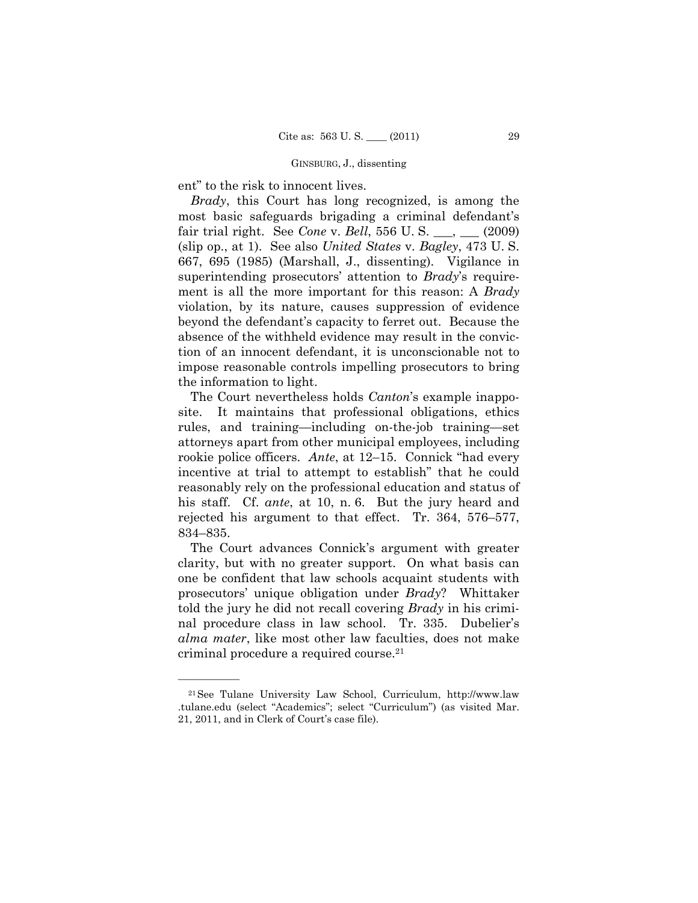ent" to the risk to innocent lives.

*Brady*, this Court has long recognized, is among the most basic safeguards brigading a criminal defendant's fair trial right. See *Cone* v. *Bell*, 556 U. S. ___, ___ (2009) (slip op., at 1). See also *United States* v. *Bagley*, 473 U. S. 667, 695 (1985) (Marshall, J., dissenting). Vigilance in superintending prosecutors' attention to *Brady*'s requirement is all the more important for this reason: A *Brady* violation, by its nature, causes suppression of evidence beyond the defendant's capacity to ferret out. Because the absence of the withheld evidence may result in the conviction of an innocent defendant, it is unconscionable not to impose reasonable controls impelling prosecutors to bring the information to light.

The Court nevertheless holds *Canton*'s example inapposite. It maintains that professional obligations, ethics rules, and training—including on-the-job training—set attorneys apart from other municipal employees, including rookie police officers. *Ante*, at 12–15. Connick "had every incentive at trial to attempt to establish" that he could reasonably rely on the professional education and status of his staff. Cf. *ante*, at 10, n. 6. But the jury heard and rejected his argument to that effect. Tr. 364, 576–577, 834–835.

The Court advances Connick's argument with greater clarity, but with no greater support. On what basis can one be confident that law schools acquaint students with prosecutors' unique obligation under *Brady*? Whittaker told the jury he did not recall covering *Brady* in his criminal procedure class in law school. Tr. 335. Dubelier's *alma mater*, like most other law faculties, does not make criminal procedure a required course.[21]

---

[21] See Tulane University Law School, Curriculum, http://www.law.tulane.edu (select "Academics"; select "Curriculum") (as visited Mar. 21, 2011, and in Clerk of Court's case file).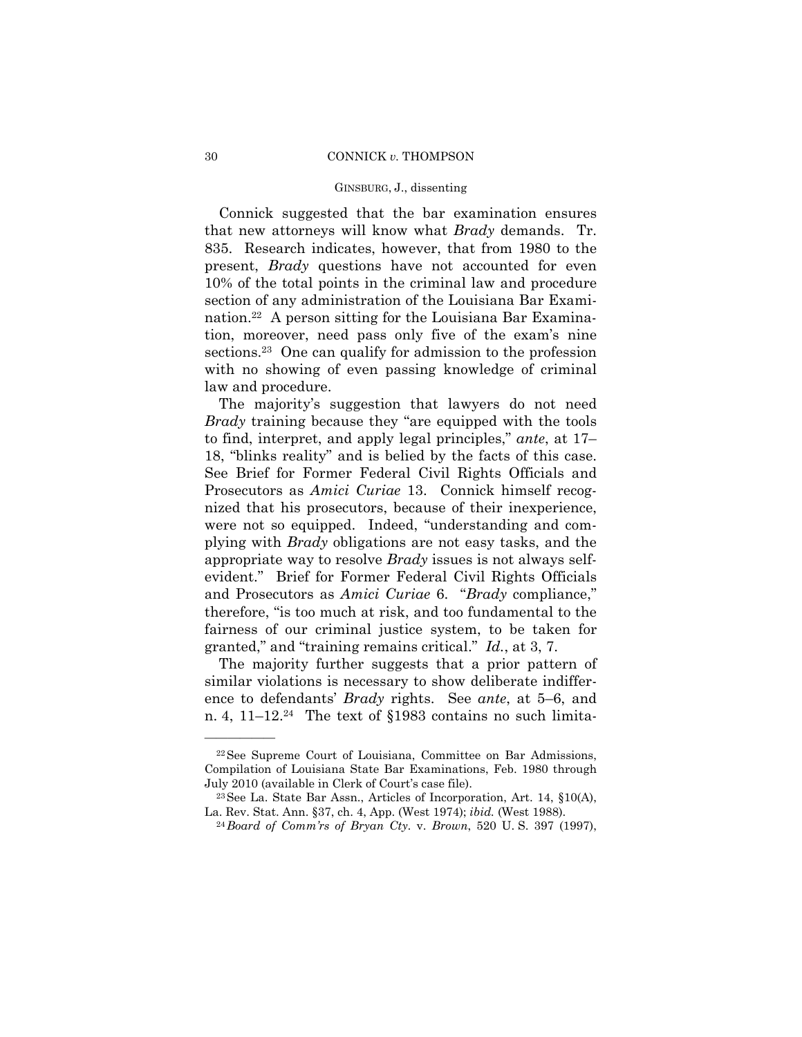Connick suggested that the bar examination ensures that new attorneys will know what *Brady* demands. Tr. 835. Research indicates, however, that from 1980 to the present, *Brady* questions have not accounted for even 10% of the total points in the criminal law and procedure section of any administration of the Louisiana Bar Examination.[22] A person sitting for the Louisiana Bar Examination, moreover, need pass only five of the exam's nine sections.[23] One can qualify for admission to the profession with no showing of even passing knowledge of criminal law and procedure.

The majority's suggestion that lawyers do not need *Brady* training because they "are equipped with the tools to find, interpret, and apply legal principles," *ante*, at 17–18, "blinks reality" and is belied by the facts of this case. See Brief for Former Federal Civil Rights Officials and Prosecutors as *Amici Curiae* 13. Connick himself recognized that his prosecutors, because of their inexperience, were not so equipped. Indeed, "understanding and complying with *Brady* obligations are not easy tasks, and the appropriate way to resolve *Brady* issues is not always self-evident." Brief for Former Federal Civil Rights Officials and Prosecutors as *Amici Curiae* 6. "*Brady* compliance," therefore, "is too much at risk, and too fundamental to the fairness of our criminal justice system, to be taken for granted," and "training remains critical." *Id.*, at 3, 7.

The majority further suggests that a prior pattern of similar violations is necessary to show deliberate indifference to defendants' *Brady* rights. See *ante*, at 5–6, and n. 4, 11–12.[24] The text of §1983 contains no such limita-

---

[22] See Supreme Court of Louisiana, Committee on Bar Admissions, Compilation of Louisiana State Bar Examinations, Feb. 1980 through July 2010 (available in Clerk of Court's case file).

[23] See La. State Bar Assn., Articles of Incorporation, Art. 14, §10(A), La. Rev. Stat. Ann. §37, ch. 4, App. (West 1974); *ibid.* (West 1988).

[24] *Board of Comm'rs of Bryan Cty.* v. *Brown*, 520 U. S. 397 (1997),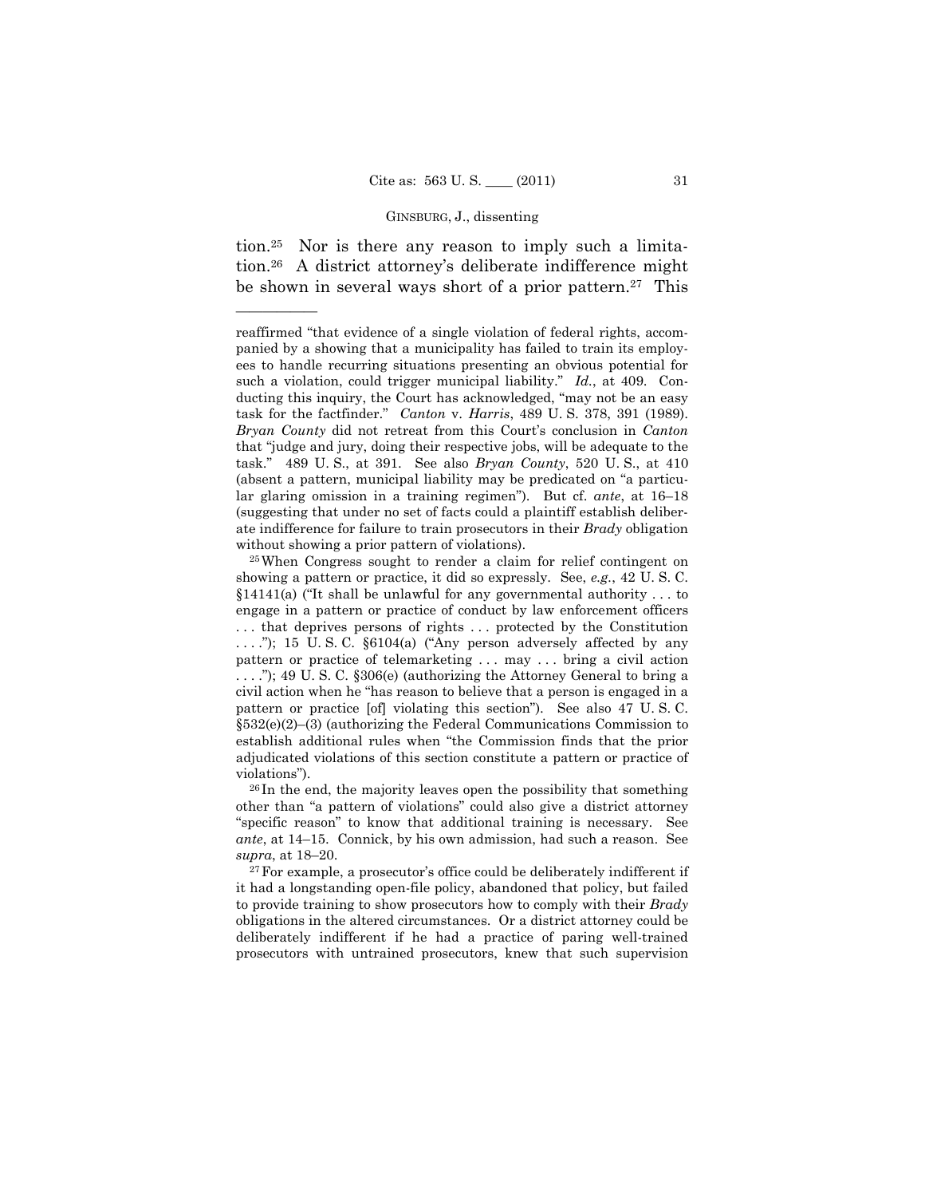tion.[25] Nor is there any reason to imply such a limitation.[26] A district attorney's deliberate indifference might be shown in several ways short of a prior pattern.[27] This

---

reaffirmed "that evidence of a single violation of federal rights, accompanied by a showing that a municipality has failed to train its employees to handle recurring situations presenting an obvious potential for such a violation, could trigger municipal liability." *Id.*, at 409. Conducting this inquiry, the Court has acknowledged, "may not be an easy task for the factfinder." *Canton* v. *Harris*, 489 U. S. 378, 391 (1989). *Bryan County* did not retreat from this Court's conclusion in *Canton* that "judge and jury, doing their respective jobs, will be adequate to the task." 489 U. S., at 391. See also *Bryan County*, 520 U. S., at 410 (absent a pattern, municipal liability may be predicated on "a particular glaring omission in a training regimen"). But cf. *ante*, at 16–18 (suggesting that under no set of facts could a plaintiff establish deliberate indifference for failure to train prosecutors in their *Brady* obligation without showing a prior pattern of violations).

[25] When Congress sought to render a claim for relief contingent on showing a pattern or practice, it did so expressly. See, *e.g.*, 42 U. S. C. §14141(a) ("It shall be unlawful for any governmental authority . . . to engage in a pattern or practice of conduct by law enforcement officers . . . that deprives persons of rights . . . protected by the Constitution . . . ."); 15 U. S. C. §6104(a) ("Any person adversely affected by any pattern or practice of telemarketing . . . may . . . bring a civil action . . . ."); 49 U. S. C. §306(e) (authorizing the Attorney General to bring a civil action when he "has reason to believe that a person is engaged in a pattern or practice [of] violating this section"). See also 47 U. S. C. §532(e)(2)–(3) (authorizing the Federal Communications Commission to establish additional rules when "the Commission finds that the prior adjudicated violations of this section constitute a pattern or practice of violations").

[26] In the end, the majority leaves open the possibility that something other than "a pattern of violations" could also give a district attorney "specific reason" to know that additional training is necessary. See *ante*, at 14–15. Connick, by his own admission, had such a reason. See *supra*, at 18–20.

[27] For example, a prosecutor's office could be deliberately indifferent if it had a longstanding open-file policy, abandoned that policy, but failed to provide training to show prosecutors how to comply with their *Brady* obligations in the altered circumstances. Or a district attorney could be deliberately indifferent if he had a practice of paring well-trained prosecutors with untrained prosecutors, knew that such supervision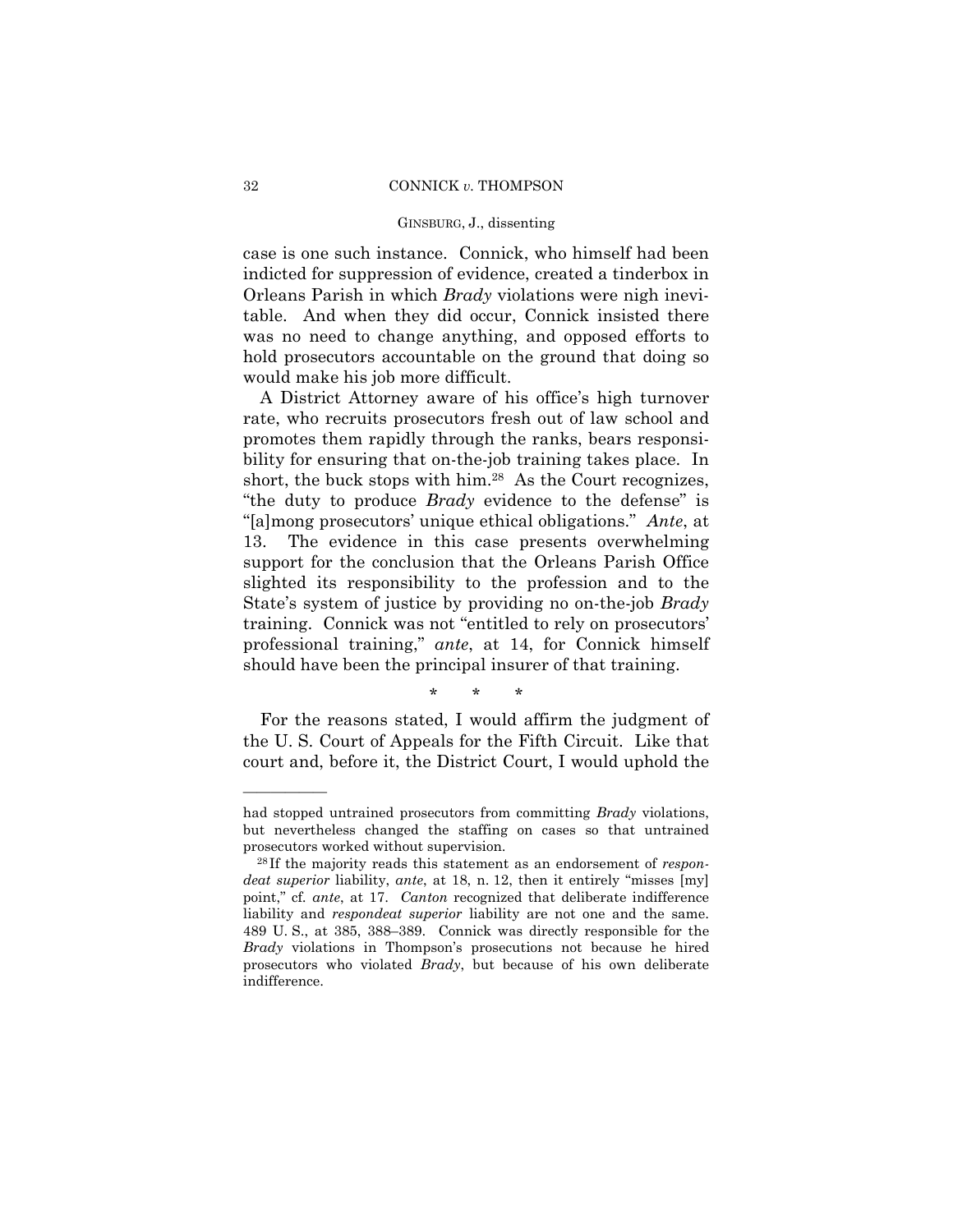case is one such instance. Connick, who himself had been indicted for suppression of evidence, created a tinderbox in Orleans Parish in which *Brady* violations were nigh inevitable. And when they did occur, Connick insisted there was no need to change anything, and opposed efforts to hold prosecutors accountable on the ground that doing so would make his job more difficult.

A District Attorney aware of his office's high turnover rate, who recruits prosecutors fresh out of law school and promotes them rapidly through the ranks, bears responsibility for ensuring that on-the-job training takes place. In short, the buck stops with him.[28] As the Court recognizes, "the duty to produce *Brady* evidence to the defense" is "[a]mong prosecutors' unique ethical obligations." *Ante*, at 13. The evidence in this case presents overwhelming support for the conclusion that the Orleans Parish Office slighted its responsibility to the profession and to the State's system of justice by providing no on-the-job *Brady* training. Connick was not "entitled to rely on prosecutors' professional training," *ante*, at 14, for Connick himself should have been the principal insurer of that training.

\* \* \*

For the reasons stated, I would affirm the judgment of the U. S. Court of Appeals for the Fifth Circuit. Like that court and, before it, the District Court, I would uphold the

---

had stopped untrained prosecutors from committing *Brady* violations, but nevertheless changed the staffing on cases so that untrained prosecutors worked without supervision.

[28] If the majority reads this statement as an endorsement of *respondeat superior* liability, *ante*, at 18, n. 12, then it entirely "misses [my] point," cf. *ante*, at 17. *Canton* recognized that deliberate indifference liability and *respondeat superior* liability are not one and the same. 489 U. S., at 385, 388–389. Connick was directly responsible for the *Brady* violations in Thompson's prosecutions not because he hired prosecutors who violated *Brady*, but because of his own deliberate indifference.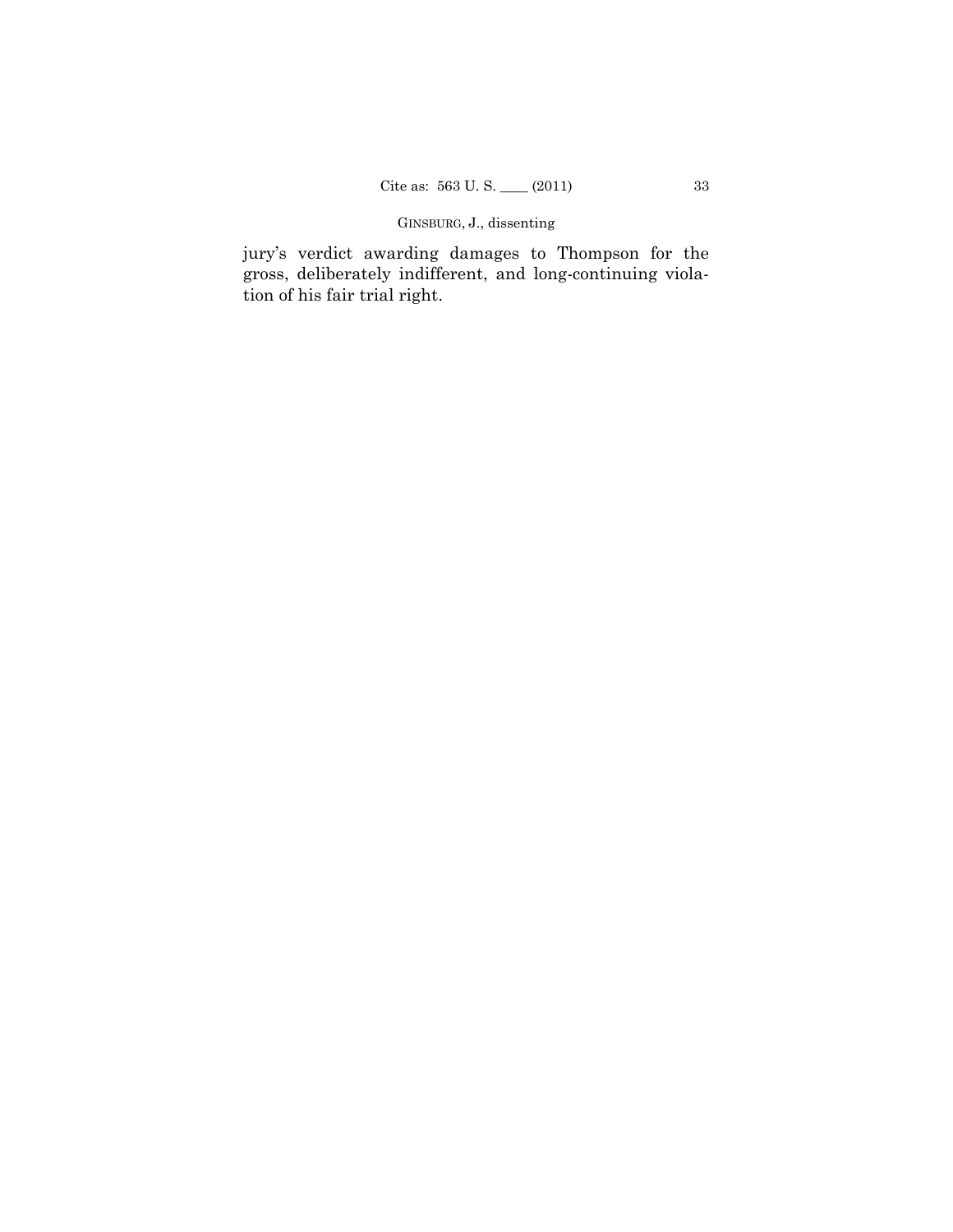jury's verdict awarding damages to Thompson for the gross, deliberately indifferent, and long-continuing violation of his fair trial right.